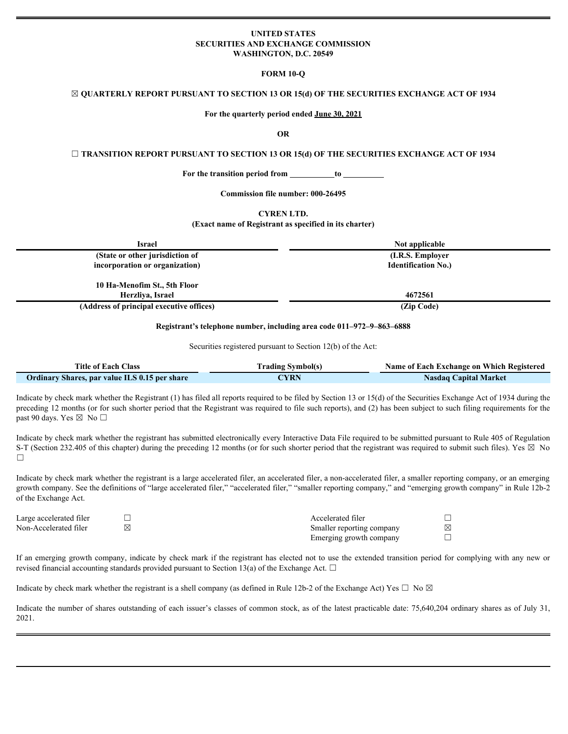**UNITED STATES**
**SECURITIES AND EXCHANGE COMMISSION**
**WASHINGTON, D.C. 20549**

**FORM 10-Q**

☒ **QUARTERLY REPORT PURSUANT TO SECTION 13 OR 15(d) OF THE SECURITIES EXCHANGE ACT OF 1934**

**For the quarterly period ended June 30, 2021**

**OR**

☐ **TRANSITION REPORT PURSUANT TO SECTION 13 OR 15(d) OF THE SECURITIES EXCHANGE ACT OF 1934**

**For the transition period from \_\_\_\_\_\_\_\_\_\_\_ to \_\_\_\_\_\_\_\_\_\_**

**Commission file number: 000-26495**

**CYREN LTD.**
**(Exact name of Registrant as specified in its charter)**

| Israel | Not applicable |
|---|---|
| **(State or other jurisdiction of incorporation or organization)** | **(I.R.S. Employer Identification No.)** |
| **10 Ha-Menofim St., 5th Floor Herzliya, Israel** | **4672561** |
| **(Address of principal executive offices)** | **(Zip Code)** |

**Registrant's telephone number, including area code 011–972–9–863–6888**

Securities registered pursuant to Section 12(b) of the Act:

| Title of Each Class | Trading Symbol(s) | Name of Each Exchange on Which Registered |
|---|---|---|
| Ordinary Shares, par value ILS 0.15 per share | CYRN | Nasdaq Capital Market |

Indicate by check mark whether the Registrant (1) has filed all reports required to be filed by Section 13 or 15(d) of the Securities Exchange Act of 1934 during the preceding 12 months (or for such shorter period that the Registrant was required to file such reports), and (2) has been subject to such filing requirements for the past 90 days. Yes ☒ No ☐

Indicate by check mark whether the registrant has submitted electronically every Interactive Data File required to be submitted pursuant to Rule 405 of Regulation S-T (Section 232.405 of this chapter) during the preceding 12 months (or for such shorter period that the registrant was required to submit such files). Yes ☒ No ☐

Indicate by check mark whether the registrant is a large accelerated filer, an accelerated filer, a non-accelerated filer, a smaller reporting company, or an emerging growth company. See the definitions of "large accelerated filer," "accelerated filer," "smaller reporting company," and "emerging growth company" in Rule 12b-2 of the Exchange Act.

| | | | |
|---|---|---|---|
| Large accelerated filer | ☐ | Accelerated filer | ☐ |
| Non-Accelerated filer | ☒ | Smaller reporting company | ☒ |
| | | Emerging growth company | ☐ |

If an emerging growth company, indicate by check mark if the registrant has elected not to use the extended transition period for complying with any new or revised financial accounting standards provided pursuant to Section 13(a) of the Exchange Act. ☐

Indicate by check mark whether the registrant is a shell company (as defined in Rule 12b-2 of the Exchange Act) Yes ☐ No ☒

Indicate the number of shares outstanding of each issuer's classes of common stock, as of the latest practicable date: 75,640,204 ordinary shares as of July 31, 2021.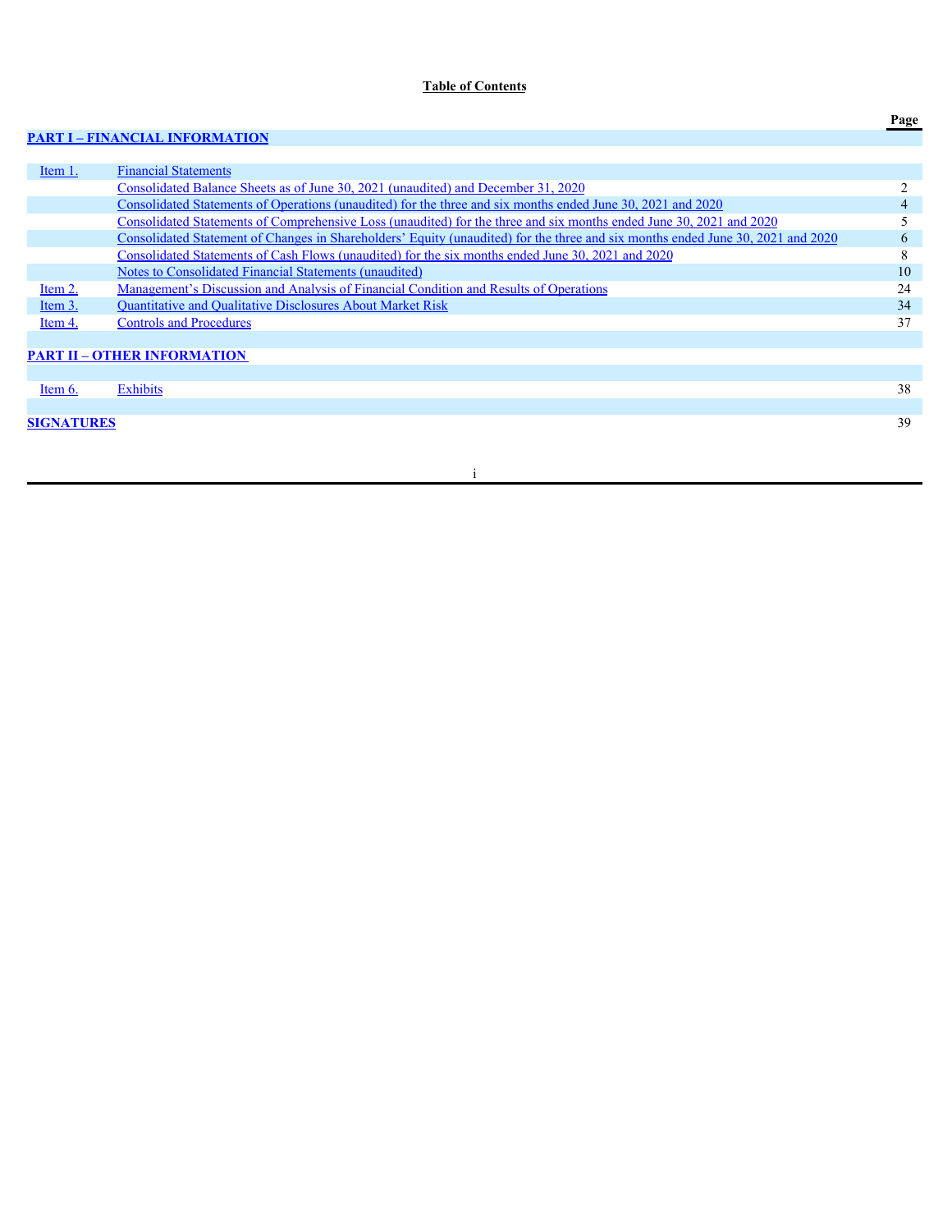**Table of Contents**

| | | Page |
|---|---|---|
| **PART I – FINANCIAL INFORMATION** | | |
| Item 1. | Financial Statements | |
| | Consolidated Balance Sheets as of June 30, 2021 (unaudited) and December 31, 2020 | 2 |
| | Consolidated Statements of Operations (unaudited) for the three and six months ended June 30, 2021 and 2020 | 4 |
| | Consolidated Statements of Comprehensive Loss (unaudited) for the three and six months ended June 30, 2021 and 2020 | 5 |
| | Consolidated Statement of Changes in Shareholders' Equity (unaudited) for the three and six months ended June 30, 2021 and 2020 | 6 |
| | Consolidated Statements of Cash Flows (unaudited) for the six months ended June 30, 2021 and 2020 | 8 |
| | Notes to Consolidated Financial Statements (unaudited) | 10 |
| Item 2. | Management's Discussion and Analysis of Financial Condition and Results of Operations | 24 |
| Item 3. | Quantitative and Qualitative Disclosures About Market Risk | 34 |
| Item 4. | Controls and Procedures | 37 |
| **PART II – OTHER INFORMATION** | | |
| Item 6. | Exhibits | 38 |
| **SIGNATURES** | | 39 |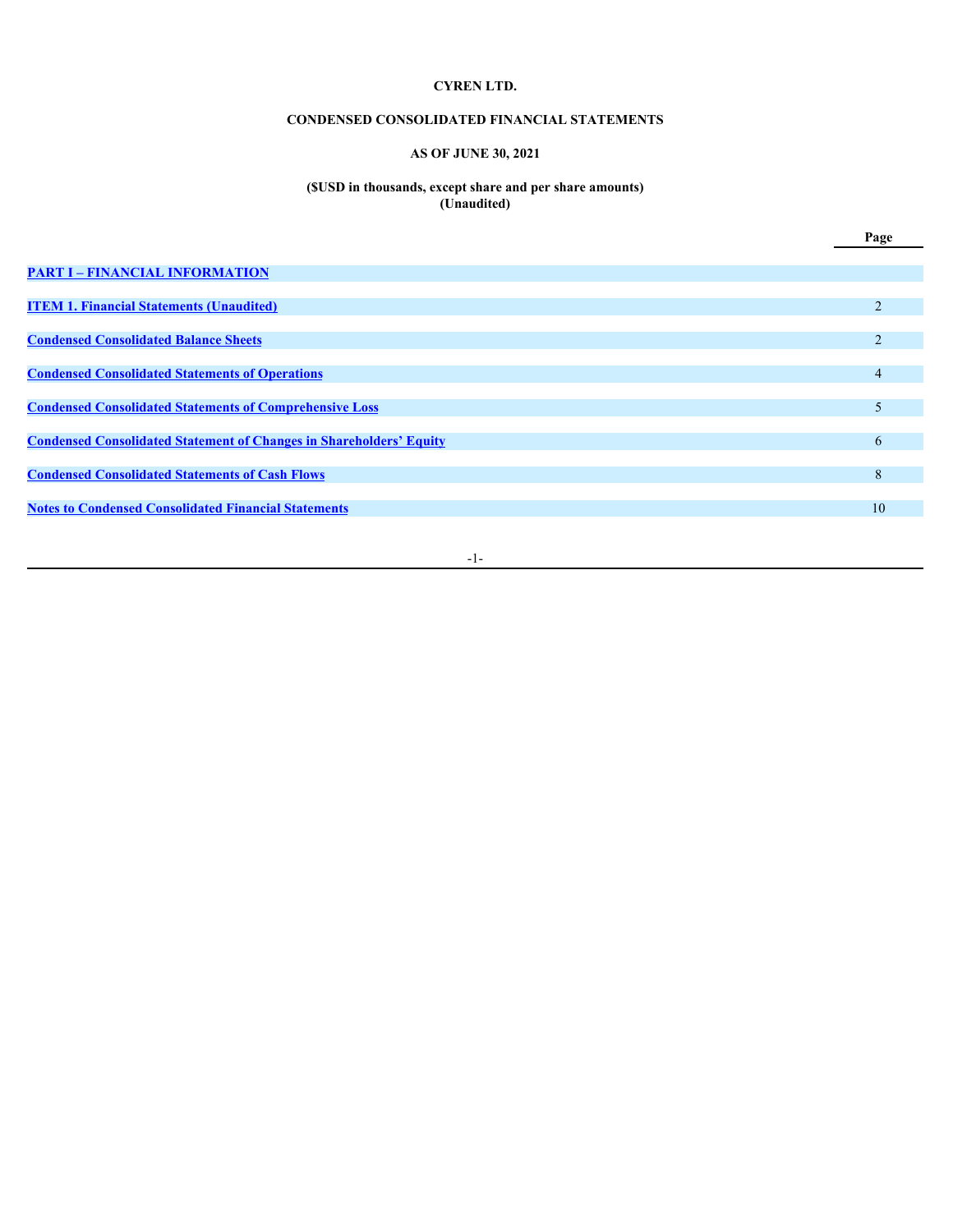**CYREN LTD.**

**CONDENSED CONSOLIDATED FINANCIAL STATEMENTS**

**AS OF JUNE 30, 2021**

**($USD in thousands, except share and per share amounts)**
**(Unaudited)**

| | Page |
|---|---|
| **PART I – FINANCIAL INFORMATION** | |
| **ITEM 1. Financial Statements (Unaudited)** | 2 |
| **Condensed Consolidated Balance Sheets** | 2 |
| **Condensed Consolidated Statements of Operations** | 4 |
| **Condensed Consolidated Statements of Comprehensive Loss** | 5 |
| **Condensed Consolidated Statement of Changes in Shareholders' Equity** | 6 |
| **Condensed Consolidated Statements of Cash Flows** | 8 |
| **Notes to Condensed Consolidated Financial Statements** | 10 |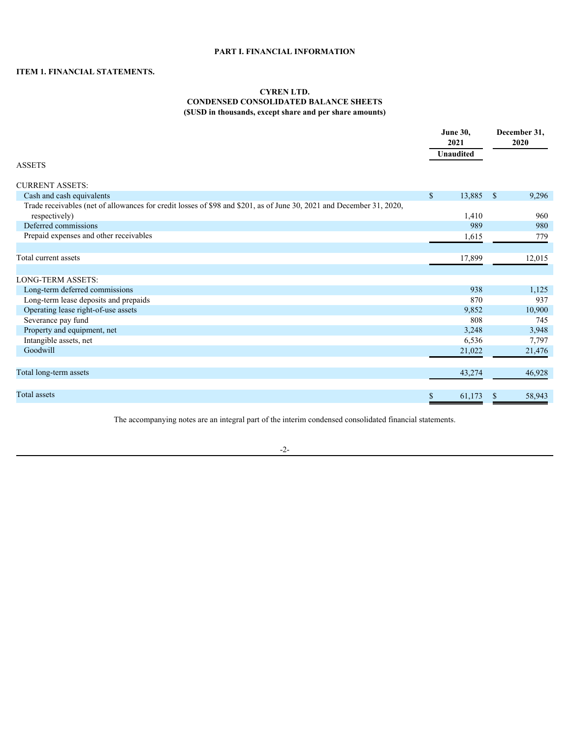# PART I. FINANCIAL INFORMATION

## ITEM 1. FINANCIAL STATEMENTS.

### CYREN LTD.
### CONDENSED CONSOLIDATED BALANCE SHEETS
### ($USD in thousands, except share and per share amounts)

| | June 30, 2021 | December 31, 2020 |
|---|---|---|
| | Unaudited | |
| ASSETS | | |
| CURRENT ASSETS: | | |
| Cash and cash equivalents | $ 13,885 | $ 9,296 |
| Trade receivables (net of allowances for credit losses of $98 and $201, as of June 30, 2021 and December 31, 2020, respectively) | 1,410 | 960 |
| Deferred commissions | 989 | 980 |
| Prepaid expenses and other receivables | 1,615 | 779 |
| Total current assets | 17,899 | 12,015 |
| LONG-TERM ASSETS: | | |
| Long-term deferred commissions | 938 | 1,125 |
| Long-term lease deposits and prepaids | 870 | 937 |
| Operating lease right-of-use assets | 9,852 | 10,900 |
| Severance pay fund | 808 | 745 |
| Property and equipment, net | 3,248 | 3,948 |
| Intangible assets, net | 6,536 | 7,797 |
| Goodwill | 21,022 | 21,476 |
| Total long-term assets | 43,274 | 46,928 |
| Total assets | $ 61,173 | $ 58,943 |

The accompanying notes are an integral part of the interim condensed consolidated financial statements.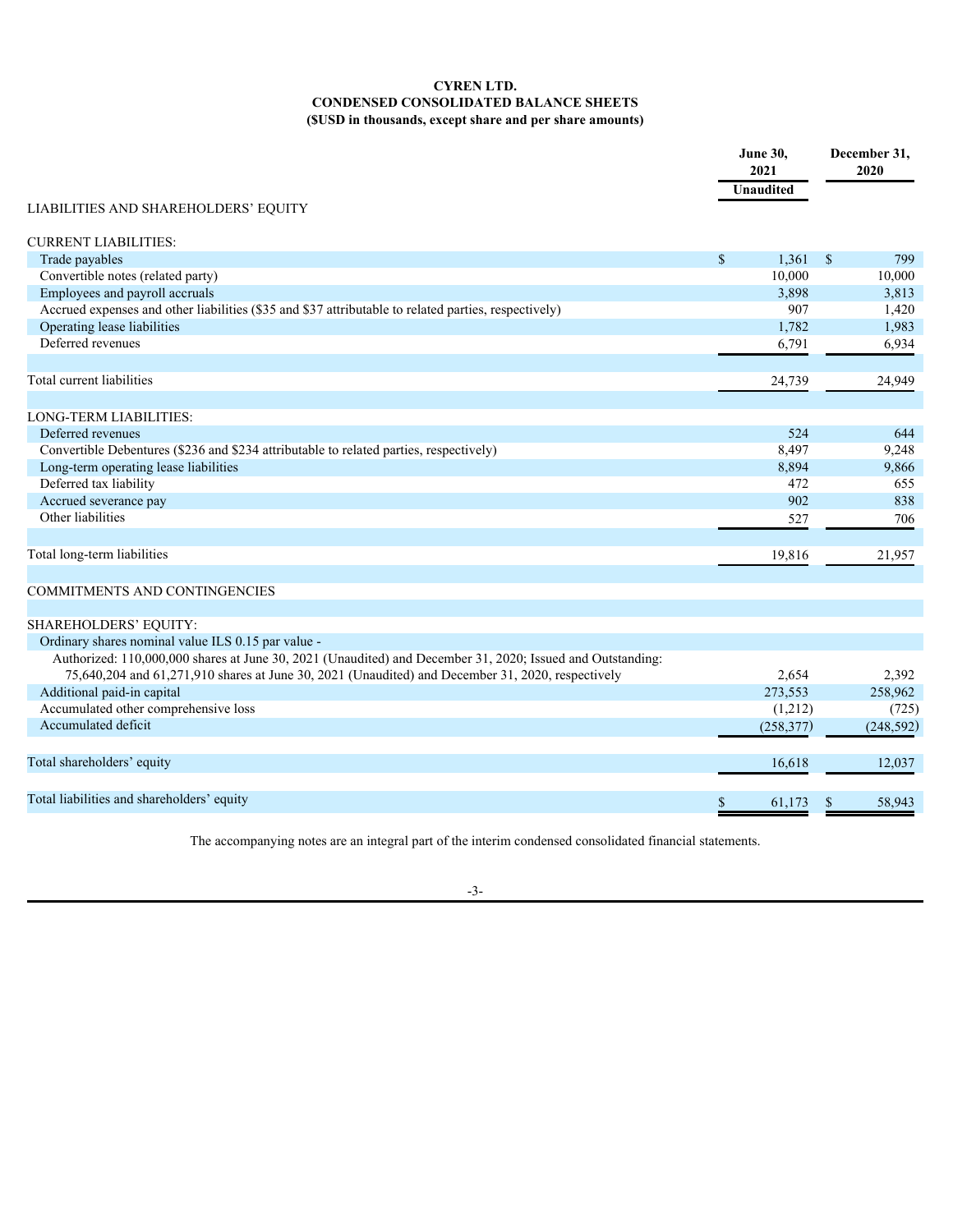# CYREN LTD.
## CONDENSED CONSOLIDATED BALANCE SHEETS
### ($USD in thousands, except share and per share amounts)

| | June 30, 2021 | December 31, 2020 |
|---|---|---|
| | Unaudited | |
| LIABILITIES AND SHAREHOLDERS' EQUITY | | |
| CURRENT LIABILITIES: | | |
| Trade payables | $ 1,361 | $ 799 |
| Convertible notes (related party) | 10,000 | 10,000 |
| Employees and payroll accruals | 3,898 | 3,813 |
| Accrued expenses and other liabilities ($35 and $37 attributable to related parties, respectively) | 907 | 1,420 |
| Operating lease liabilities | 1,782 | 1,983 |
| Deferred revenues | 6,791 | 6,934 |
| Total current liabilities | 24,739 | 24,949 |
| LONG-TERM LIABILITIES: | | |
| Deferred revenues | 524 | 644 |
| Convertible Debentures ($236 and $234 attributable to related parties, respectively) | 8,497 | 9,248 |
| Long-term operating lease liabilities | 8,894 | 9,866 |
| Deferred tax liability | 472 | 655 |
| Accrued severance pay | 902 | 838 |
| Other liabilities | 527 | 706 |
| Total long-term liabilities | 19,816 | 21,957 |
| COMMITMENTS AND CONTINGENCIES | | |
| SHAREHOLDERS' EQUITY: | | |
| Ordinary shares nominal value ILS 0.15 par value - | | |
| Authorized: 110,000,000 shares at June 30, 2021 (Unaudited) and December 31, 2020; Issued and Outstanding: 75,640,204 and 61,271,910 shares at June 30, 2021 (Unaudited) and December 31, 2020, respectively | 2,654 | 2,392 |
| Additional paid-in capital | 273,553 | 258,962 |
| Accumulated other comprehensive loss | (1,212) | (725) |
| Accumulated deficit | (258,377) | (248,592) |
| Total shareholders' equity | 16,618 | 12,037 |
| Total liabilities and shareholders' equity | $ 61,173 | $ 58,943 |

The accompanying notes are an integral part of the interim condensed consolidated financial statements.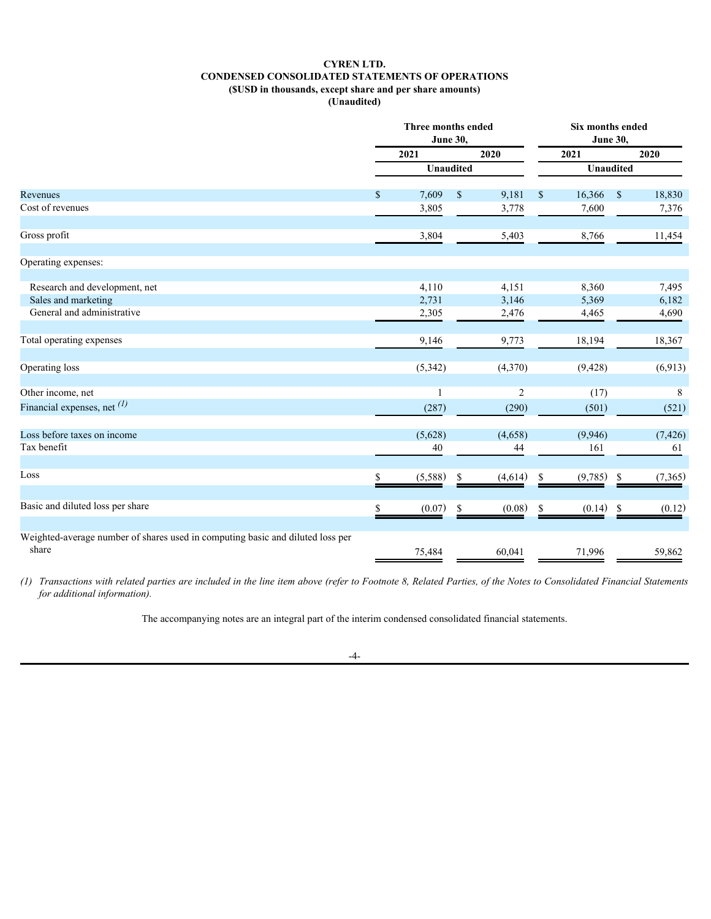# CYREN LTD.
## CONDENSED CONSOLIDATED STATEMENTS OF OPERATIONS
### ($USD in thousands, except share and per share amounts)
### (Unaudited)

| | Three months ended June 30, | | Six months ended June 30, | |
|---|---|---|---|---|
| | 2021 | 2020 | 2021 | 2020 |
| | Unaudited | | Unaudited | |
| Revenues | $ 7,609 | $ 9,181 | $ 16,366 | $ 18,830 |
| Cost of revenues | 3,805 | 3,778 | 7,600 | 7,376 |
| Gross profit | 3,804 | 5,403 | 8,766 | 11,454 |
| Operating expenses: | | | | |
| Research and development, net | 4,110 | 4,151 | 8,360 | 7,495 |
| Sales and marketing | 2,731 | 3,146 | 5,369 | 6,182 |
| General and administrative | 2,305 | 2,476 | 4,465 | 4,690 |
| Total operating expenses | 9,146 | 9,773 | 18,194 | 18,367 |
| Operating loss | (5,342) | (4,370) | (9,428) | (6,913) |
| Other income, net | 1 | 2 | (17) | 8 |
| Financial expenses, net *(1)* | (287) | (290) | (501) | (521) |
| Loss before taxes on income | (5,628) | (4,658) | (9,946) | (7,426) |
| Tax benefit | 40 | 44 | 161 | 61 |
| Loss | $ (5,588) | $ (4,614) | $ (9,785) | $ (7,365) |
| Basic and diluted loss per share | $ (0.07) | $ (0.08) | $ (0.14) | $ (0.12) |
| Weighted-average number of shares used in computing basic and diluted loss per share | 75,484 | 60,041 | 71,996 | 59,862 |

*(1) Transactions with related parties are included in the line item above (refer to Footnote 8, Related Parties, of the Notes to Consolidated Financial Statements for additional information).*

The accompanying notes are an integral part of the interim condensed consolidated financial statements.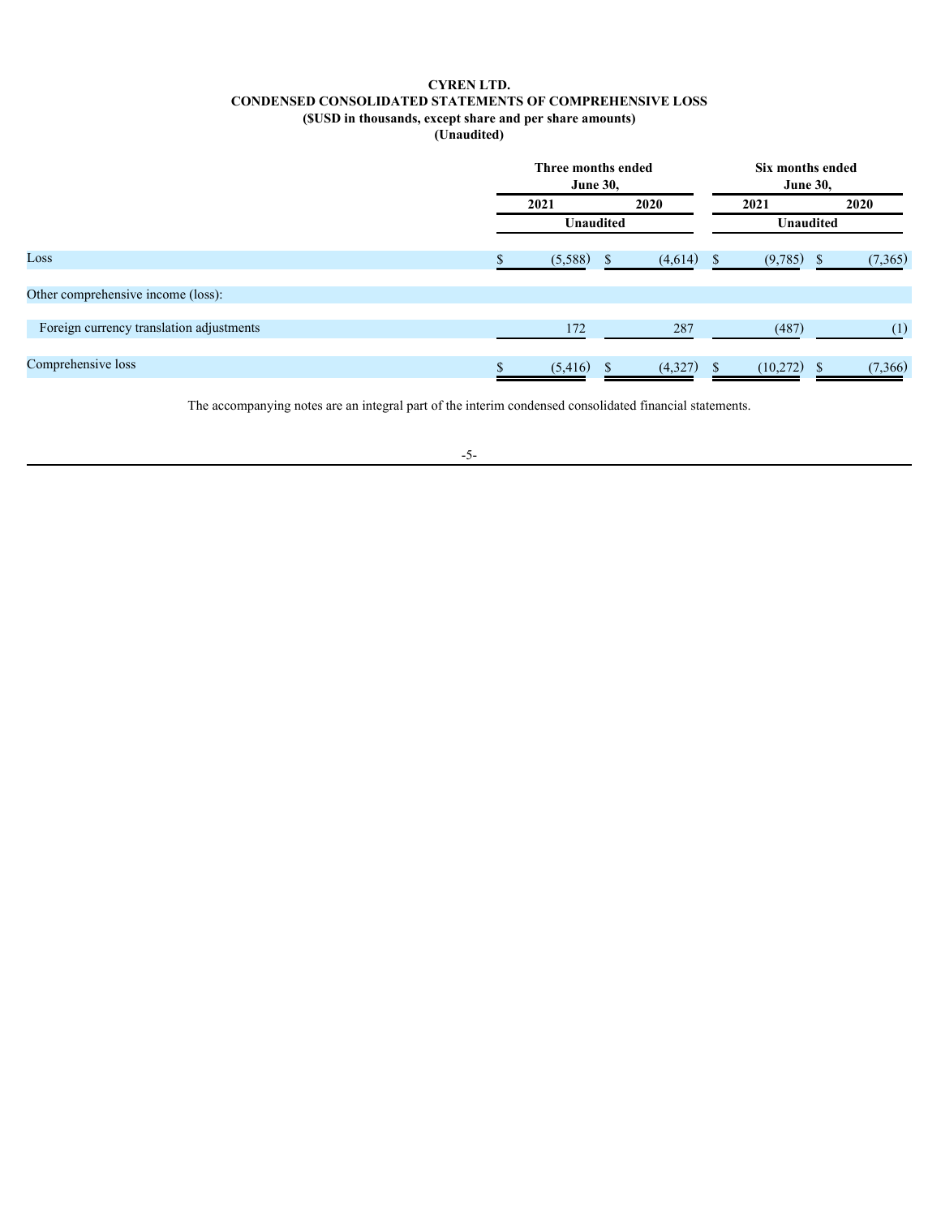**CYREN LTD.**
**CONDENSED CONSOLIDATED STATEMENTS OF COMPREHENSIVE LOSS**
**($USD in thousands, except share and per share amounts)**
**(Unaudited)**

| | Three months ended June 30, | | Six months ended June 30, | |
|---|---|---|---|---|
| | 2021 | 2020 | 2021 | 2020 |
| | Unaudited | | Unaudited | |
| Loss | $ (5,588) | $ (4,614) | $ (9,785) | $ (7,365) |
| Other comprehensive income (loss): | | | | |
| Foreign currency translation adjustments | 172 | 287 | (487) | (1) |
| Comprehensive loss | $ (5,416) | $ (4,327) | $ (10,272) | $ (7,366) |

The accompanying notes are an integral part of the interim condensed consolidated financial statements.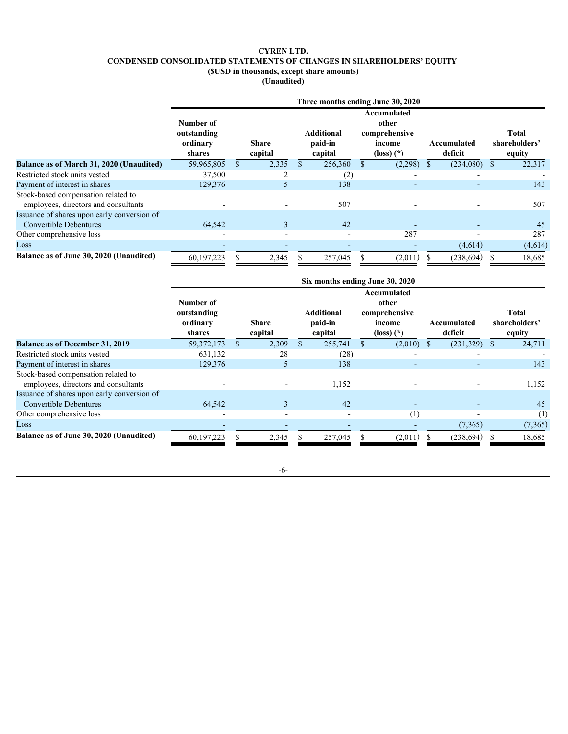**CYREN LTD.**

**CONDENSED CONSOLIDATED STATEMENTS OF CHANGES IN SHAREHOLDERS' EQUITY**

**($USD in thousands, except share amounts)**

**(Unaudited)**

| | Three months ending June 30, 2020 | | | | | |
|---|---|---|---|---|---|---|
| | Number of outstanding ordinary shares | Share capital | Additional paid-in capital | Accumulated other comprehensive income (loss) (*) | Accumulated deficit | Total shareholders' equity |
| **Balance as of March 31, 2020 (Unaudited)** | 59,965,805 | $ 2,335 | $ 256,360 | $ (2,298) | $ (234,080) | $ 22,317 |
| Restricted stock units vested | 37,500 | 2 | (2) | - | - | - |
| Payment of interest in shares | 129,376 | 5 | 138 | - | - | 143 |
| Stock-based compensation related to employees, directors and consultants | - | - | 507 | - | - | 507 |
| Issuance of shares upon early conversion of Convertible Debentures | 64,542 | 3 | 42 | - | - | 45 |
| Other comprehensive loss | - | - | - | 287 | - | 287 |
| Loss | - | - | - | - | (4,614) | (4,614) |
| **Balance as of June 30, 2020 (Unaudited)** | 60,197,223 | $ 2,345 | $ 257,045 | $ (2,011) | $ (238,694) | $ 18,685 |

| | Six months ending June 30, 2020 | | | | | |
|---|---|---|---|---|---|---|
| | Number of outstanding ordinary shares | Share capital | Additional paid-in capital | Accumulated other comprehensive income (loss) (*) | Accumulated deficit | Total shareholders' equity |
| **Balance as of December 31, 2019** | 59,372,173 | $ 2,309 | $ 255,741 | $ (2,010) | $ (231,329) | $ 24,711 |
| Restricted stock units vested | 631,132 | 28 | (28) | - | - | - |
| Payment of interest in shares | 129,376 | 5 | 138 | - | - | 143 |
| Stock-based compensation related to employees, directors and consultants | - | - | 1,152 | - | - | 1,152 |
| Issuance of shares upon early conversion of Convertible Debentures | 64,542 | 3 | 42 | - | - | 45 |
| Other comprehensive loss | - | - | - | (1) | - | (1) |
| Loss | - | - | - | - | (7,365) | (7,365) |
| **Balance as of June 30, 2020 (Unaudited)** | 60,197,223 | $ 2,345 | $ 257,045 | $ (2,011) | $ (238,694) | $ 18,685 |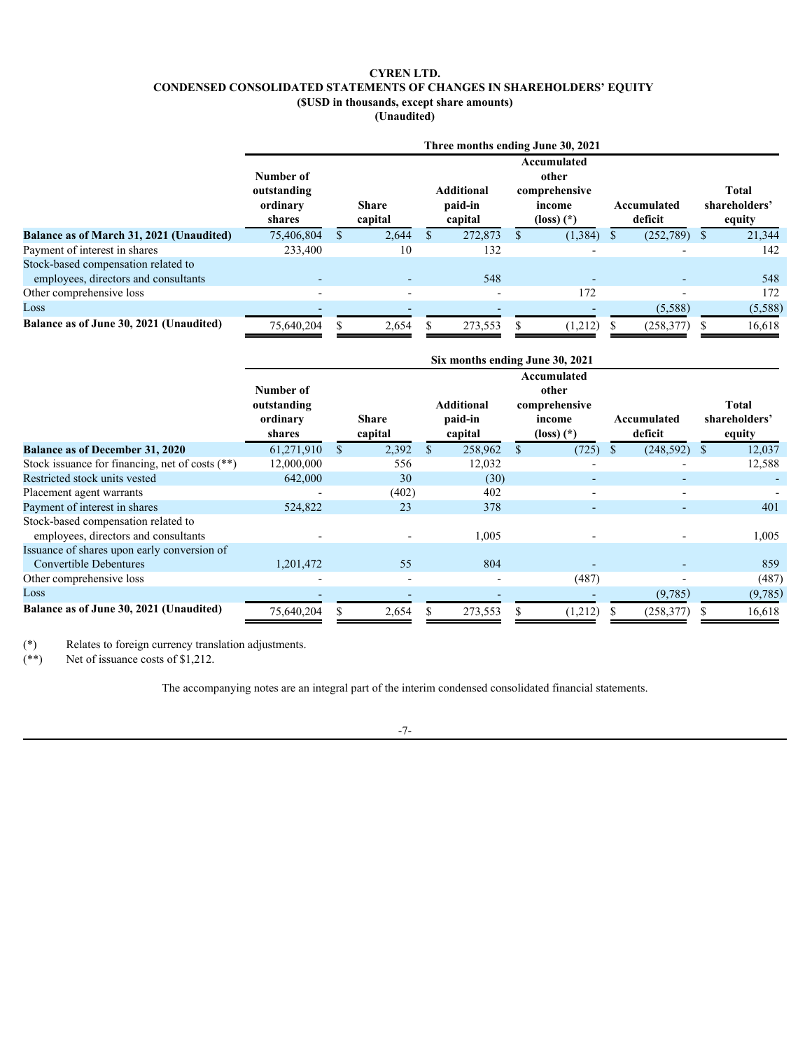# CYREN LTD.

## CONDENSED CONSOLIDATED STATEMENTS OF CHANGES IN SHAREHOLDERS' EQUITY

### ($USD in thousands, except share amounts)

### (Unaudited)

| | Three months ending June 30, 2021 | | | | | |
|---|---|---|---|---|---|---|
| | Number of outstanding ordinary shares | Share capital | Additional paid-in capital | Accumulated other comprehensive income (loss) (*) | Accumulated deficit | Total shareholders' equity |
| **Balance as of March 31, 2021 (Unaudited)** | 75,406,804 | $ 2,644 | $ 272,873 | $ (1,384) | $ (252,789) | $ 21,344 |
| Payment of interest in shares | 233,400 | 10 | 132 | - | - | 142 |
| Stock-based compensation related to employees, directors and consultants | - | - | 548 | - | - | 548 |
| Other comprehensive loss | - | - | - | 172 | - | 172 |
| Loss | - | - | - | - | (5,588) | (5,588) |
| **Balance as of June 30, 2021 (Unaudited)** | 75,640,204 | $ 2,654 | $ 273,553 | $ (1,212) | $ (258,377) | $ 16,618 |

| | Six months ending June 30, 2021 | | | | | |
|---|---|---|---|---|---|---|
| | Number of outstanding ordinary shares | Share capital | Additional paid-in capital | Accumulated other comprehensive income (loss) (*) | Accumulated deficit | Total shareholders' equity |
| **Balance as of December 31, 2020** | 61,271,910 | $ 2,392 | $ 258,962 | $ (725) | $ (248,592) | $ 12,037 |
| Stock issuance for financing, net of costs (**) | 12,000,000 | 556 | 12,032 | - | - | 12,588 |
| Restricted stock units vested | 642,000 | 30 | (30) | - | - | - |
| Placement agent warrants | - | (402) | 402 | - | - | - |
| Payment of interest in shares | 524,822 | 23 | 378 | - | - | 401 |
| Stock-based compensation related to employees, directors and consultants | - | - | 1,005 | - | - | 1,005 |
| Issuance of shares upon early conversion of Convertible Debentures | 1,201,472 | 55 | 804 | - | - | 859 |
| Other comprehensive loss | - | - | - | (487) | - | (487) |
| Loss | - | - | - | - | (9,785) | (9,785) |
| **Balance as of June 30, 2021 (Unaudited)** | 75,640,204 | $ 2,654 | $ 273,553 | $ (1,212) | $ (258,377) | $ 16,618 |

(*) Relates to foreign currency translation adjustments.

(**) Net of issuance costs of $1,212.

The accompanying notes are an integral part of the interim condensed consolidated financial statements.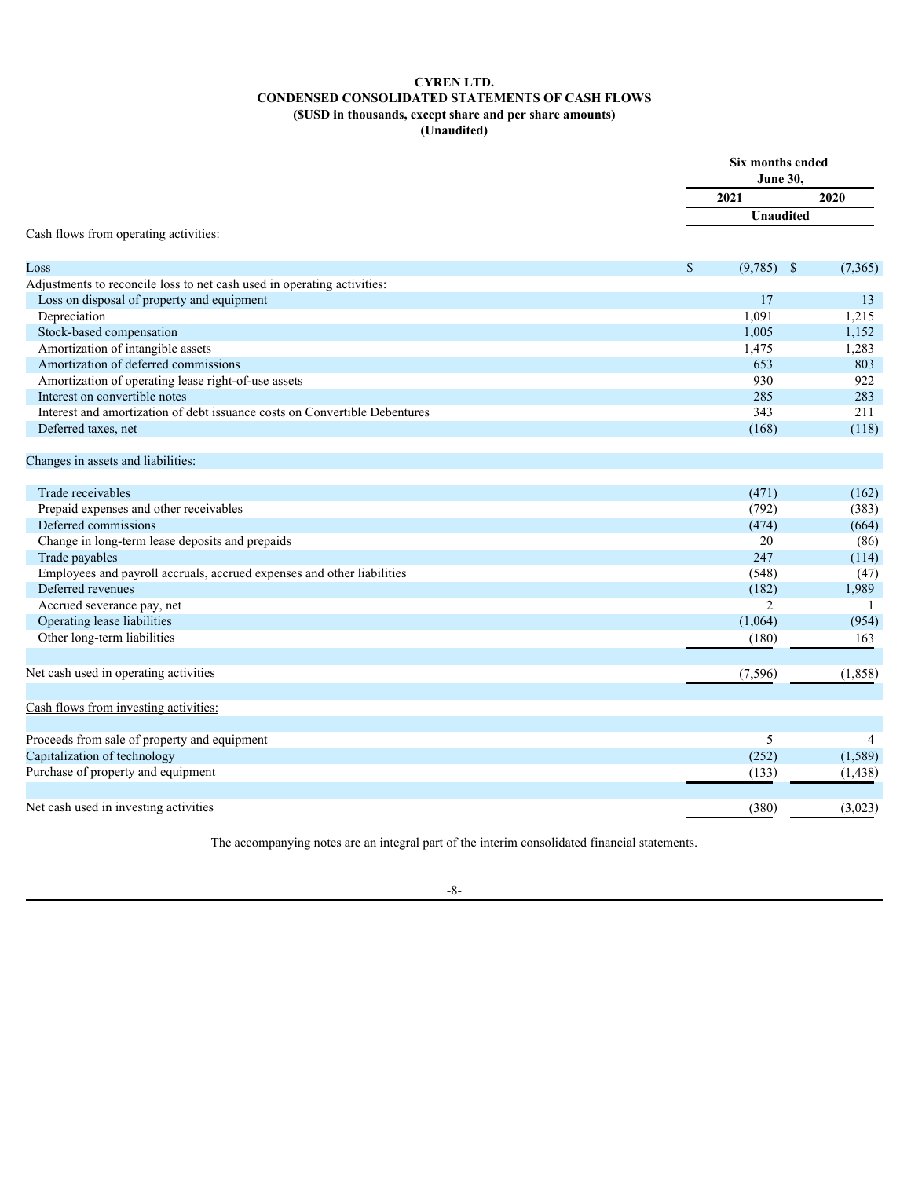**CYREN LTD.**
**CONDENSED CONSOLIDATED STATEMENTS OF CASH FLOWS**
**($USD in thousands, except share and per share amounts)**
**(Unaudited)**

| | Six months ended June 30, | |
|---|---|---|
| | 2021 | 2020 |
| | Unaudited | |
| Cash flows from operating activities: | | |
| Loss | $ (9,785) | $ (7,365) |
| Adjustments to reconcile loss to net cash used in operating activities: | | |
| Loss on disposal of property and equipment | 17 | 13 |
| Depreciation | 1,091 | 1,215 |
| Stock-based compensation | 1,005 | 1,152 |
| Amortization of intangible assets | 1,475 | 1,283 |
| Amortization of deferred commissions | 653 | 803 |
| Amortization of operating lease right-of-use assets | 930 | 922 |
| Interest on convertible notes | 285 | 283 |
| Interest and amortization of debt issuance costs on Convertible Debentures | 343 | 211 |
| Deferred taxes, net | (168) | (118) |
| Changes in assets and liabilities: | | |
| Trade receivables | (471) | (162) |
| Prepaid expenses and other receivables | (792) | (383) |
| Deferred commissions | (474) | (664) |
| Change in long-term lease deposits and prepaids | 20 | (86) |
| Trade payables | 247 | (114) |
| Employees and payroll accruals, accrued expenses and other liabilities | (548) | (47) |
| Deferred revenues | (182) | 1,989 |
| Accrued severance pay, net | 2 | 1 |
| Operating lease liabilities | (1,064) | (954) |
| Other long-term liabilities | (180) | 163 |
| Net cash used in operating activities | (7,596) | (1,858) |
| Cash flows from investing activities: | | |
| Proceeds from sale of property and equipment | 5 | 4 |
| Capitalization of technology | (252) | (1,589) |
| Purchase of property and equipment | (133) | (1,438) |
| Net cash used in investing activities | (380) | (3,023) |

The accompanying notes are an integral part of the interim consolidated financial statements.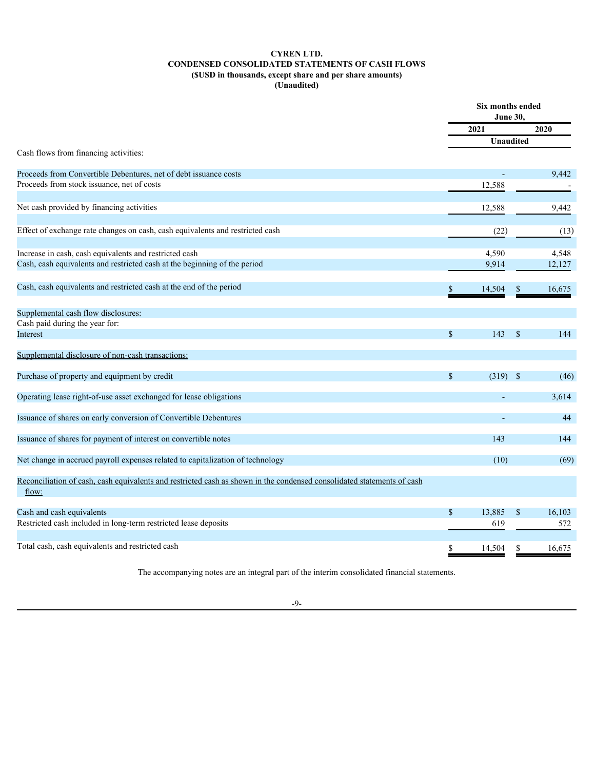**CYREN LTD.**
**CONDENSED CONSOLIDATED STATEMENTS OF CASH FLOWS**
**($USD in thousands, except share and per share amounts)**
**(Unaudited)**

| | Six months ended June 30, | |
|---|---|---|
| | 2021 | 2020 |
| | Unaudited | |
| Cash flows from financing activities: | | |
| Proceeds from Convertible Debentures, net of debt issuance costs | - | 9,442 |
| Proceeds from stock issuance, net of costs | 12,588 | - |
| Net cash provided by financing activities | 12,588 | 9,442 |
| Effect of exchange rate changes on cash, cash equivalents and restricted cash | (22) | (13) |
| Increase in cash, cash equivalents and restricted cash | 4,590 | 4,548 |
| Cash, cash equivalents and restricted cash at the beginning of the period | 9,914 | 12,127 |
| Cash, cash equivalents and restricted cash at the end of the period | $ 14,504 | $ 16,675 |
| Supplemental cash flow disclosures: | | |
| Cash paid during the year for: | | |
| Interest | $ 143 | $ 144 |
| Supplemental disclosure of non-cash transactions: | | |
| Purchase of property and equipment by credit | $ (319) | $ (46) |
| Operating lease right-of-use asset exchanged for lease obligations | - | 3,614 |
| Issuance of shares on early conversion of Convertible Debentures | - | 44 |
| Issuance of shares for payment of interest on convertible notes | 143 | 144 |
| Net change in accrued payroll expenses related to capitalization of technology | (10) | (69) |
| Reconciliation of cash, cash equivalents and restricted cash as shown in the condensed consolidated statements of cash flow: | | |
| Cash and cash equivalents | $ 13,885 | $ 16,103 |
| Restricted cash included in long-term restricted lease deposits | 619 | 572 |
| Total cash, cash equivalents and restricted cash | $ 14,504 | $ 16,675 |

The accompanying notes are an integral part of the interim consolidated financial statements.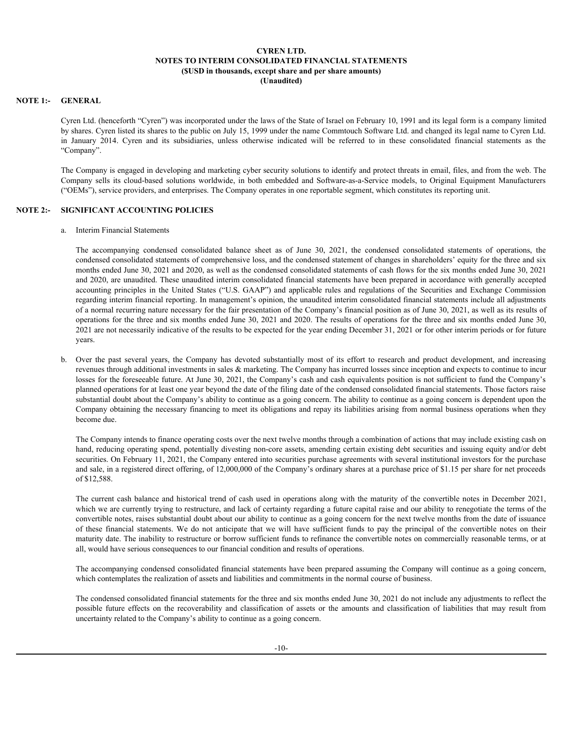**CYREN LTD.**
**NOTES TO INTERIM CONSOLIDATED FINANCIAL STATEMENTS**
**($USD in thousands, except share and per share amounts)**
**(Unaudited)**

## NOTE 1:- GENERAL

Cyren Ltd. (henceforth "Cyren") was incorporated under the laws of the State of Israel on February 10, 1991 and its legal form is a company limited by shares. Cyren listed its shares to the public on July 15, 1999 under the name Commtouch Software Ltd. and changed its legal name to Cyren Ltd. in January 2014. Cyren and its subsidiaries, unless otherwise indicated will be referred to in these consolidated financial statements as the "Company".

The Company is engaged in developing and marketing cyber security solutions to identify and protect threats in email, files, and from the web. The Company sells its cloud-based solutions worldwide, in both embedded and Software-as-a-Service models, to Original Equipment Manufacturers ("OEMs"), service providers, and enterprises. The Company operates in one reportable segment, which constitutes its reporting unit.

## NOTE 2:- SIGNIFICANT ACCOUNTING POLICIES

a. Interim Financial Statements

The accompanying condensed consolidated balance sheet as of June 30, 2021, the condensed consolidated statements of operations, the condensed consolidated statements of comprehensive loss, and the condensed statement of changes in shareholders' equity for the three and six months ended June 30, 2021 and 2020, as well as the condensed consolidated statements of cash flows for the six months ended June 30, 2021 and 2020, are unaudited. These unaudited interim consolidated financial statements have been prepared in accordance with generally accepted accounting principles in the United States ("U.S. GAAP") and applicable rules and regulations of the Securities and Exchange Commission regarding interim financial reporting. In management's opinion, the unaudited interim consolidated financial statements include all adjustments of a normal recurring nature necessary for the fair presentation of the Company's financial position as of June 30, 2021, as well as its results of operations for the three and six months ended June 30, 2021 and 2020. The results of operations for the three and six months ended June 30, 2021 are not necessarily indicative of the results to be expected for the year ending December 31, 2021 or for other interim periods or for future years.

b. Over the past several years, the Company has devoted substantially most of its effort to research and product development, and increasing revenues through additional investments in sales & marketing. The Company has incurred losses since inception and expects to continue to incur losses for the foreseeable future. At June 30, 2021, the Company's cash and cash equivalents position is not sufficient to fund the Company's planned operations for at least one year beyond the date of the filing date of the condensed consolidated financial statements. Those factors raise substantial doubt about the Company's ability to continue as a going concern. The ability to continue as a going concern is dependent upon the Company obtaining the necessary financing to meet its obligations and repay its liabilities arising from normal business operations when they become due.

The Company intends to finance operating costs over the next twelve months through a combination of actions that may include existing cash on hand, reducing operating spend, potentially divesting non-core assets, amending certain existing debt securities and issuing equity and/or debt securities. On February 11, 2021, the Company entered into securities purchase agreements with several institutional investors for the purchase and sale, in a registered direct offering, of 12,000,000 of the Company's ordinary shares at a purchase price of $1.15 per share for net proceeds of $12,588.

The current cash balance and historical trend of cash used in operations along with the maturity of the convertible notes in December 2021, which we are currently trying to restructure, and lack of certainty regarding a future capital raise and our ability to renegotiate the terms of the convertible notes, raises substantial doubt about our ability to continue as a going concern for the next twelve months from the date of issuance of these financial statements. We do not anticipate that we will have sufficient funds to pay the principal of the convertible notes on their maturity date. The inability to restructure or borrow sufficient funds to refinance the convertible notes on commercially reasonable terms, or at all, would have serious consequences to our financial condition and results of operations.

The accompanying condensed consolidated financial statements have been prepared assuming the Company will continue as a going concern, which contemplates the realization of assets and liabilities and commitments in the normal course of business.

The condensed consolidated financial statements for the three and six months ended June 30, 2021 do not include any adjustments to reflect the possible future effects on the recoverability and classification of assets or the amounts and classification of liabilities that may result from uncertainty related to the Company's ability to continue as a going concern.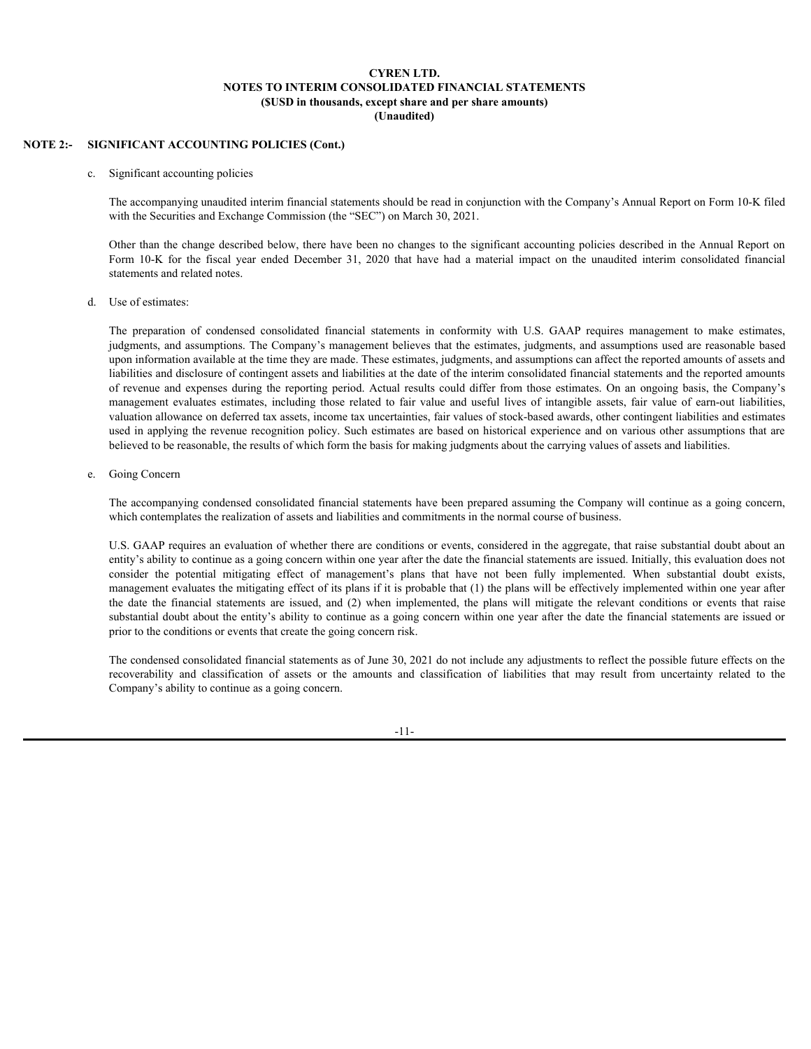**CYREN LTD.**
**NOTES TO INTERIM CONSOLIDATED FINANCIAL STATEMENTS**
**($USD in thousands, except share and per share amounts)**
**(Unaudited)**

**NOTE 2:- SIGNIFICANT ACCOUNTING POLICIES (Cont.)**

c. Significant accounting policies

The accompanying unaudited interim financial statements should be read in conjunction with the Company's Annual Report on Form 10-K filed with the Securities and Exchange Commission (the "SEC") on March 30, 2021.

Other than the change described below, there have been no changes to the significant accounting policies described in the Annual Report on Form 10-K for the fiscal year ended December 31, 2020 that have had a material impact on the unaudited interim consolidated financial statements and related notes.

d. Use of estimates:

The preparation of condensed consolidated financial statements in conformity with U.S. GAAP requires management to make estimates, judgments, and assumptions. The Company's management believes that the estimates, judgments, and assumptions used are reasonable based upon information available at the time they are made. These estimates, judgments, and assumptions can affect the reported amounts of assets and liabilities and disclosure of contingent assets and liabilities at the date of the interim consolidated financial statements and the reported amounts of revenue and expenses during the reporting period. Actual results could differ from those estimates. On an ongoing basis, the Company's management evaluates estimates, including those related to fair value and useful lives of intangible assets, fair value of earn-out liabilities, valuation allowance on deferred tax assets, income tax uncertainties, fair values of stock-based awards, other contingent liabilities and estimates used in applying the revenue recognition policy. Such estimates are based on historical experience and on various other assumptions that are believed to be reasonable, the results of which form the basis for making judgments about the carrying values of assets and liabilities.

e. Going Concern

The accompanying condensed consolidated financial statements have been prepared assuming the Company will continue as a going concern, which contemplates the realization of assets and liabilities and commitments in the normal course of business.

U.S. GAAP requires an evaluation of whether there are conditions or events, considered in the aggregate, that raise substantial doubt about an entity's ability to continue as a going concern within one year after the date the financial statements are issued. Initially, this evaluation does not consider the potential mitigating effect of management's plans that have not been fully implemented. When substantial doubt exists, management evaluates the mitigating effect of its plans if it is probable that (1) the plans will be effectively implemented within one year after the date the financial statements are issued, and (2) when implemented, the plans will mitigate the relevant conditions or events that raise substantial doubt about the entity's ability to continue as a going concern within one year after the date the financial statements are issued or prior to the conditions or events that create the going concern risk.

The condensed consolidated financial statements as of June 30, 2021 do not include any adjustments to reflect the possible future effects on the recoverability and classification of assets or the amounts and classification of liabilities that may result from uncertainty related to the Company's ability to continue as a going concern.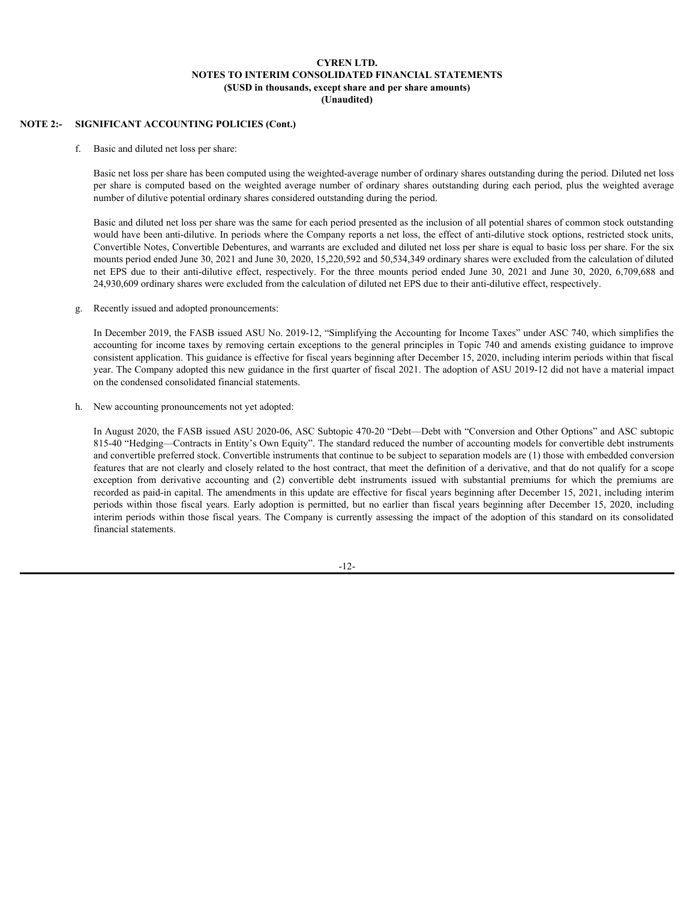**CYREN LTD.**
**NOTES TO INTERIM CONSOLIDATED FINANCIAL STATEMENTS**
**($USD in thousands, except share and per share amounts)**
**(Unaudited)**

**NOTE 2:- SIGNIFICANT ACCOUNTING POLICIES (Cont.)**

f. Basic and diluted net loss per share:

Basic net loss per share has been computed using the weighted-average number of ordinary shares outstanding during the period. Diluted net loss per share is computed based on the weighted average number of ordinary shares outstanding during each period, plus the weighted average number of dilutive potential ordinary shares considered outstanding during the period.

Basic and diluted net loss per share was the same for each period presented as the inclusion of all potential shares of common stock outstanding would have been anti-dilutive. In periods where the Company reports a net loss, the effect of anti-dilutive stock options, restricted stock units, Convertible Notes, Convertible Debentures, and warrants are excluded and diluted net loss per share is equal to basic loss per share. For the six mounts period ended June 30, 2021 and June 30, 2020, 15,220,592 and 50,534,349 ordinary shares were excluded from the calculation of diluted net EPS due to their anti-dilutive effect, respectively. For the three mounts period ended June 30, 2021 and June 30, 2020, 6,709,688 and 24,930,609 ordinary shares were excluded from the calculation of diluted net EPS due to their anti-dilutive effect, respectively.

g. Recently issued and adopted pronouncements:

In December 2019, the FASB issued ASU No. 2019-12, "Simplifying the Accounting for Income Taxes" under ASC 740, which simplifies the accounting for income taxes by removing certain exceptions to the general principles in Topic 740 and amends existing guidance to improve consistent application. This guidance is effective for fiscal years beginning after December 15, 2020, including interim periods within that fiscal year. The Company adopted this new guidance in the first quarter of fiscal 2021. The adoption of ASU 2019-12 did not have a material impact on the condensed consolidated financial statements.

h. New accounting pronouncements not yet adopted:

In August 2020, the FASB issued ASU 2020-06, ASC Subtopic 470-20 "Debt—Debt with "Conversion and Other Options" and ASC subtopic 815-40 "Hedging—Contracts in Entity's Own Equity". The standard reduced the number of accounting models for convertible debt instruments and convertible preferred stock. Convertible instruments that continue to be subject to separation models are (1) those with embedded conversion features that are not clearly and closely related to the host contract, that meet the definition of a derivative, and that do not qualify for a scope exception from derivative accounting and (2) convertible debt instruments issued with substantial premiums for which the premiums are recorded as paid-in capital. The amendments in this update are effective for fiscal years beginning after December 15, 2021, including interim periods within those fiscal years. Early adoption is permitted, but no earlier than fiscal years beginning after December 15, 2020, including interim periods within those fiscal years. The Company is currently assessing the impact of the adoption of this standard on its consolidated financial statements.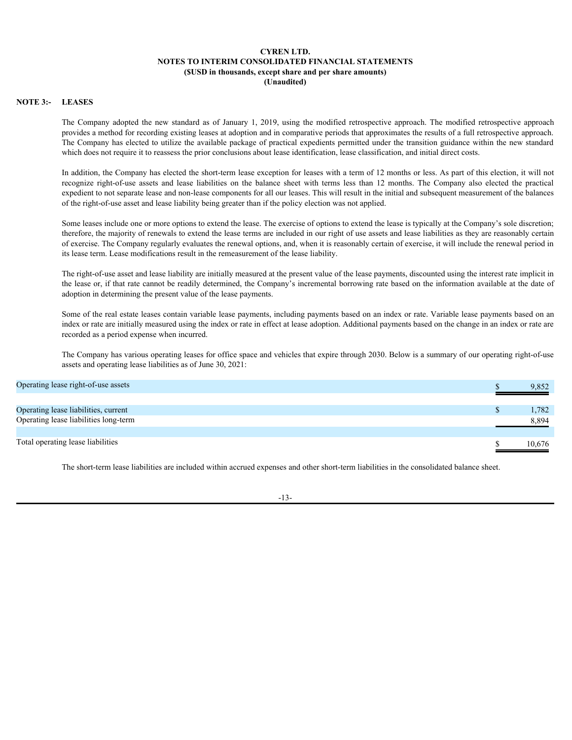**CYREN LTD.**
**NOTES TO INTERIM CONSOLIDATED FINANCIAL STATEMENTS**
**($USD in thousands, except share and per share amounts)**
**(Unaudited)**

## NOTE 3:- LEASES

The Company adopted the new standard as of January 1, 2019, using the modified retrospective approach. The modified retrospective approach provides a method for recording existing leases at adoption and in comparative periods that approximates the results of a full retrospective approach. The Company has elected to utilize the available package of practical expedients permitted under the transition guidance within the new standard which does not require it to reassess the prior conclusions about lease identification, lease classification, and initial direct costs.

In addition, the Company has elected the short-term lease exception for leases with a term of 12 months or less. As part of this election, it will not recognize right-of-use assets and lease liabilities on the balance sheet with terms less than 12 months. The Company also elected the practical expedient to not separate lease and non-lease components for all our leases. This will result in the initial and subsequent measurement of the balances of the right-of-use asset and lease liability being greater than if the policy election was not applied.

Some leases include one or more options to extend the lease. The exercise of options to extend the lease is typically at the Company's sole discretion; therefore, the majority of renewals to extend the lease terms are included in our right of use assets and lease liabilities as they are reasonably certain of exercise. The Company regularly evaluates the renewal options, and, when it is reasonably certain of exercise, it will include the renewal period in its lease term. Lease modifications result in the remeasurement of the lease liability.

The right-of-use asset and lease liability are initially measured at the present value of the lease payments, discounted using the interest rate implicit in the lease or, if that rate cannot be readily determined, the Company's incremental borrowing rate based on the information available at the date of adoption in determining the present value of the lease payments.

Some of the real estate leases contain variable lease payments, including payments based on an index or rate. Variable lease payments based on an index or rate are initially measured using the index or rate in effect at lease adoption. Additional payments based on the change in an index or rate are recorded as a period expense when incurred.

The Company has various operating leases for office space and vehicles that expire through 2030. Below is a summary of our operating right-of-use assets and operating lease liabilities as of June 30, 2021:

| | | |
|---|---|---|
| Operating lease right-of-use assets | $ | 9,852 |
| | | |
| Operating lease liabilities, current | $ | 1,782 |
| Operating lease liabilities long-term | | 8,894 |
| | | |
| Total operating lease liabilities | $ | 10,676 |

The short-term lease liabilities are included within accrued expenses and other short-term liabilities in the consolidated balance sheet.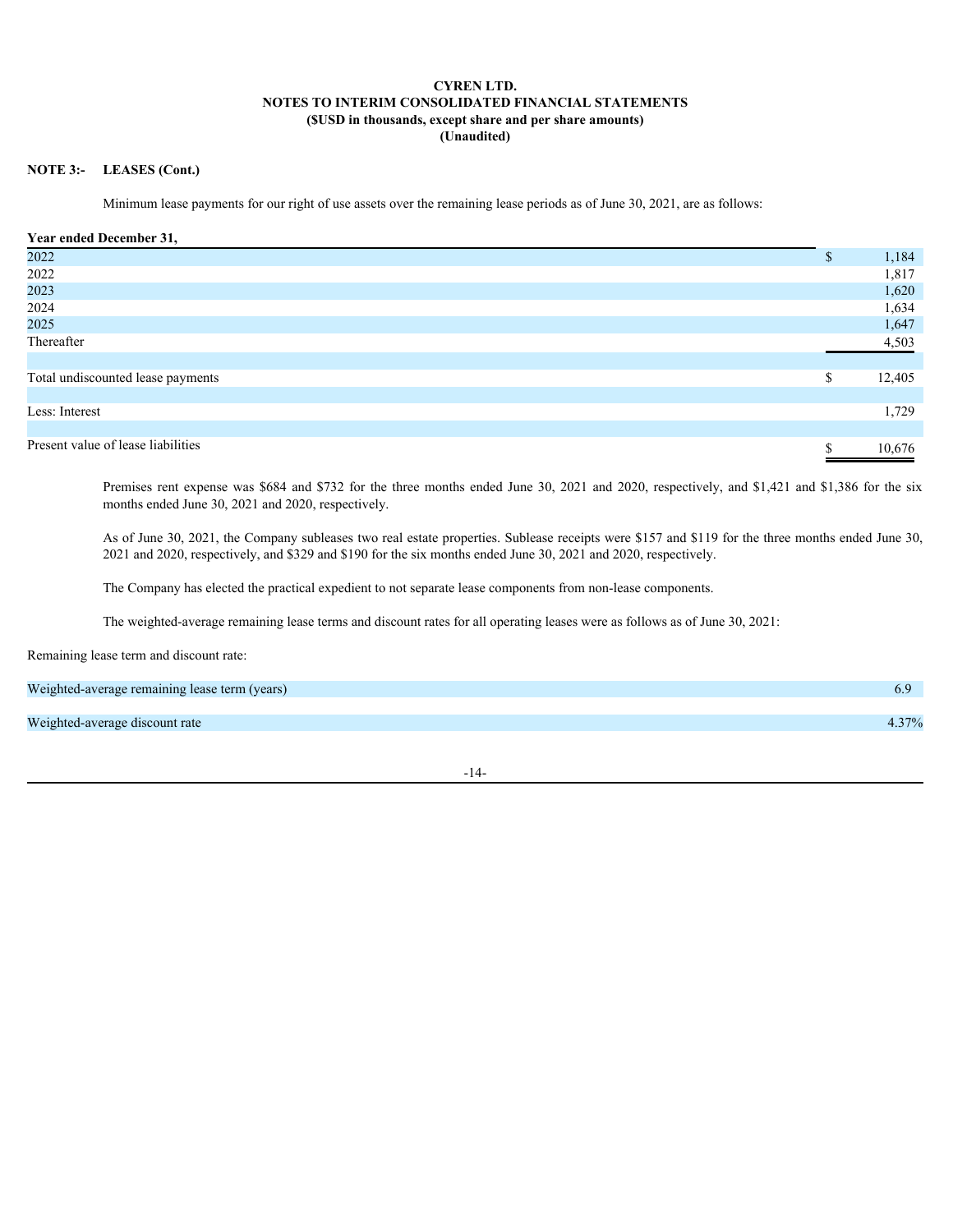**CYREN LTD.**
**NOTES TO INTERIM CONSOLIDATED FINANCIAL STATEMENTS**
**($USD in thousands, except share and per share amounts)**
**(Unaudited)**

**NOTE 3:- LEASES (Cont.)**

Minimum lease payments for our right of use assets over the remaining lease periods as of June 30, 2021, are as follows:

| **Year ended December 31,** | |
|---|---|
| 2022 | $ 1,184 |
| 2022 | 1,817 |
| 2023 | 1,620 |
| 2024 | 1,634 |
| 2025 | 1,647 |
| Thereafter | 4,503 |
| | |
| Total undiscounted lease payments | $ 12,405 |
| | |
| Less: Interest | 1,729 |
| | |
| Present value of lease liabilities | $ 10,676 |

Premises rent expense was $684 and $732 for the three months ended June 30, 2021 and 2020, respectively, and $1,421 and $1,386 for the six months ended June 30, 2021 and 2020, respectively.

As of June 30, 2021, the Company subleases two real estate properties. Sublease receipts were $157 and $119 for the three months ended June 30, 2021 and 2020, respectively, and $329 and $190 for the six months ended June 30, 2021 and 2020, respectively.

The Company has elected the practical expedient to not separate lease components from non-lease components.

The weighted-average remaining lease terms and discount rates for all operating leases were as follows as of June 30, 2021:

Remaining lease term and discount rate:

| | |
|---|---|
| Weighted-average remaining lease term (years) | 6.9 |
| | |
| Weighted-average discount rate | 4.37% |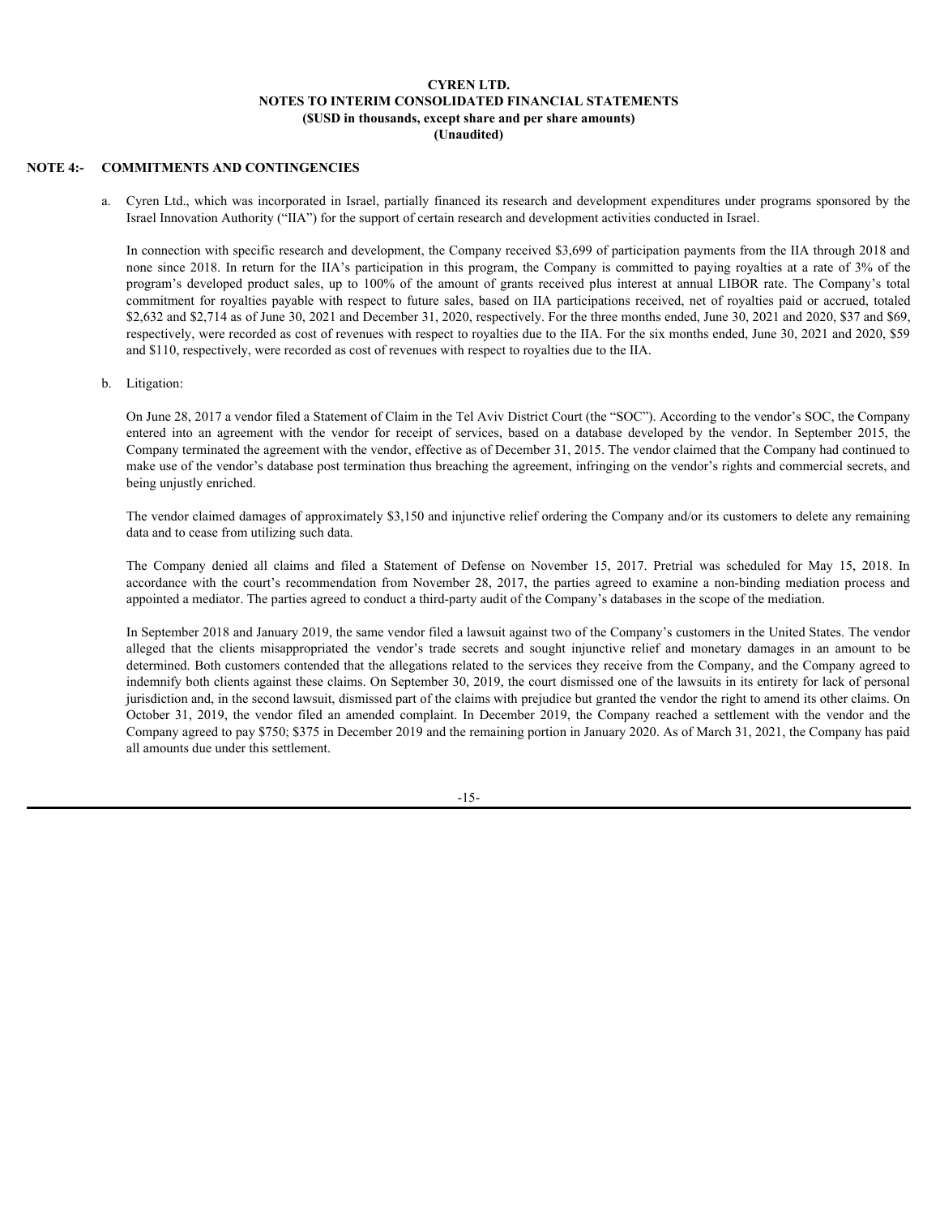# CYREN LTD.
## NOTES TO INTERIM CONSOLIDATED FINANCIAL STATEMENTS
### ($USD in thousands, except share and per share amounts)
### (Unaudited)

## NOTE 4:- COMMITMENTS AND CONTINGENCIES

a. Cyren Ltd., which was incorporated in Israel, partially financed its research and development expenditures under programs sponsored by the Israel Innovation Authority ("IIA") for the support of certain research and development activities conducted in Israel.

In connection with specific research and development, the Company received $3,699 of participation payments from the IIA through 2018 and none since 2018. In return for the IIA's participation in this program, the Company is committed to paying royalties at a rate of 3% of the program's developed product sales, up to 100% of the amount of grants received plus interest at annual LIBOR rate. The Company's total commitment for royalties payable with respect to future sales, based on IIA participations received, net of royalties paid or accrued, totaled $2,632 and $2,714 as of June 30, 2021 and December 31, 2020, respectively. For the three months ended, June 30, 2021 and 2020, $37 and $69, respectively, were recorded as cost of revenues with respect to royalties due to the IIA. For the six months ended, June 30, 2021 and 2020, $59 and $110, respectively, were recorded as cost of revenues with respect to royalties due to the IIA.

b. Litigation:

On June 28, 2017 a vendor filed a Statement of Claim in the Tel Aviv District Court (the "SOC"). According to the vendor's SOC, the Company entered into an agreement with the vendor for receipt of services, based on a database developed by the vendor. In September 2015, the Company terminated the agreement with the vendor, effective as of December 31, 2015. The vendor claimed that the Company had continued to make use of the vendor's database post termination thus breaching the agreement, infringing on the vendor's rights and commercial secrets, and being unjustly enriched.

The vendor claimed damages of approximately $3,150 and injunctive relief ordering the Company and/or its customers to delete any remaining data and to cease from utilizing such data.

The Company denied all claims and filed a Statement of Defense on November 15, 2017. Pretrial was scheduled for May 15, 2018. In accordance with the court's recommendation from November 28, 2017, the parties agreed to examine a non-binding mediation process and appointed a mediator. The parties agreed to conduct a third-party audit of the Company's databases in the scope of the mediation.

In September 2018 and January 2019, the same vendor filed a lawsuit against two of the Company's customers in the United States. The vendor alleged that the clients misappropriated the vendor's trade secrets and sought injunctive relief and monetary damages in an amount to be determined. Both customers contended that the allegations related to the services they receive from the Company, and the Company agreed to indemnify both clients against these claims. On September 30, 2019, the court dismissed one of the lawsuits in its entirety for lack of personal jurisdiction and, in the second lawsuit, dismissed part of the claims with prejudice but granted the vendor the right to amend its other claims. On October 31, 2019, the vendor filed an amended complaint. In December 2019, the Company reached a settlement with the vendor and the Company agreed to pay $750; $375 in December 2019 and the remaining portion in January 2020. As of March 31, 2021, the Company has paid all amounts due under this settlement.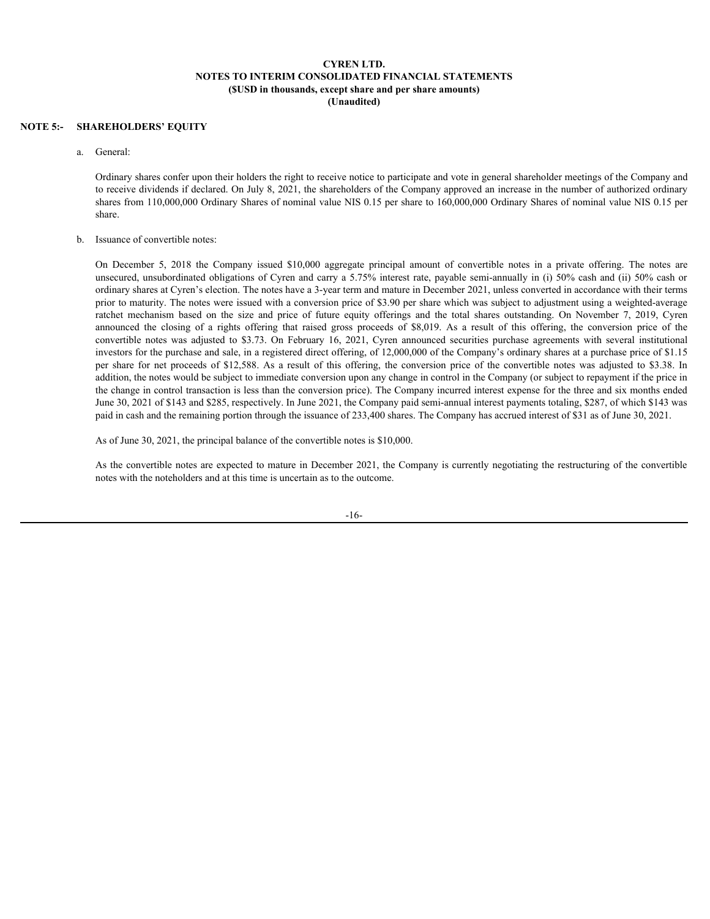# CYREN LTD.
## NOTES TO INTERIM CONSOLIDATED FINANCIAL STATEMENTS
### ($USD in thousands, except share and per share amounts)
### (Unaudited)

## NOTE 5:- SHAREHOLDERS' EQUITY

a. General:

Ordinary shares confer upon their holders the right to receive notice to participate and vote in general shareholder meetings of the Company and to receive dividends if declared. On July 8, 2021, the shareholders of the Company approved an increase in the number of authorized ordinary shares from 110,000,000 Ordinary Shares of nominal value NIS 0.15 per share to 160,000,000 Ordinary Shares of nominal value NIS 0.15 per share.

b. Issuance of convertible notes:

On December 5, 2018 the Company issued $10,000 aggregate principal amount of convertible notes in a private offering. The notes are unsecured, unsubordinated obligations of Cyren and carry a 5.75% interest rate, payable semi-annually in (i) 50% cash and (ii) 50% cash or ordinary shares at Cyren's election. The notes have a 3-year term and mature in December 2021, unless converted in accordance with their terms prior to maturity. The notes were issued with a conversion price of $3.90 per share which was subject to adjustment using a weighted-average ratchet mechanism based on the size and price of future equity offerings and the total shares outstanding. On November 7, 2019, Cyren announced the closing of a rights offering that raised gross proceeds of $8,019. As a result of this offering, the conversion price of the convertible notes was adjusted to $3.73. On February 16, 2021, Cyren announced securities purchase agreements with several institutional investors for the purchase and sale, in a registered direct offering, of 12,000,000 of the Company's ordinary shares at a purchase price of $1.15 per share for net proceeds of $12,588. As a result of this offering, the conversion price of the convertible notes was adjusted to $3.38. In addition, the notes would be subject to immediate conversion upon any change in control in the Company (or subject to repayment if the price in the change in control transaction is less than the conversion price). The Company incurred interest expense for the three and six months ended June 30, 2021 of $143 and $285, respectively. In June 2021, the Company paid semi-annual interest payments totaling, $287, of which $143 was paid in cash and the remaining portion through the issuance of 233,400 shares. The Company has accrued interest of $31 as of June 30, 2021.

As of June 30, 2021, the principal balance of the convertible notes is $10,000.

As the convertible notes are expected to mature in December 2021, the Company is currently negotiating the restructuring of the convertible notes with the noteholders and at this time is uncertain as to the outcome.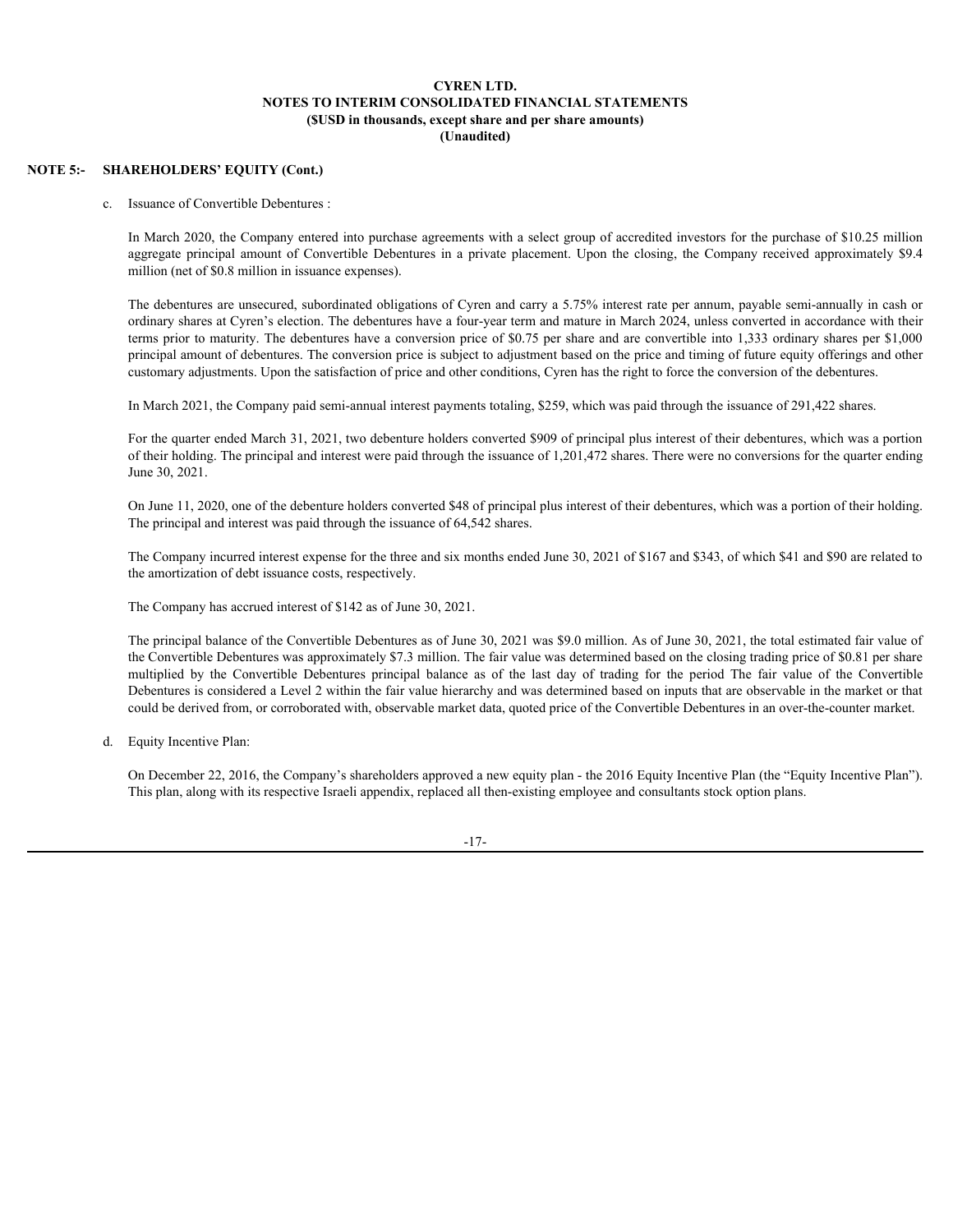**CYREN LTD.**
**NOTES TO INTERIM CONSOLIDATED FINANCIAL STATEMENTS**
**($USD in thousands, except share and per share amounts)**
**(Unaudited)**

**NOTE 5:- SHAREHOLDERS' EQUITY (Cont.)**

c. Issuance of Convertible Debentures :

In March 2020, the Company entered into purchase agreements with a select group of accredited investors for the purchase of $10.25 million aggregate principal amount of Convertible Debentures in a private placement. Upon the closing, the Company received approximately $9.4 million (net of $0.8 million in issuance expenses).

The debentures are unsecured, subordinated obligations of Cyren and carry a 5.75% interest rate per annum, payable semi-annually in cash or ordinary shares at Cyren's election. The debentures have a four-year term and mature in March 2024, unless converted in accordance with their terms prior to maturity. The debentures have a conversion price of $0.75 per share and are convertible into 1,333 ordinary shares per $1,000 principal amount of debentures. The conversion price is subject to adjustment based on the price and timing of future equity offerings and other customary adjustments. Upon the satisfaction of price and other conditions, Cyren has the right to force the conversion of the debentures.

In March 2021, the Company paid semi-annual interest payments totaling, $259, which was paid through the issuance of 291,422 shares.

For the quarter ended March 31, 2021, two debenture holders converted $909 of principal plus interest of their debentures, which was a portion of their holding. The principal and interest were paid through the issuance of 1,201,472 shares. There were no conversions for the quarter ending June 30, 2021.

On June 11, 2020, one of the debenture holders converted $48 of principal plus interest of their debentures, which was a portion of their holding. The principal and interest was paid through the issuance of 64,542 shares.

The Company incurred interest expense for the three and six months ended June 30, 2021 of $167 and $343, of which $41 and $90 are related to the amortization of debt issuance costs, respectively.

The Company has accrued interest of $142 as of June 30, 2021.

The principal balance of the Convertible Debentures as of June 30, 2021 was $9.0 million. As of June 30, 2021, the total estimated fair value of the Convertible Debentures was approximately $7.3 million. The fair value was determined based on the closing trading price of $0.81 per share multiplied by the Convertible Debentures principal balance as of the last day of trading for the period The fair value of the Convertible Debentures is considered a Level 2 within the fair value hierarchy and was determined based on inputs that are observable in the market or that could be derived from, or corroborated with, observable market data, quoted price of the Convertible Debentures in an over-the-counter market.

d. Equity Incentive Plan:

On December 22, 2016, the Company's shareholders approved a new equity plan - the 2016 Equity Incentive Plan (the "Equity Incentive Plan"). This plan, along with its respective Israeli appendix, replaced all then-existing employee and consultants stock option plans.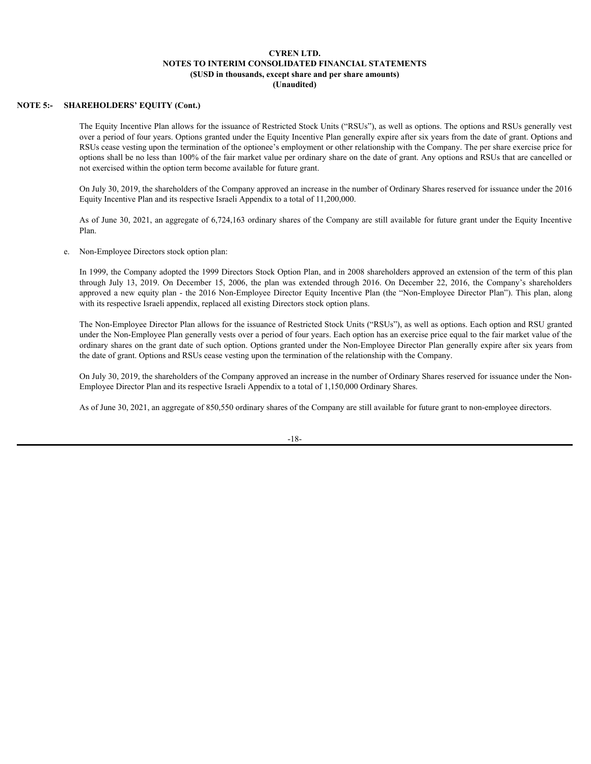**NOTE 5:- SHAREHOLDERS' EQUITY (Cont.)**

The Equity Incentive Plan allows for the issuance of Restricted Stock Units ("RSUs"), as well as options. The options and RSUs generally vest over a period of four years. Options granted under the Equity Incentive Plan generally expire after six years from the date of grant. Options and RSUs cease vesting upon the termination of the optionee's employment or other relationship with the Company. The per share exercise price for options shall be no less than 100% of the fair market value per ordinary share on the date of grant. Any options and RSUs that are cancelled or not exercised within the option term become available for future grant.

On July 30, 2019, the shareholders of the Company approved an increase in the number of Ordinary Shares reserved for issuance under the 2016 Equity Incentive Plan and its respective Israeli Appendix to a total of 11,200,000.

As of June 30, 2021, an aggregate of 6,724,163 ordinary shares of the Company are still available for future grant under the Equity Incentive Plan.

e. Non-Employee Directors stock option plan:

In 1999, the Company adopted the 1999 Directors Stock Option Plan, and in 2008 shareholders approved an extension of the term of this plan through July 13, 2019. On December 15, 2006, the plan was extended through 2016. On December 22, 2016, the Company's shareholders approved a new equity plan - the 2016 Non-Employee Director Equity Incentive Plan (the "Non-Employee Director Plan"). This plan, along with its respective Israeli appendix, replaced all existing Directors stock option plans.

The Non-Employee Director Plan allows for the issuance of Restricted Stock Units ("RSUs"), as well as options. Each option and RSU granted under the Non-Employee Plan generally vests over a period of four years. Each option has an exercise price equal to the fair market value of the ordinary shares on the grant date of such option. Options granted under the Non-Employee Director Plan generally expire after six years from the date of grant. Options and RSUs cease vesting upon the termination of the relationship with the Company.

On July 30, 2019, the shareholders of the Company approved an increase in the number of Ordinary Shares reserved for issuance under the Non-Employee Director Plan and its respective Israeli Appendix to a total of 1,150,000 Ordinary Shares.

As of June 30, 2021, an aggregate of 850,550 ordinary shares of the Company are still available for future grant to non-employee directors.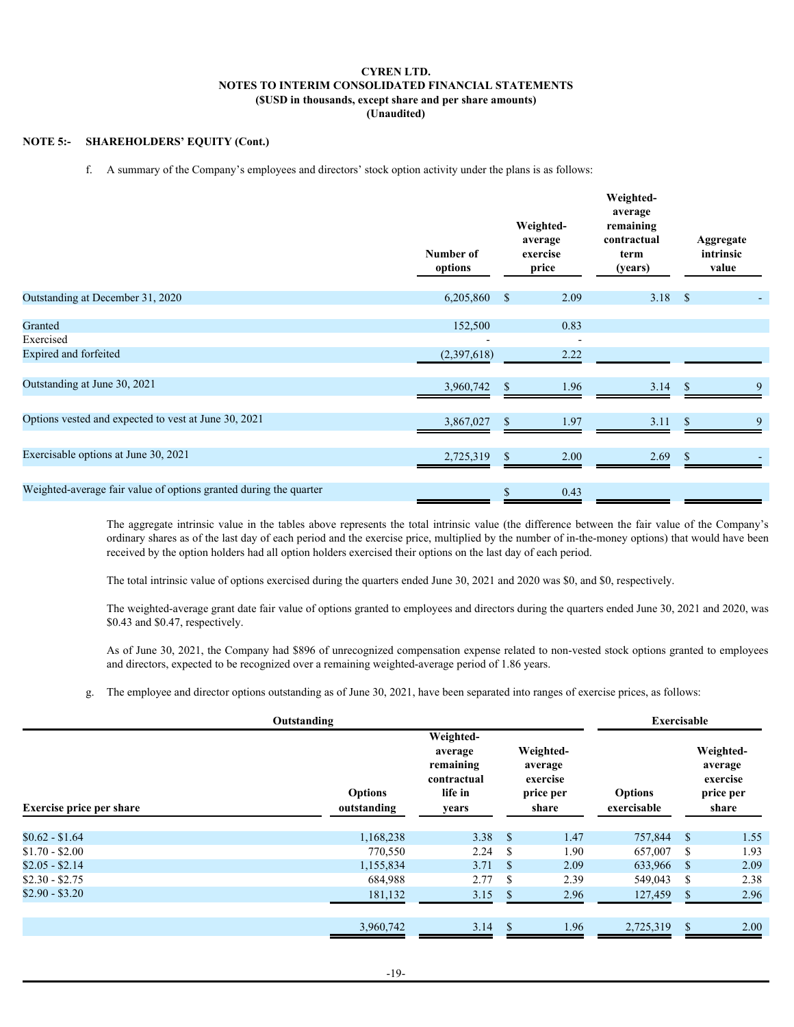**CYREN LTD.**
**NOTES TO INTERIM CONSOLIDATED FINANCIAL STATEMENTS**
**($USD in thousands, except share and per share amounts)**
**(Unaudited)**

**NOTE 5:- SHAREHOLDERS' EQUITY (Cont.)**

f. A summary of the Company's employees and directors' stock option activity under the plans is as follows:

| | Number of options | Weighted-average exercise price | Weighted-average remaining contractual term (years) | Aggregate intrinsic value |
|---|---|---|---|---|
| Outstanding at December 31, 2020 | 6,205,860 | $ 2.09 | 3.18 | $ - |
| Granted | 152,500 | 0.83 | | |
| Exercised | - | - | | |
| Expired and forfeited | (2,397,618) | 2.22 | | |
| Outstanding at June 30, 2021 | 3,960,742 | $ 1.96 | 3.14 | $ 9 |
| Options vested and expected to vest at June 30, 2021 | 3,867,027 | $ 1.97 | 3.11 | $ 9 |
| Exercisable options at June 30, 2021 | 2,725,319 | $ 2.00 | 2.69 | $ - |
| Weighted-average fair value of options granted during the quarter | | $ 0.43 | | |

The aggregate intrinsic value in the tables above represents the total intrinsic value (the difference between the fair value of the Company's ordinary shares as of the last day of each period and the exercise price, multiplied by the number of in-the-money options) that would have been received by the option holders had all option holders exercised their options on the last day of each period.

The total intrinsic value of options exercised during the quarters ended June 30, 2021 and 2020 was $0, and $0, respectively.

The weighted-average grant date fair value of options granted to employees and directors during the quarters ended June 30, 2021 and 2020, was $0.43 and $0.47, respectively.

As of June 30, 2021, the Company had $896 of unrecognized compensation expense related to non-vested stock options granted to employees and directors, expected to be recognized over a remaining weighted-average period of 1.86 years.

g. The employee and director options outstanding as of June 30, 2021, have been separated into ranges of exercise prices, as follows:

| Outstanding | | | | Exercisable | |
|---|---|---|---|---|---|
| Exercise price per share | Options outstanding | Weighted-average remaining contractual life in years | Weighted-average exercise price per share | Options exercisable | Weighted-average exercise price per share |
| $0.62 - $1.64 | 1,168,238 | 3.38 | $ 1.47 | 757,844 | $ 1.55 |
| $1.70 - $2.00 | 770,550 | 2.24 | $ 1.90 | 657,007 | $ 1.93 |
| $2.05 - $2.14 | 1,155,834 | 3.71 | $ 2.09 | 633,966 | $ 2.09 |
| $2.30 - $2.75 | 684,988 | 2.77 | $ 2.39 | 549,043 | $ 2.38 |
| $2.90 - $3.20 | 181,132 | 3.15 | $ 2.96 | 127,459 | $ 2.96 |
| | 3,960,742 | 3.14 | $ 1.96 | 2,725,319 | $ 2.00 |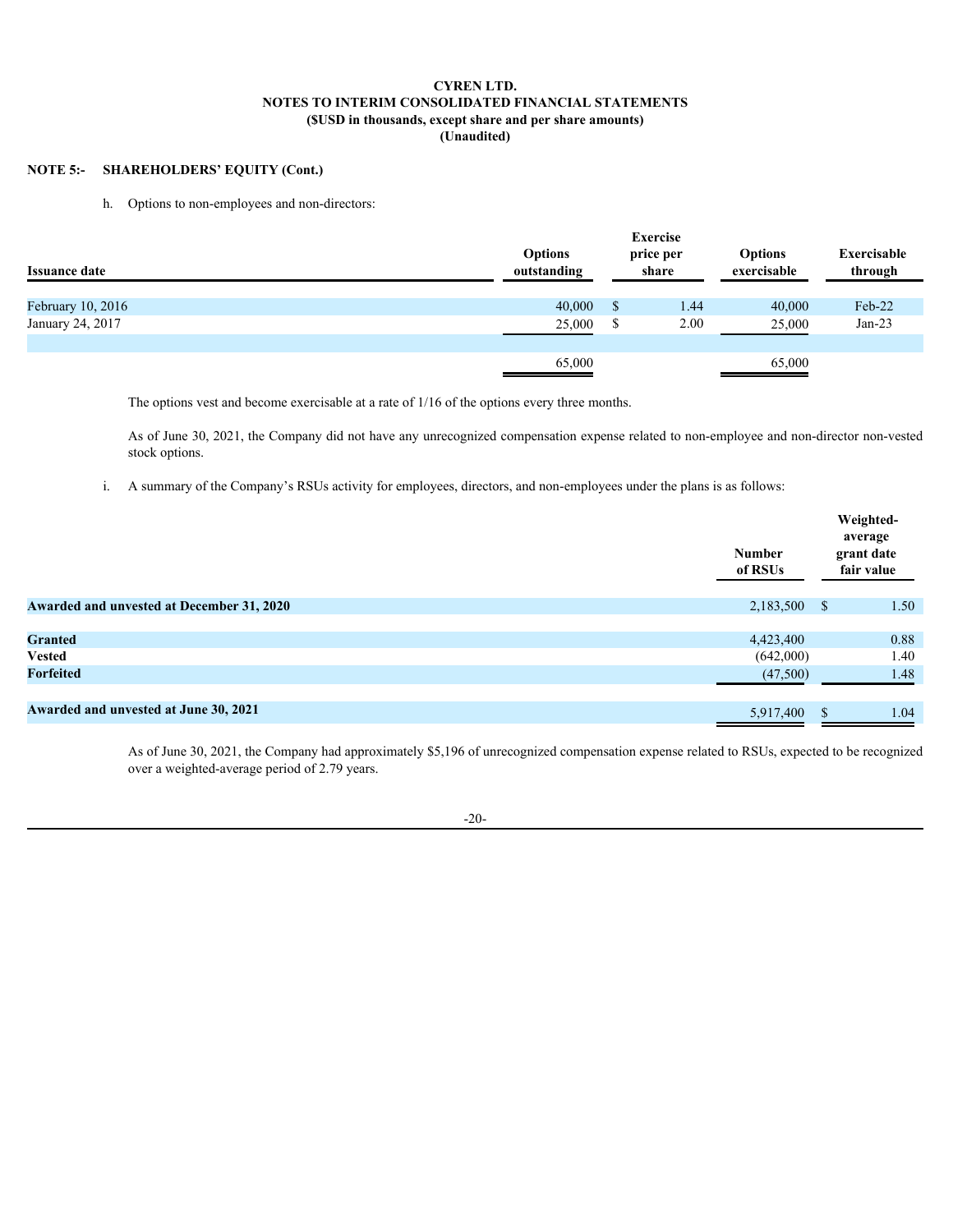**CYREN LTD.**
**NOTES TO INTERIM CONSOLIDATED FINANCIAL STATEMENTS**
**($USD in thousands, except share and per share amounts)**
**(Unaudited)**

**NOTE 5:- SHAREHOLDERS' EQUITY (Cont.)**

h. Options to non-employees and non-directors:

| Issuance date | Options outstanding | Exercise price per share | Options exercisable | Exercisable through |
|---|---|---|---|---|
| February 10, 2016 | 40,000 | $ 1.44 | 40,000 | Feb-22 |
| January 24, 2017 | 25,000 | $ 2.00 | 25,000 | Jan-23 |
| | 65,000 | | 65,000 | |

The options vest and become exercisable at a rate of 1/16 of the options every three months.

As of June 30, 2021, the Company did not have any unrecognized compensation expense related to non-employee and non-director non-vested stock options.

i. A summary of the Company's RSUs activity for employees, directors, and non-employees under the plans is as follows:

| | Number of RSUs | Weighted-average grant date fair value |
|---|---|---|
| **Awarded and unvested at December 31, 2020** | 2,183,500 | $ 1.50 |
| **Granted** | 4,423,400 | 0.88 |
| **Vested** | (642,000) | 1.40 |
| **Forfeited** | (47,500) | 1.48 |
| **Awarded and unvested at June 30, 2021** | 5,917,400 | $ 1.04 |

As of June 30, 2021, the Company had approximately $5,196 of unrecognized compensation expense related to RSUs, expected to be recognized over a weighted-average period of 2.79 years.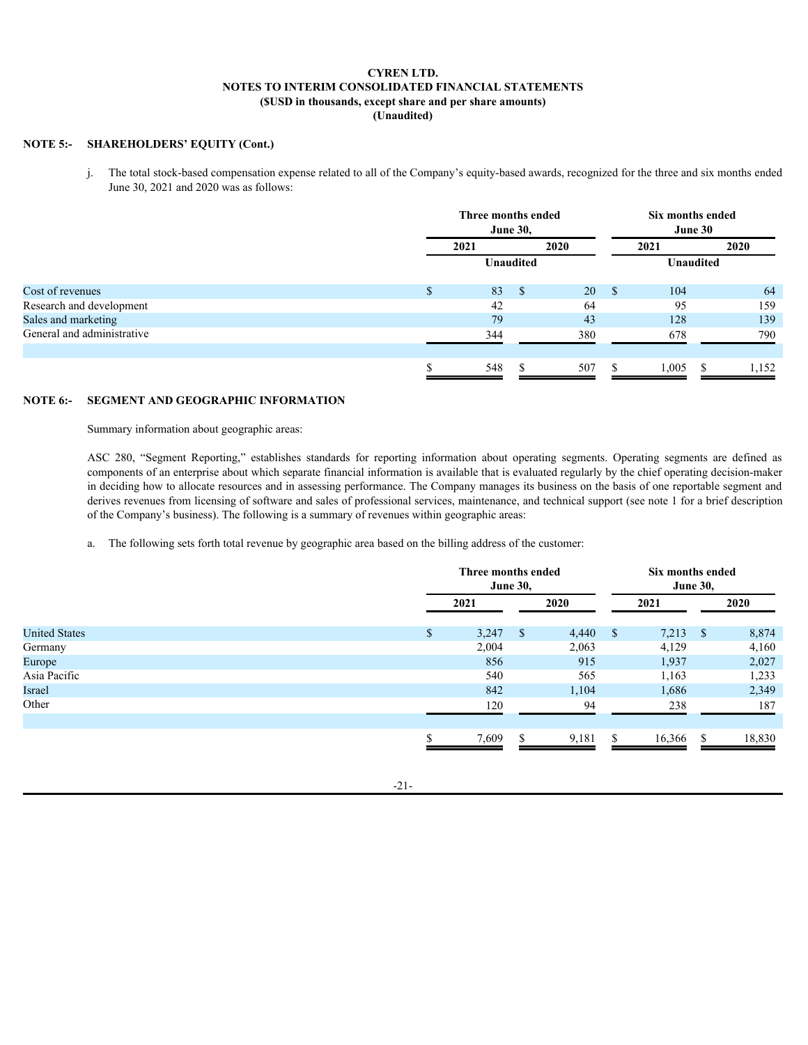**CYREN LTD.**
**NOTES TO INTERIM CONSOLIDATED FINANCIAL STATEMENTS**
**($USD in thousands, except share and per share amounts)**
**(Unaudited)**

**NOTE 5:- SHAREHOLDERS' EQUITY (Cont.)**

j. The total stock-based compensation expense related to all of the Company's equity-based awards, recognized for the three and six months ended June 30, 2021 and 2020 was as follows:

| | Three months ended June 30, | | Six months ended June 30 | |
|---|---|---|---|---|
| | 2021 | 2020 | 2021 | 2020 |
| | Unaudited | | Unaudited | |
| Cost of revenues | $ 83 | $ 20 | $ 104 | 64 |
| Research and development | 42 | 64 | 95 | 159 |
| Sales and marketing | 79 | 43 | 128 | 139 |
| General and administrative | 344 | 380 | 678 | 790 |
| | $ 548 | $ 507 | $ 1,005 | $ 1,152 |

**NOTE 6:- SEGMENT AND GEOGRAPHIC INFORMATION**

Summary information about geographic areas:

ASC 280, "Segment Reporting," establishes standards for reporting information about operating segments. Operating segments are defined as components of an enterprise about which separate financial information is available that is evaluated regularly by the chief operating decision-maker in deciding how to allocate resources and in assessing performance. The Company manages its business on the basis of one reportable segment and derives revenues from licensing of software and sales of professional services, maintenance, and technical support (see note 1 for a brief description of the Company's business). The following is a summary of revenues within geographic areas:

a. The following sets forth total revenue by geographic area based on the billing address of the customer:

| | Three months ended June 30, | | Six months ended June 30, | |
|---|---|---|---|---|
| | 2021 | 2020 | 2021 | 2020 |
| United States | $ 3,247 | $ 4,440 | $ 7,213 | $ 8,874 |
| Germany | 2,004 | 2,063 | 4,129 | 4,160 |
| Europe | 856 | 915 | 1,937 | 2,027 |
| Asia Pacific | 540 | 565 | 1,163 | 1,233 |
| Israel | 842 | 1,104 | 1,686 | 2,349 |
| Other | 120 | 94 | 238 | 187 |
| | $ 7,609 | $ 9,181 | $ 16,366 | $ 18,830 |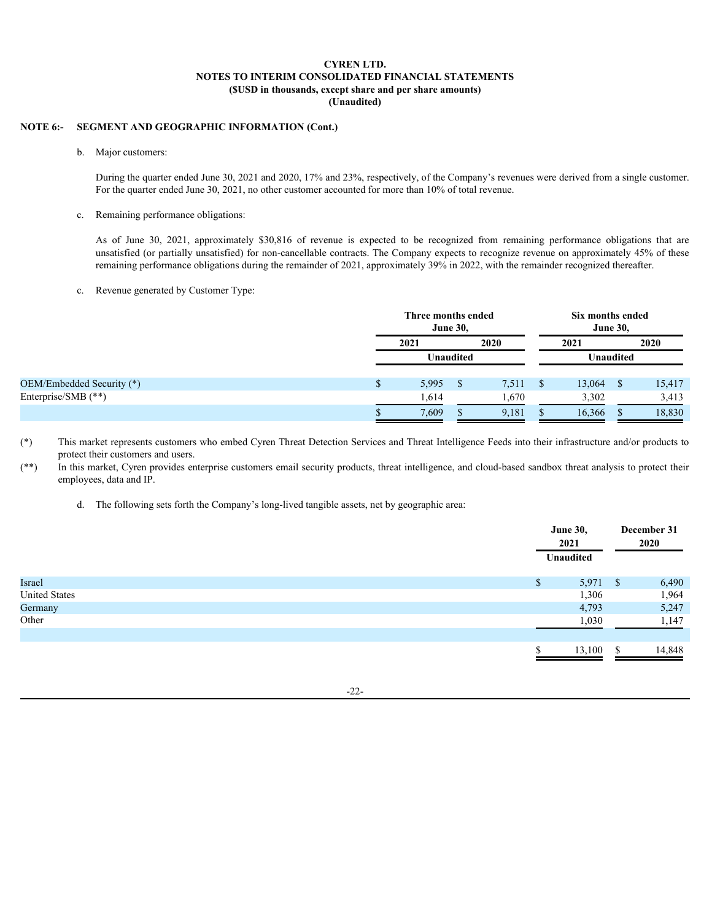**CYREN LTD.**
**NOTES TO INTERIM CONSOLIDATED FINANCIAL STATEMENTS**
**($USD in thousands, except share and per share amounts)**
**(Unaudited)**

**NOTE 6:- SEGMENT AND GEOGRAPHIC INFORMATION (Cont.)**

b. Major customers:

During the quarter ended June 30, 2021 and 2020, 17% and 23%, respectively, of the Company's revenues were derived from a single customer. For the quarter ended June 30, 2021, no other customer accounted for more than 10% of total revenue.

c. Remaining performance obligations:

As of June 30, 2021, approximately $30,816 of revenue is expected to be recognized from remaining performance obligations that are unsatisfied (or partially unsatisfied) for non-cancellable contracts. The Company expects to recognize revenue on approximately 45% of these remaining performance obligations during the remainder of 2021, approximately 39% in 2022, with the remainder recognized thereafter.

c. Revenue generated by Customer Type:

| | Three months ended June 30, | | Six months ended June 30, | |
|---|---|---|---|---|
| | 2021 | 2020 | 2021 | 2020 |
| | Unaudited | | Unaudited | |
| OEM/Embedded Security (*) | $ 5,995 | $ 7,511 | $ 13,064 | $ 15,417 |
| Enterprise/SMB (**) | 1,614 | 1,670 | 3,302 | 3,413 |
| | $ 7,609 | $ 9,181 | $ 16,366 | $ 18,830 |

(*) This market represents customers who embed Cyren Threat Detection Services and Threat Intelligence Feeds into their infrastructure and/or products to protect their customers and users.

(**) In this market, Cyren provides enterprise customers email security products, threat intelligence, and cloud-based sandbox threat analysis to protect their employees, data and IP.

d. The following sets forth the Company's long-lived tangible assets, net by geographic area:

| | June 30, 2021 | December 31 2020 |
|---|---|---|
| | Unaudited | |
| Israel | $ 5,971 | $ 6,490 |
| United States | 1,306 | 1,964 |
| Germany | 4,793 | 5,247 |
| Other | 1,030 | 1,147 |
| | $ 13,100 | $ 14,848 |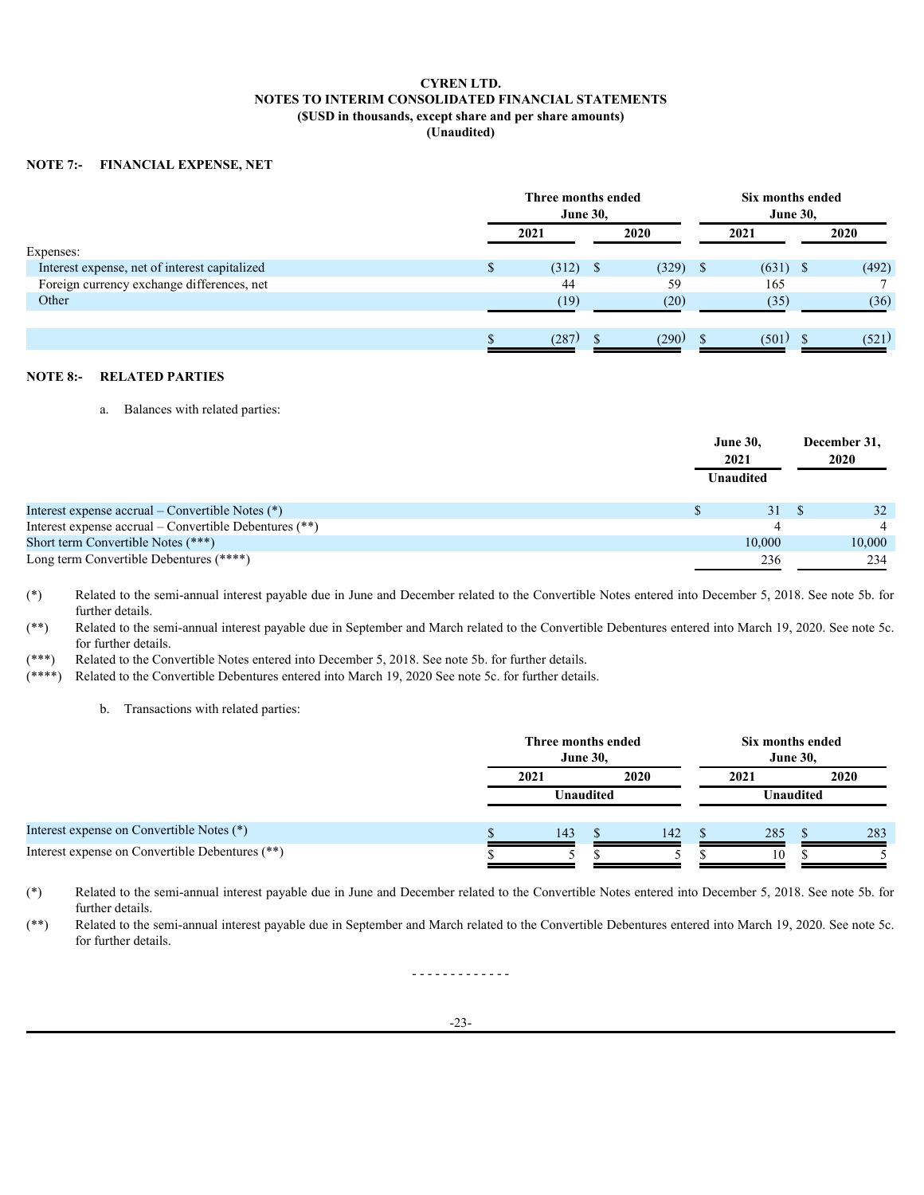**CYREN LTD.**
**NOTES TO INTERIM CONSOLIDATED FINANCIAL STATEMENTS**
**($USD in thousands, except share and per share amounts)**
**(Unaudited)**

## NOTE 7:- FINANCIAL EXPENSE, NET

| | Three months ended June 30, | | Six months ended June 30, | |
|---|---|---|---|---|
| | 2021 | 2020 | 2021 | 2020 |
| Expenses: | | | | |
| Interest expense, net of interest capitalized | $ (312) | $ (329) | $ (631) | $ (492) |
| Foreign currency exchange differences, net | 44 | 59 | 165 | 7 |
| Other | (19) | (20) | (35) | (36) |
| | $ (287) | $ (290) | $ (501) | $ (521) |

## NOTE 8:- RELATED PARTIES

a. Balances with related parties:

| | June 30, 2021 | December 31, 2020 |
|---|---|---|
| | Unaudited | |
| Interest expense accrual – Convertible Notes (*) | $ 31 | $ 32 |
| Interest expense accrual – Convertible Debentures (**) | 4 | 4 |
| Short term Convertible Notes (***) | 10,000 | 10,000 |
| Long term Convertible Debentures (****) | 236 | 234 |

(*) Related to the semi-annual interest payable due in June and December related to the Convertible Notes entered into December 5, 2018. See note 5b. for further details.

(**) Related to the semi-annual interest payable due in September and March related to the Convertible Debentures entered into March 19, 2020. See note 5c. for further details.

(***) Related to the Convertible Notes entered into December 5, 2018. See note 5b. for further details.

(****) Related to the Convertible Debentures entered into March 19, 2020 See note 5c. for further details.

b. Transactions with related parties:

| | Three months ended June 30, | | Six months ended June 30, | |
|---|---|---|---|---|
| | 2021 | 2020 | 2021 | 2020 |
| | Unaudited | | Unaudited | |
| Interest expense on Convertible Notes (*) | $ 143 | $ 142 | $ 285 | $ 283 |
| Interest expense on Convertible Debentures (**) | $ 5 | $ 5 | $ 10 | $ 5 |

(*) Related to the semi-annual interest payable due in June and December related to the Convertible Notes entered into December 5, 2018. See note 5b. for further details.

(**) Related to the semi-annual interest payable due in September and March related to the Convertible Debentures entered into March 19, 2020. See note 5c. for further details.

\- - - - - - - - - - - - -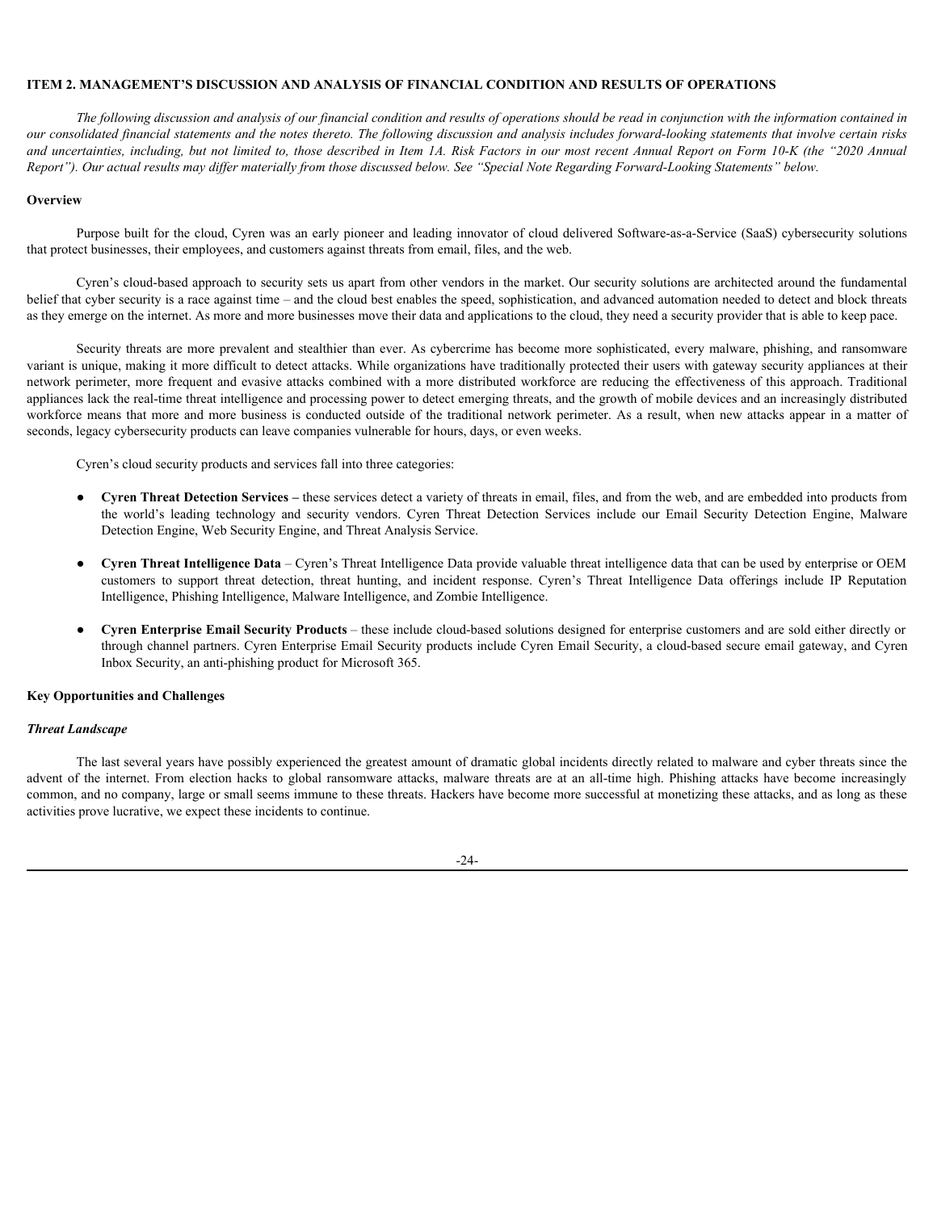## ITEM 2. MANAGEMENT'S DISCUSSION AND ANALYSIS OF FINANCIAL CONDITION AND RESULTS OF OPERATIONS

*The following discussion and analysis of our financial condition and results of operations should be read in conjunction with the information contained in our consolidated financial statements and the notes thereto. The following discussion and analysis includes forward-looking statements that involve certain risks and uncertainties, including, but not limited to, those described in Item 1A. Risk Factors in our most recent Annual Report on Form 10-K (the "2020 Annual Report"). Our actual results may differ materially from those discussed below. See "Special Note Regarding Forward-Looking Statements" below.*

### Overview

Purpose built for the cloud, Cyren was an early pioneer and leading innovator of cloud delivered Software-as-a-Service (SaaS) cybersecurity solutions that protect businesses, their employees, and customers against threats from email, files, and the web.

Cyren's cloud-based approach to security sets us apart from other vendors in the market. Our security solutions are architected around the fundamental belief that cyber security is a race against time – and the cloud best enables the speed, sophistication, and advanced automation needed to detect and block threats as they emerge on the internet. As more and more businesses move their data and applications to the cloud, they need a security provider that is able to keep pace.

Security threats are more prevalent and stealthier than ever. As cybercrime has become more sophisticated, every malware, phishing, and ransomware variant is unique, making it more difficult to detect attacks. While organizations have traditionally protected their users with gateway security appliances at their network perimeter, more frequent and evasive attacks combined with a more distributed workforce are reducing the effectiveness of this approach. Traditional appliances lack the real-time threat intelligence and processing power to detect emerging threats, and the growth of mobile devices and an increasingly distributed workforce means that more and more business is conducted outside of the traditional network perimeter. As a result, when new attacks appear in a matter of seconds, legacy cybersecurity products can leave companies vulnerable for hours, days, or even weeks.

Cyren's cloud security products and services fall into three categories:

- **Cyren Threat Detection Services –** these services detect a variety of threats in email, files, and from the web, and are embedded into products from the world's leading technology and security vendors. Cyren Threat Detection Services include our Email Security Detection Engine, Malware Detection Engine, Web Security Engine, and Threat Analysis Service.

- **Cyren Threat Intelligence Data** – Cyren's Threat Intelligence Data provide valuable threat intelligence data that can be used by enterprise or OEM customers to support threat detection, threat hunting, and incident response. Cyren's Threat Intelligence Data offerings include IP Reputation Intelligence, Phishing Intelligence, Malware Intelligence, and Zombie Intelligence.

- **Cyren Enterprise Email Security Products** – these include cloud-based solutions designed for enterprise customers and are sold either directly or through channel partners. Cyren Enterprise Email Security products include Cyren Email Security, a cloud-based secure email gateway, and Cyren Inbox Security, an anti-phishing product for Microsoft 365.

### Key Opportunities and Challenges

#### *Threat Landscape*

The last several years have possibly experienced the greatest amount of dramatic global incidents directly related to malware and cyber threats since the advent of the internet. From election hacks to global ransomware attacks, malware threats are at an all-time high. Phishing attacks have become increasingly common, and no company, large or small seems immune to these threats. Hackers have become more successful at monetizing these attacks, and as long as these activities prove lucrative, we expect these incidents to continue.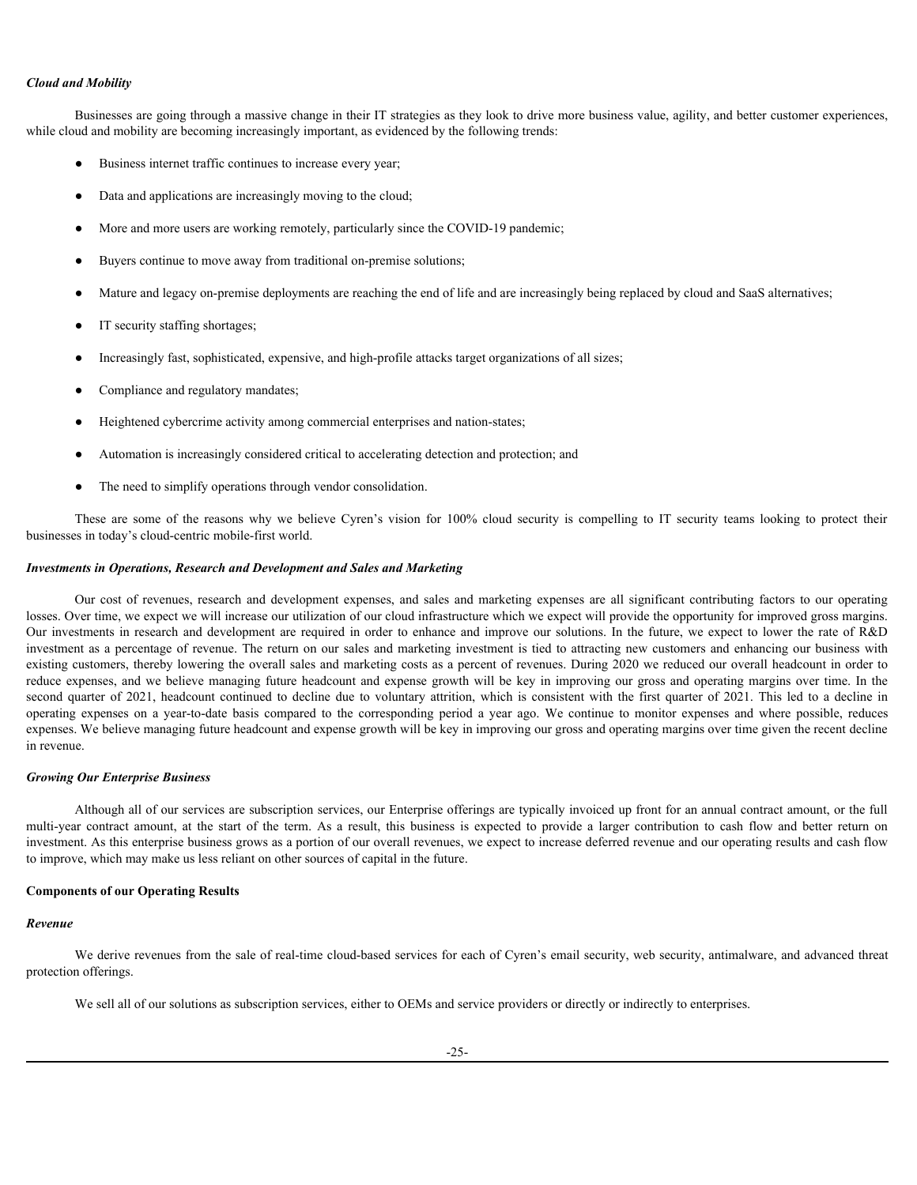***Cloud and Mobility***

Businesses are going through a massive change in their IT strategies as they look to drive more business value, agility, and better customer experiences, while cloud and mobility are becoming increasingly important, as evidenced by the following trends:

- Business internet traffic continues to increase every year;
- Data and applications are increasingly moving to the cloud;
- More and more users are working remotely, particularly since the COVID-19 pandemic;
- Buyers continue to move away from traditional on-premise solutions;
- Mature and legacy on-premise deployments are reaching the end of life and are increasingly being replaced by cloud and SaaS alternatives;
- IT security staffing shortages;
- Increasingly fast, sophisticated, expensive, and high-profile attacks target organizations of all sizes;
- Compliance and regulatory mandates;
- Heightened cybercrime activity among commercial enterprises and nation-states;
- Automation is increasingly considered critical to accelerating detection and protection; and
- The need to simplify operations through vendor consolidation.

These are some of the reasons why we believe Cyren's vision for 100% cloud security is compelling to IT security teams looking to protect their businesses in today's cloud-centric mobile-first world.

***Investments in Operations, Research and Development and Sales and Marketing***

Our cost of revenues, research and development expenses, and sales and marketing expenses are all significant contributing factors to our operating losses. Over time, we expect we will increase our utilization of our cloud infrastructure which we expect will provide the opportunity for improved gross margins. Our investments in research and development are required in order to enhance and improve our solutions. In the future, we expect to lower the rate of R&D investment as a percentage of revenue. The return on our sales and marketing investment is tied to attracting new customers and enhancing our business with existing customers, thereby lowering the overall sales and marketing costs as a percent of revenues. During 2020 we reduced our overall headcount in order to reduce expenses, and we believe managing future headcount and expense growth will be key in improving our gross and operating margins over time. In the second quarter of 2021, headcount continued to decline due to voluntary attrition, which is consistent with the first quarter of 2021. This led to a decline in operating expenses on a year-to-date basis compared to the corresponding period a year ago. We continue to monitor expenses and where possible, reduces expenses. We believe managing future headcount and expense growth will be key in improving our gross and operating margins over time given the recent decline in revenue.

***Growing Our Enterprise Business***

Although all of our services are subscription services, our Enterprise offerings are typically invoiced up front for an annual contract amount, or the full multi-year contract amount, at the start of the term. As a result, this business is expected to provide a larger contribution to cash flow and better return on investment. As this enterprise business grows as a portion of our overall revenues, we expect to increase deferred revenue and our operating results and cash flow to improve, which may make us less reliant on other sources of capital in the future.

**Components of our Operating Results**

***Revenue***

We derive revenues from the sale of real-time cloud-based services for each of Cyren's email security, web security, antimalware, and advanced threat protection offerings.

We sell all of our solutions as subscription services, either to OEMs and service providers or directly or indirectly to enterprises.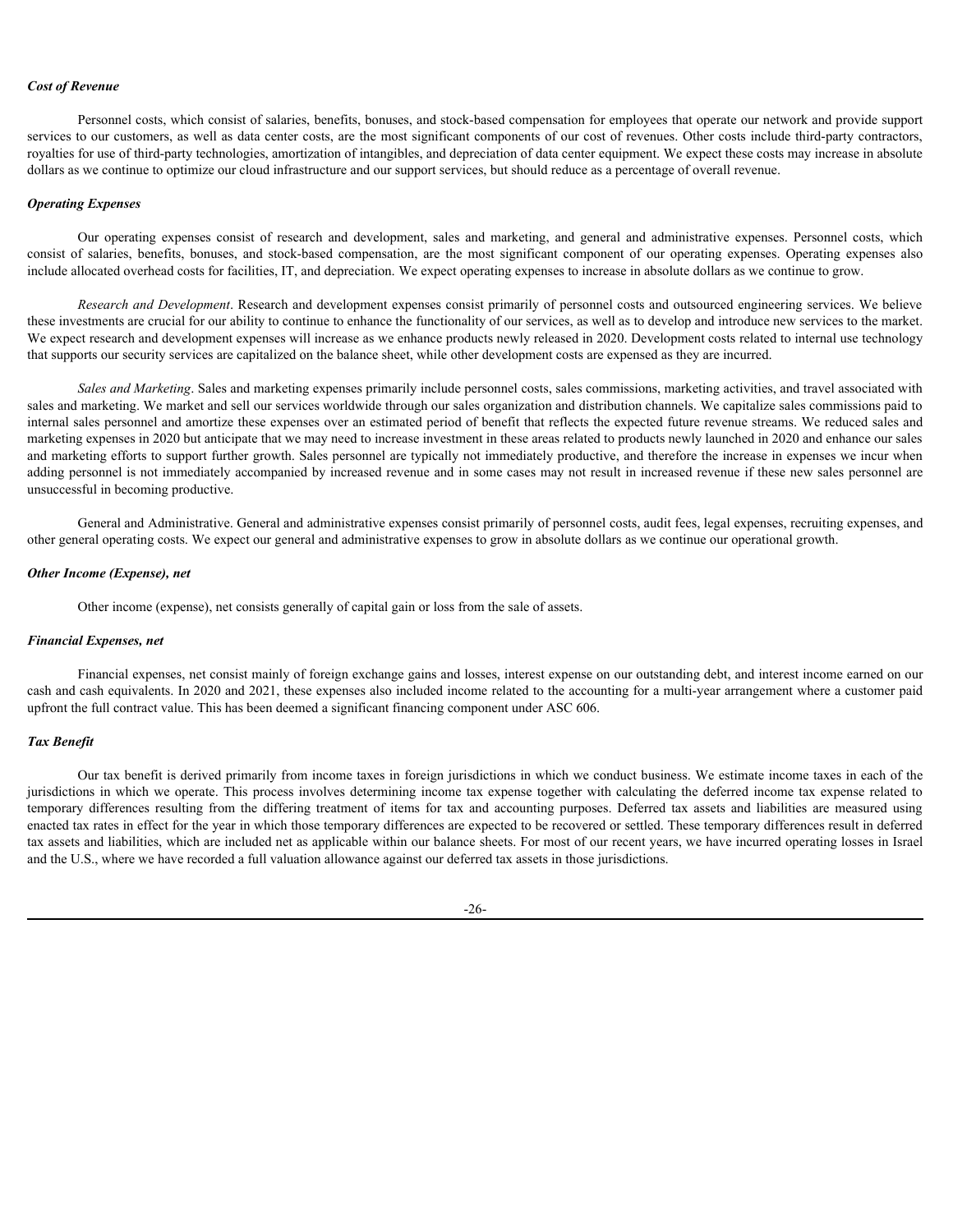***Cost of Revenue***

Personnel costs, which consist of salaries, benefits, bonuses, and stock-based compensation for employees that operate our network and provide support services to our customers, as well as data center costs, are the most significant components of our cost of revenues. Other costs include third-party contractors, royalties for use of third-party technologies, amortization of intangibles, and depreciation of data center equipment. We expect these costs may increase in absolute dollars as we continue to optimize our cloud infrastructure and our support services, but should reduce as a percentage of overall revenue.

***Operating Expenses***

Our operating expenses consist of research and development, sales and marketing, and general and administrative expenses. Personnel costs, which consist of salaries, benefits, bonuses, and stock-based compensation, are the most significant component of our operating expenses. Operating expenses also include allocated overhead costs for facilities, IT, and depreciation. We expect operating expenses to increase in absolute dollars as we continue to grow.

*Research and Development*. Research and development expenses consist primarily of personnel costs and outsourced engineering services. We believe these investments are crucial for our ability to continue to enhance the functionality of our services, as well as to develop and introduce new services to the market. We expect research and development expenses will increase as we enhance products newly released in 2020. Development costs related to internal use technology that supports our security services are capitalized on the balance sheet, while other development costs are expensed as they are incurred.

*Sales and Marketing*. Sales and marketing expenses primarily include personnel costs, sales commissions, marketing activities, and travel associated with sales and marketing. We market and sell our services worldwide through our sales organization and distribution channels. We capitalize sales commissions paid to internal sales personnel and amortize these expenses over an estimated period of benefit that reflects the expected future revenue streams. We reduced sales and marketing expenses in 2020 but anticipate that we may need to increase investment in these areas related to products newly launched in 2020 and enhance our sales and marketing efforts to support further growth. Sales personnel are typically not immediately productive, and therefore the increase in expenses we incur when adding personnel is not immediately accompanied by increased revenue and in some cases may not result in increased revenue if these new sales personnel are unsuccessful in becoming productive.

General and Administrative. General and administrative expenses consist primarily of personnel costs, audit fees, legal expenses, recruiting expenses, and other general operating costs. We expect our general and administrative expenses to grow in absolute dollars as we continue our operational growth.

***Other Income (Expense), net***

Other income (expense), net consists generally of capital gain or loss from the sale of assets.

***Financial Expenses, net***

Financial expenses, net consist mainly of foreign exchange gains and losses, interest expense on our outstanding debt, and interest income earned on our cash and cash equivalents. In 2020 and 2021, these expenses also included income related to the accounting for a multi-year arrangement where a customer paid upfront the full contract value. This has been deemed a significant financing component under ASC 606.

***Tax Benefit***

Our tax benefit is derived primarily from income taxes in foreign jurisdictions in which we conduct business. We estimate income taxes in each of the jurisdictions in which we operate. This process involves determining income tax expense together with calculating the deferred income tax expense related to temporary differences resulting from the differing treatment of items for tax and accounting purposes. Deferred tax assets and liabilities are measured using enacted tax rates in effect for the year in which those temporary differences are expected to be recovered or settled. These temporary differences result in deferred tax assets and liabilities, which are included net as applicable within our balance sheets. For most of our recent years, we have incurred operating losses in Israel and the U.S., where we have recorded a full valuation allowance against our deferred tax assets in those jurisdictions.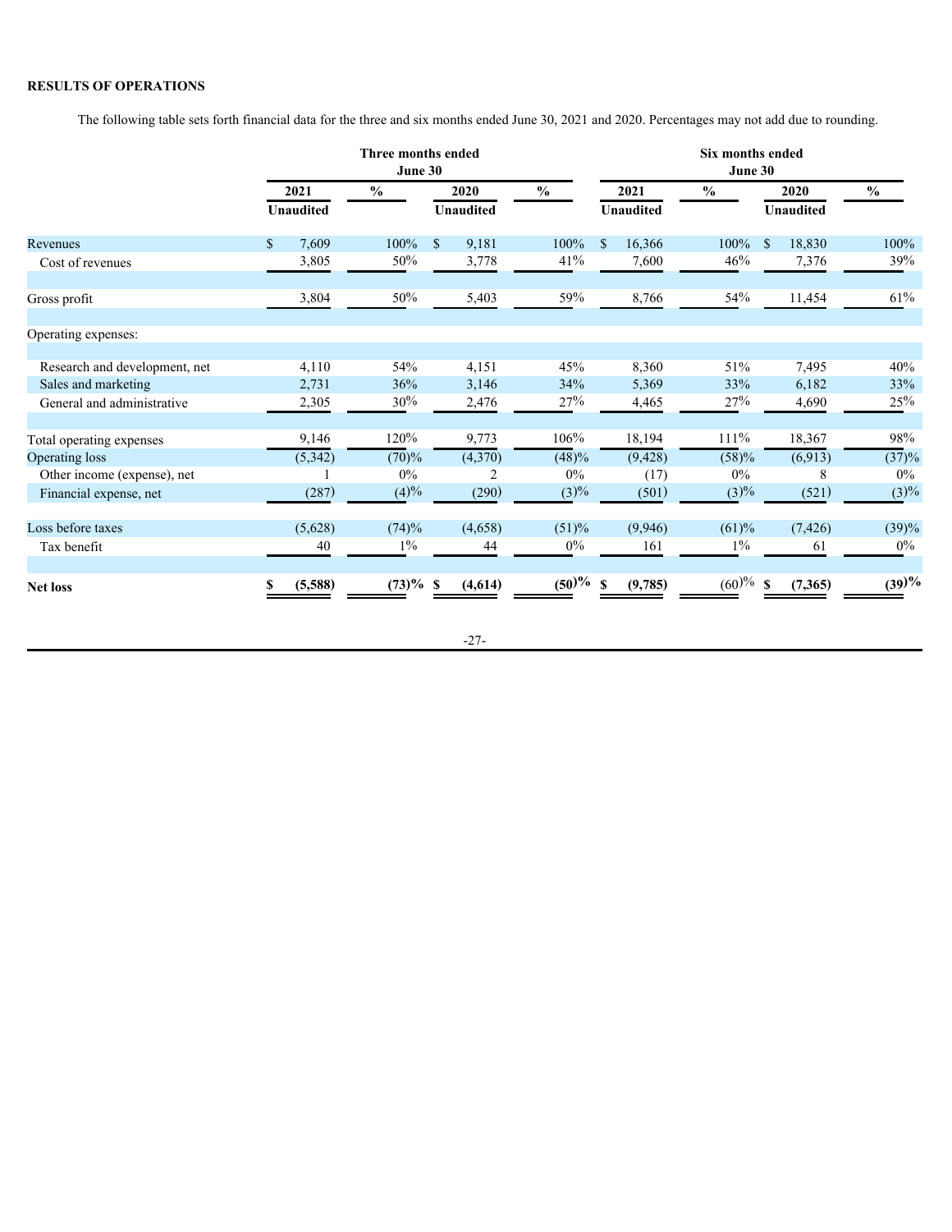## RESULTS OF OPERATIONS

The following table sets forth financial data for the three and six months ended June 30, 2021 and 2020. Percentages may not add due to rounding.

| | Three months ended June 30 | | | | Six months ended June 30 | | | |
|---|---|---|---|---|---|---|---|---|
| | 2021 | % | 2020 | % | 2021 | % | 2020 | % |
| | Unaudited | | Unaudited | | Unaudited | | Unaudited | |
| Revenues | $ 7,609 | 100% | $ 9,181 | 100% | $ 16,366 | 100% | $ 18,830 | 100% |
| Cost of revenues | 3,805 | 50% | 3,778 | 41% | 7,600 | 46% | 7,376 | 39% |
| Gross profit | 3,804 | 50% | 5,403 | 59% | 8,766 | 54% | 11,454 | 61% |
| Operating expenses: | | | | | | | | |
| Research and development, net | 4,110 | 54% | 4,151 | 45% | 8,360 | 51% | 7,495 | 40% |
| Sales and marketing | 2,731 | 36% | 3,146 | 34% | 5,369 | 33% | 6,182 | 33% |
| General and administrative | 2,305 | 30% | 2,476 | 27% | 4,465 | 27% | 4,690 | 25% |
| Total operating expenses | 9,146 | 120% | 9,773 | 106% | 18,194 | 111% | 18,367 | 98% |
| Operating loss | (5,342) | (70)% | (4,370) | (48)% | (9,428) | (58)% | (6,913) | (37)% |
| Other income (expense), net | 1 | 0% | 2 | 0% | (17) | 0% | 8 | 0% |
| Financial expense, net | (287) | (4)% | (290) | (3)% | (501) | (3)% | (521) | (3)% |
| Loss before taxes | (5,628) | (74)% | (4,658) | (51)% | (9,946) | (61)% | (7,426) | (39)% |
| Tax benefit | 40 | 1% | 44 | 0% | 161 | 1% | 61 | 0% |
| **Net loss** | **$ (5,588)** | **(73)%** | **$ (4,614)** | **(50)%** | **$ (9,785)** | (60)% | **$ (7,365)** | **(39)%** |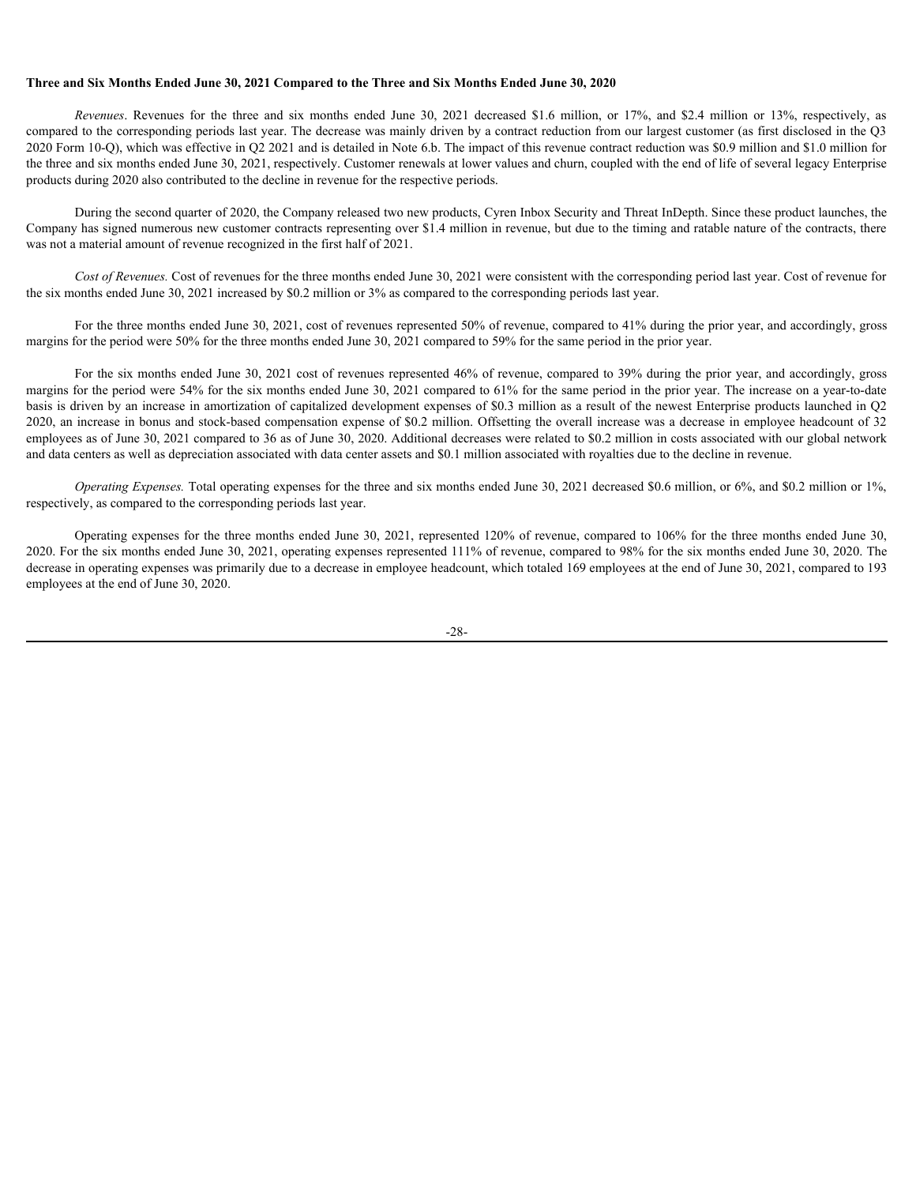**Three and Six Months Ended June 30, 2021 Compared to the Three and Six Months Ended June 30, 2020**

*Revenues*. Revenues for the three and six months ended June 30, 2021 decreased $1.6 million, or 17%, and $2.4 million or 13%, respectively, as compared to the corresponding periods last year. The decrease was mainly driven by a contract reduction from our largest customer (as first disclosed in the Q3 2020 Form 10-Q), which was effective in Q2 2021 and is detailed in Note 6.b. The impact of this revenue contract reduction was $0.9 million and $1.0 million for the three and six months ended June 30, 2021, respectively. Customer renewals at lower values and churn, coupled with the end of life of several legacy Enterprise products during 2020 also contributed to the decline in revenue for the respective periods.

During the second quarter of 2020, the Company released two new products, Cyren Inbox Security and Threat InDepth. Since these product launches, the Company has signed numerous new customer contracts representing over $1.4 million in revenue, but due to the timing and ratable nature of the contracts, there was not a material amount of revenue recognized in the first half of 2021.

*Cost of Revenues.* Cost of revenues for the three months ended June 30, 2021 were consistent with the corresponding period last year. Cost of revenue for the six months ended June 30, 2021 increased by $0.2 million or 3% as compared to the corresponding periods last year.

For the three months ended June 30, 2021, cost of revenues represented 50% of revenue, compared to 41% during the prior year, and accordingly, gross margins for the period were 50% for the three months ended June 30, 2021 compared to 59% for the same period in the prior year.

For the six months ended June 30, 2021 cost of revenues represented 46% of revenue, compared to 39% during the prior year, and accordingly, gross margins for the period were 54% for the six months ended June 30, 2021 compared to 61% for the same period in the prior year. The increase on a year-to-date basis is driven by an increase in amortization of capitalized development expenses of $0.3 million as a result of the newest Enterprise products launched in Q2 2020, an increase in bonus and stock-based compensation expense of $0.2 million. Offsetting the overall increase was a decrease in employee headcount of 32 employees as of June 30, 2021 compared to 36 as of June 30, 2020. Additional decreases were related to $0.2 million in costs associated with our global network and data centers as well as depreciation associated with data center assets and $0.1 million associated with royalties due to the decline in revenue.

*Operating Expenses.* Total operating expenses for the three and six months ended June 30, 2021 decreased $0.6 million, or 6%, and $0.2 million or 1%, respectively, as compared to the corresponding periods last year.

Operating expenses for the three months ended June 30, 2021, represented 120% of revenue, compared to 106% for the three months ended June 30, 2020. For the six months ended June 30, 2021, operating expenses represented 111% of revenue, compared to 98% for the six months ended June 30, 2020. The decrease in operating expenses was primarily due to a decrease in employee headcount, which totaled 169 employees at the end of June 30, 2021, compared to 193 employees at the end of June 30, 2020.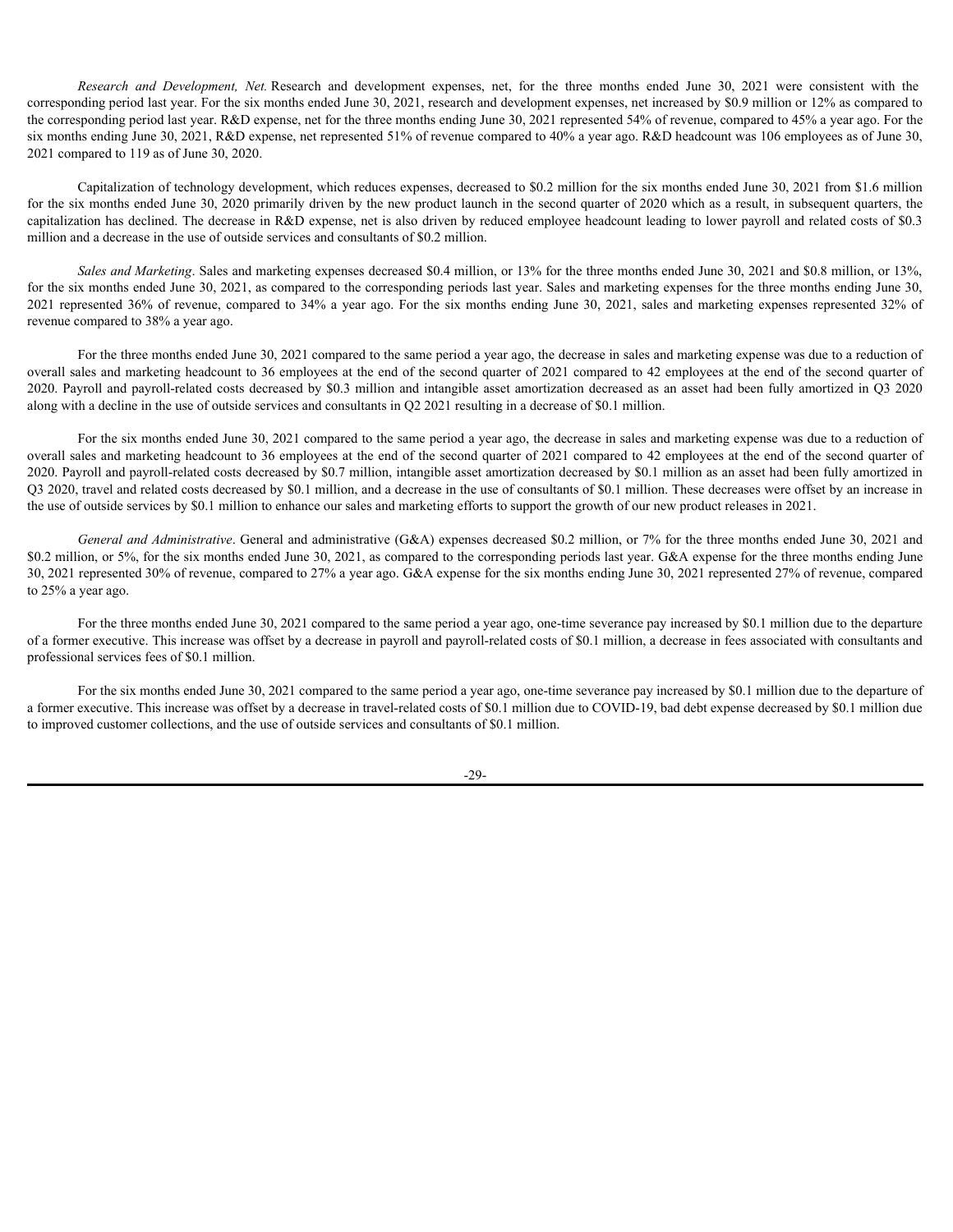*Research and Development, Net.* Research and development expenses, net, for the three months ended June 30, 2021 were consistent with the corresponding period last year. For the six months ended June 30, 2021, research and development expenses, net increased by $0.9 million or 12% as compared to the corresponding period last year. R&D expense, net for the three months ending June 30, 2021 represented 54% of revenue, compared to 45% a year ago. For the six months ending June 30, 2021, R&D expense, net represented 51% of revenue compared to 40% a year ago. R&D headcount was 106 employees as of June 30, 2021 compared to 119 as of June 30, 2020.

Capitalization of technology development, which reduces expenses, decreased to $0.2 million for the six months ended June 30, 2021 from $1.6 million for the six months ended June 30, 2020 primarily driven by the new product launch in the second quarter of 2020 which as a result, in subsequent quarters, the capitalization has declined. The decrease in R&D expense, net is also driven by reduced employee headcount leading to lower payroll and related costs of $0.3 million and a decrease in the use of outside services and consultants of $0.2 million.

*Sales and Marketing*. Sales and marketing expenses decreased $0.4 million, or 13% for the three months ended June 30, 2021 and $0.8 million, or 13%, for the six months ended June 30, 2021, as compared to the corresponding periods last year. Sales and marketing expenses for the three months ending June 30, 2021 represented 36% of revenue, compared to 34% a year ago. For the six months ending June 30, 2021, sales and marketing expenses represented 32% of revenue compared to 38% a year ago.

For the three months ended June 30, 2021 compared to the same period a year ago, the decrease in sales and marketing expense was due to a reduction of overall sales and marketing headcount to 36 employees at the end of the second quarter of 2021 compared to 42 employees at the end of the second quarter of 2020. Payroll and payroll-related costs decreased by $0.3 million and intangible asset amortization decreased as an asset had been fully amortized in Q3 2020 along with a decline in the use of outside services and consultants in Q2 2021 resulting in a decrease of $0.1 million.

For the six months ended June 30, 2021 compared to the same period a year ago, the decrease in sales and marketing expense was due to a reduction of overall sales and marketing headcount to 36 employees at the end of the second quarter of 2021 compared to 42 employees at the end of the second quarter of 2020. Payroll and payroll-related costs decreased by $0.7 million, intangible asset amortization decreased by $0.1 million as an asset had been fully amortized in Q3 2020, travel and related costs decreased by $0.1 million, and a decrease in the use of consultants of $0.1 million. These decreases were offset by an increase in the use of outside services by $0.1 million to enhance our sales and marketing efforts to support the growth of our new product releases in 2021.

*General and Administrative*. General and administrative (G&A) expenses decreased $0.2 million, or 7% for the three months ended June 30, 2021 and $0.2 million, or 5%, for the six months ended June 30, 2021, as compared to the corresponding periods last year. G&A expense for the three months ending June 30, 2021 represented 30% of revenue, compared to 27% a year ago. G&A expense for the six months ending June 30, 2021 represented 27% of revenue, compared to 25% a year ago.

For the three months ended June 30, 2021 compared to the same period a year ago, one-time severance pay increased by $0.1 million due to the departure of a former executive. This increase was offset by a decrease in payroll and payroll-related costs of $0.1 million, a decrease in fees associated with consultants and professional services fees of $0.1 million.

For the six months ended June 30, 2021 compared to the same period a year ago, one-time severance pay increased by $0.1 million due to the departure of a former executive. This increase was offset by a decrease in travel-related costs of $0.1 million due to COVID-19, bad debt expense decreased by $0.1 million due to improved customer collections, and the use of outside services and consultants of $0.1 million.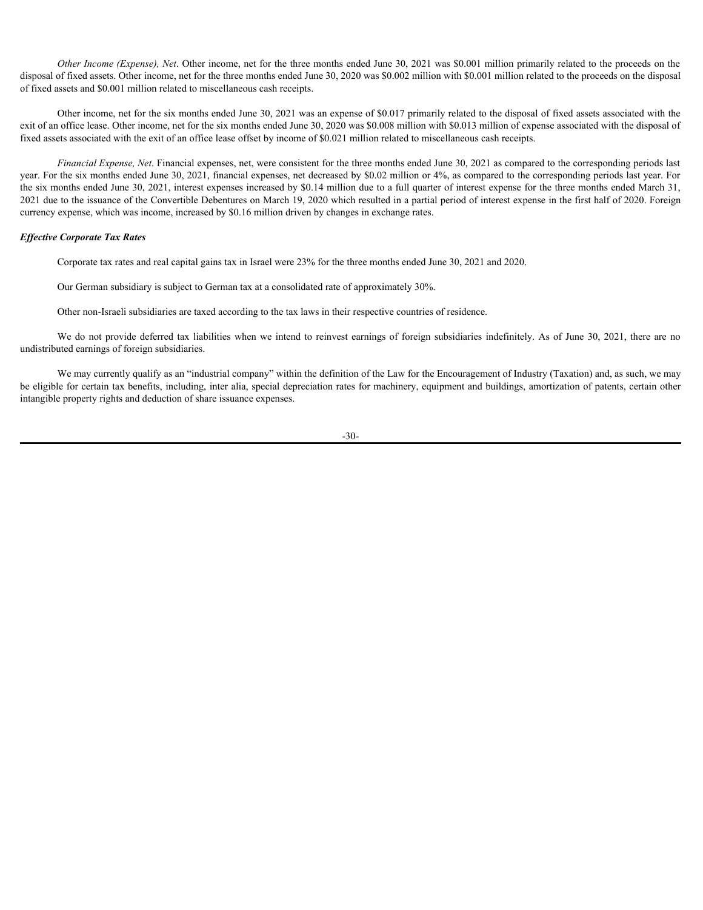*Other Income (Expense), Net*. Other income, net for the three months ended June 30, 2021 was $0.001 million primarily related to the proceeds on the disposal of fixed assets. Other income, net for the three months ended June 30, 2020 was $0.002 million with $0.001 million related to the proceeds on the disposal of fixed assets and $0.001 million related to miscellaneous cash receipts.

Other income, net for the six months ended June 30, 2021 was an expense of $0.017 primarily related to the disposal of fixed assets associated with the exit of an office lease. Other income, net for the six months ended June 30, 2020 was $0.008 million with $0.013 million of expense associated with the disposal of fixed assets associated with the exit of an office lease offset by income of $0.021 million related to miscellaneous cash receipts.

*Financial Expense, Net*. Financial expenses, net, were consistent for the three months ended June 30, 2021 as compared to the corresponding periods last year. For the six months ended June 30, 2021, financial expenses, net decreased by $0.02 million or 4%, as compared to the corresponding periods last year. For the six months ended June 30, 2021, interest expenses increased by $0.14 million due to a full quarter of interest expense for the three months ended March 31, 2021 due to the issuance of the Convertible Debentures on March 19, 2020 which resulted in a partial period of interest expense in the first half of 2020. Foreign currency expense, which was income, increased by $0.16 million driven by changes in exchange rates.

***Effective Corporate Tax Rates***

Corporate tax rates and real capital gains tax in Israel were 23% for the three months ended June 30, 2021 and 2020.

Our German subsidiary is subject to German tax at a consolidated rate of approximately 30%.

Other non-Israeli subsidiaries are taxed according to the tax laws in their respective countries of residence.

We do not provide deferred tax liabilities when we intend to reinvest earnings of foreign subsidiaries indefinitely. As of June 30, 2021, there are no undistributed earnings of foreign subsidiaries.

We may currently qualify as an "industrial company" within the definition of the Law for the Encouragement of Industry (Taxation) and, as such, we may be eligible for certain tax benefits, including, inter alia, special depreciation rates for machinery, equipment and buildings, amortization of patents, certain other intangible property rights and deduction of share issuance expenses.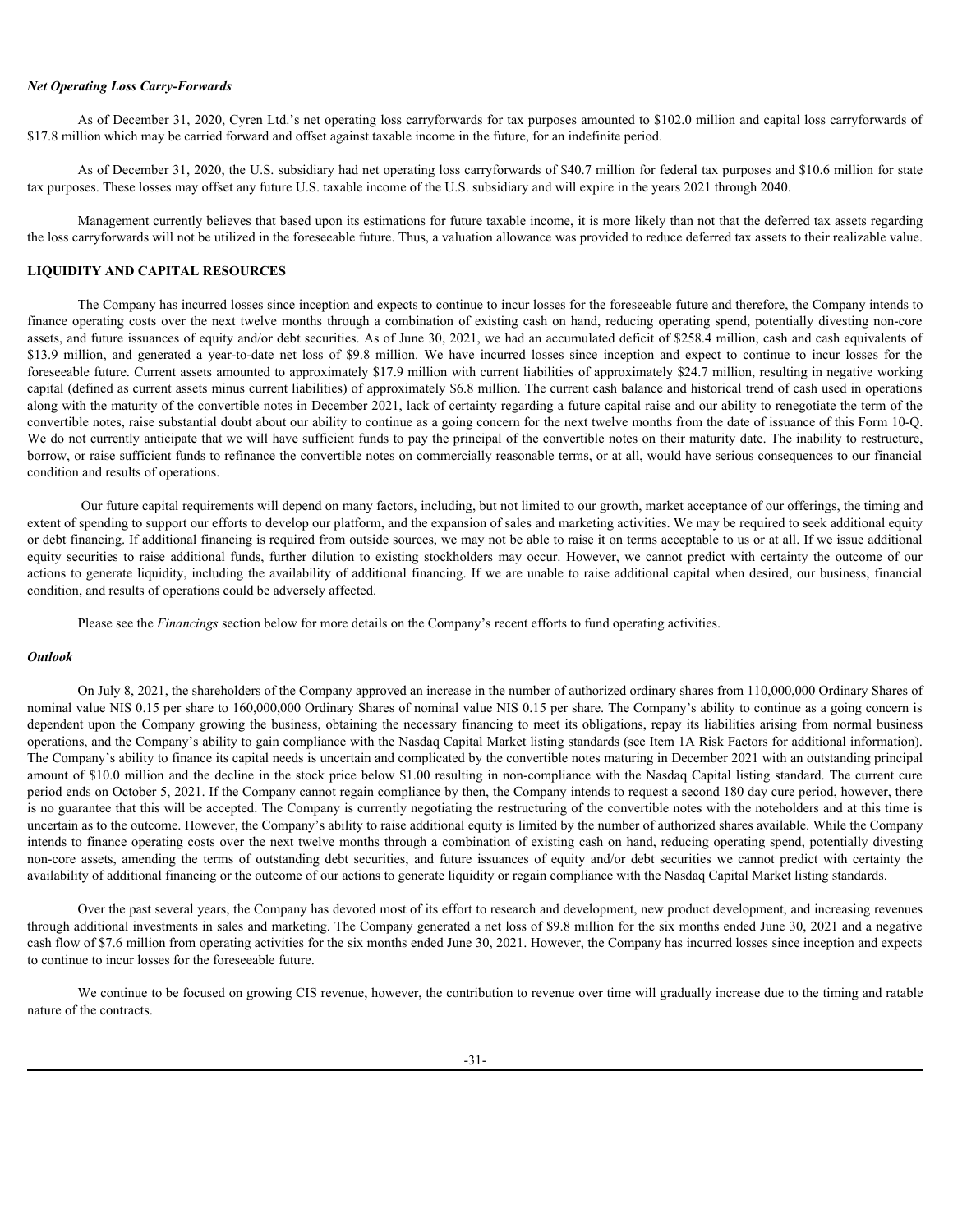***Net Operating Loss Carry-Forwards***

As of December 31, 2020, Cyren Ltd.'s net operating loss carryforwards for tax purposes amounted to $102.0 million and capital loss carryforwards of $17.8 million which may be carried forward and offset against taxable income in the future, for an indefinite period.

As of December 31, 2020, the U.S. subsidiary had net operating loss carryforwards of $40.7 million for federal tax purposes and $10.6 million for state tax purposes. These losses may offset any future U.S. taxable income of the U.S. subsidiary and will expire in the years 2021 through 2040.

Management currently believes that based upon its estimations for future taxable income, it is more likely than not that the deferred tax assets regarding the loss carryforwards will not be utilized in the foreseeable future. Thus, a valuation allowance was provided to reduce deferred tax assets to their realizable value.

## LIQUIDITY AND CAPITAL RESOURCES

The Company has incurred losses since inception and expects to continue to incur losses for the foreseeable future and therefore, the Company intends to finance operating costs over the next twelve months through a combination of existing cash on hand, reducing operating spend, potentially divesting non-core assets, and future issuances of equity and/or debt securities. As of June 30, 2021, we had an accumulated deficit of $258.4 million, cash and cash equivalents of $13.9 million, and generated a year-to-date net loss of $9.8 million. We have incurred losses since inception and expect to continue to incur losses for the foreseeable future. Current assets amounted to approximately $17.9 million with current liabilities of approximately $24.7 million, resulting in negative working capital (defined as current assets minus current liabilities) of approximately $6.8 million. The current cash balance and historical trend of cash used in operations along with the maturity of the convertible notes in December 2021, lack of certainty regarding a future capital raise and our ability to renegotiate the term of the convertible notes, raise substantial doubt about our ability to continue as a going concern for the next twelve months from the date of issuance of this Form 10-Q. We do not currently anticipate that we will have sufficient funds to pay the principal of the convertible notes on their maturity date. The inability to restructure, borrow, or raise sufficient funds to refinance the convertible notes on commercially reasonable terms, or at all, would have serious consequences to our financial condition and results of operations.

Our future capital requirements will depend on many factors, including, but not limited to our growth, market acceptance of our offerings, the timing and extent of spending to support our efforts to develop our platform, and the expansion of sales and marketing activities. We may be required to seek additional equity or debt financing. If additional financing is required from outside sources, we may not be able to raise it on terms acceptable to us or at all. If we issue additional equity securities to raise additional funds, further dilution to existing stockholders may occur. However, we cannot predict with certainty the outcome of our actions to generate liquidity, including the availability of additional financing. If we are unable to raise additional capital when desired, our business, financial condition, and results of operations could be adversely affected.

Please see the *Financings* section below for more details on the Company's recent efforts to fund operating activities.

***Outlook***

On July 8, 2021, the shareholders of the Company approved an increase in the number of authorized ordinary shares from 110,000,000 Ordinary Shares of nominal value NIS 0.15 per share to 160,000,000 Ordinary Shares of nominal value NIS 0.15 per share. The Company's ability to continue as a going concern is dependent upon the Company growing the business, obtaining the necessary financing to meet its obligations, repay its liabilities arising from normal business operations, and the Company's ability to gain compliance with the Nasdaq Capital Market listing standards (see Item 1A Risk Factors for additional information). The Company's ability to finance its capital needs is uncertain and complicated by the convertible notes maturing in December 2021 with an outstanding principal amount of $10.0 million and the decline in the stock price below $1.00 resulting in non-compliance with the Nasdaq Capital listing standard. The current cure period ends on October 5, 2021. If the Company cannot regain compliance by then, the Company intends to request a second 180 day cure period, however, there is no guarantee that this will be accepted. The Company is currently negotiating the restructuring of the convertible notes with the noteholders and at this time is uncertain as to the outcome. However, the Company's ability to raise additional equity is limited by the number of authorized shares available. While the Company intends to finance operating costs over the next twelve months through a combination of existing cash on hand, reducing operating spend, potentially divesting non-core assets, amending the terms of outstanding debt securities, and future issuances of equity and/or debt securities we cannot predict with certainty the availability of additional financing or the outcome of our actions to generate liquidity or regain compliance with the Nasdaq Capital Market listing standards.

Over the past several years, the Company has devoted most of its effort to research and development, new product development, and increasing revenues through additional investments in sales and marketing. The Company generated a net loss of $9.8 million for the six months ended June 30, 2021 and a negative cash flow of $7.6 million from operating activities for the six months ended June 30, 2021. However, the Company has incurred losses since inception and expects to continue to incur losses for the foreseeable future.

We continue to be focused on growing CIS revenue, however, the contribution to revenue over time will gradually increase due to the timing and ratable nature of the contracts.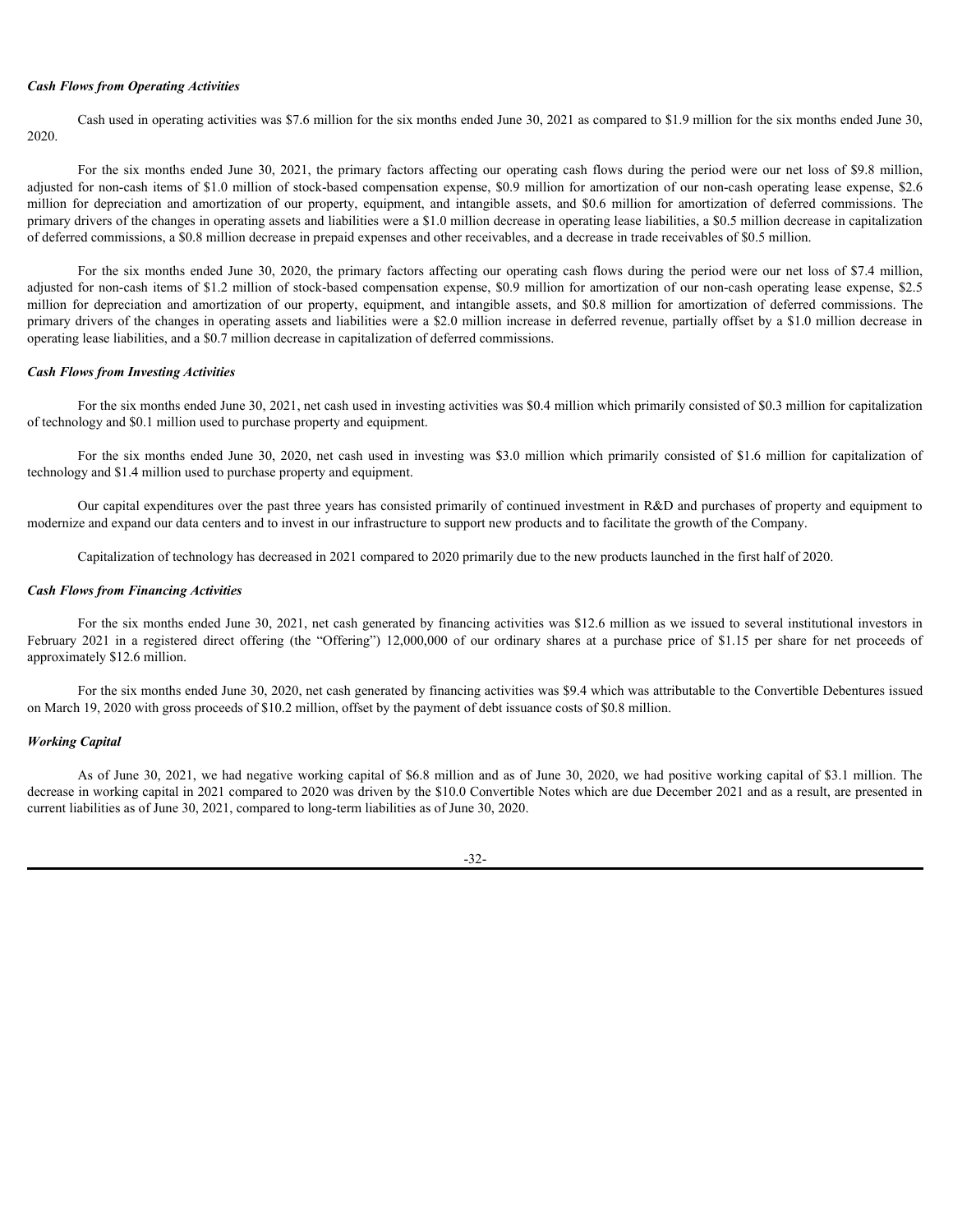***Cash Flows from Operating Activities***

Cash used in operating activities was $7.6 million for the six months ended June 30, 2021 as compared to $1.9 million for the six months ended June 30, 2020.

For the six months ended June 30, 2021, the primary factors affecting our operating cash flows during the period were our net loss of $9.8 million, adjusted for non-cash items of $1.0 million of stock-based compensation expense, $0.9 million for amortization of our non-cash operating lease expense, $2.6 million for depreciation and amortization of our property, equipment, and intangible assets, and $0.6 million for amortization of deferred commissions. The primary drivers of the changes in operating assets and liabilities were a $1.0 million decrease in operating lease liabilities, a $0.5 million decrease in capitalization of deferred commissions, a $0.8 million decrease in prepaid expenses and other receivables, and a decrease in trade receivables of $0.5 million.

For the six months ended June 30, 2020, the primary factors affecting our operating cash flows during the period were our net loss of $7.4 million, adjusted for non-cash items of $1.2 million of stock-based compensation expense, $0.9 million for amortization of our non-cash operating lease expense, $2.5 million for depreciation and amortization of our property, equipment, and intangible assets, and $0.8 million for amortization of deferred commissions. The primary drivers of the changes in operating assets and liabilities were a $2.0 million increase in deferred revenue, partially offset by a $1.0 million decrease in operating lease liabilities, and a $0.7 million decrease in capitalization of deferred commissions.

***Cash Flows from Investing Activities***

For the six months ended June 30, 2021, net cash used in investing activities was $0.4 million which primarily consisted of $0.3 million for capitalization of technology and $0.1 million used to purchase property and equipment.

For the six months ended June 30, 2020, net cash used in investing was $3.0 million which primarily consisted of $1.6 million for capitalization of technology and $1.4 million used to purchase property and equipment.

Our capital expenditures over the past three years has consisted primarily of continued investment in R&D and purchases of property and equipment to modernize and expand our data centers and to invest in our infrastructure to support new products and to facilitate the growth of the Company.

Capitalization of technology has decreased in 2021 compared to 2020 primarily due to the new products launched in the first half of 2020.

***Cash Flows from Financing Activities***

For the six months ended June 30, 2021, net cash generated by financing activities was $12.6 million as we issued to several institutional investors in February 2021 in a registered direct offering (the "Offering") 12,000,000 of our ordinary shares at a purchase price of $1.15 per share for net proceeds of approximately $12.6 million.

For the six months ended June 30, 2020, net cash generated by financing activities was $9.4 which was attributable to the Convertible Debentures issued on March 19, 2020 with gross proceeds of $10.2 million, offset by the payment of debt issuance costs of $0.8 million.

***Working Capital***

As of June 30, 2021, we had negative working capital of $6.8 million and as of June 30, 2020, we had positive working capital of $3.1 million. The decrease in working capital in 2021 compared to 2020 was driven by the $10.0 Convertible Notes which are due December 2021 and as a result, are presented in current liabilities as of June 30, 2021, compared to long-term liabilities as of June 30, 2020.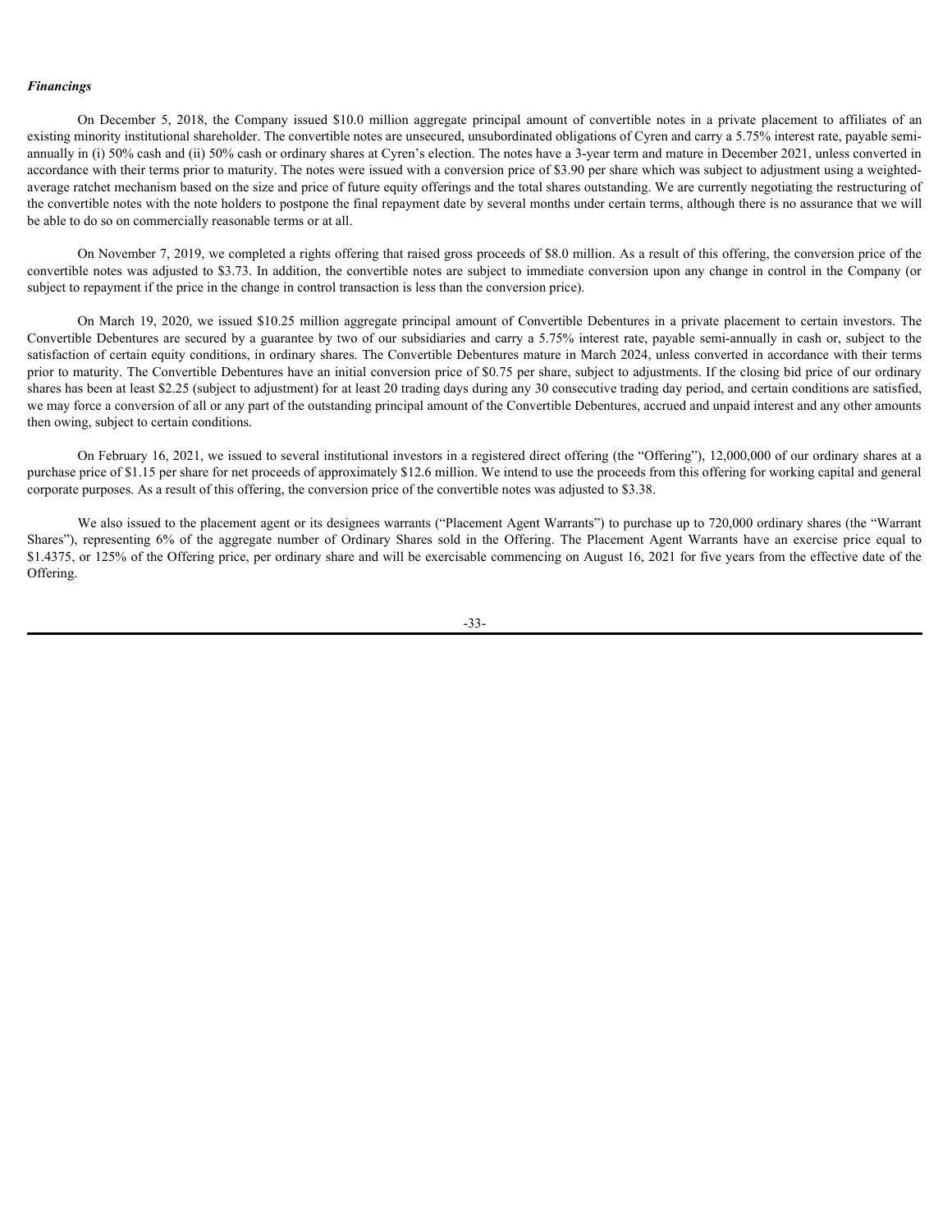***Financings***

On December 5, 2018, the Company issued $10.0 million aggregate principal amount of convertible notes in a private placement to affiliates of an existing minority institutional shareholder. The convertible notes are unsecured, unsubordinated obligations of Cyren and carry a 5.75% interest rate, payable semi-annually in (i) 50% cash and (ii) 50% cash or ordinary shares at Cyren's election. The notes have a 3-year term and mature in December 2021, unless converted in accordance with their terms prior to maturity. The notes were issued with a conversion price of $3.90 per share which was subject to adjustment using a weighted-average ratchet mechanism based on the size and price of future equity offerings and the total shares outstanding. We are currently negotiating the restructuring of the convertible notes with the note holders to postpone the final repayment date by several months under certain terms, although there is no assurance that we will be able to do so on commercially reasonable terms or at all.

On November 7, 2019, we completed a rights offering that raised gross proceeds of $8.0 million. As a result of this offering, the conversion price of the convertible notes was adjusted to $3.73. In addition, the convertible notes are subject to immediate conversion upon any change in control in the Company (or subject to repayment if the price in the change in control transaction is less than the conversion price).

On March 19, 2020, we issued $10.25 million aggregate principal amount of Convertible Debentures in a private placement to certain investors. The Convertible Debentures are secured by a guarantee by two of our subsidiaries and carry a 5.75% interest rate, payable semi-annually in cash or, subject to the satisfaction of certain equity conditions, in ordinary shares. The Convertible Debentures mature in March 2024, unless converted in accordance with their terms prior to maturity. The Convertible Debentures have an initial conversion price of $0.75 per share, subject to adjustments. If the closing bid price of our ordinary shares has been at least $2.25 (subject to adjustment) for at least 20 trading days during any 30 consecutive trading day period, and certain conditions are satisfied, we may force a conversion of all or any part of the outstanding principal amount of the Convertible Debentures, accrued and unpaid interest and any other amounts then owing, subject to certain conditions.

On February 16, 2021, we issued to several institutional investors in a registered direct offering (the "Offering"), 12,000,000 of our ordinary shares at a purchase price of $1.15 per share for net proceeds of approximately $12.6 million. We intend to use the proceeds from this offering for working capital and general corporate purposes. As a result of this offering, the conversion price of the convertible notes was adjusted to $3.38.

We also issued to the placement agent or its designees warrants ("Placement Agent Warrants") to purchase up to 720,000 ordinary shares (the "Warrant Shares"), representing 6% of the aggregate number of Ordinary Shares sold in the Offering. The Placement Agent Warrants have an exercise price equal to $1.4375, or 125% of the Offering price, per ordinary share and will be exercisable commencing on August 16, 2021 for five years from the effective date of the Offering.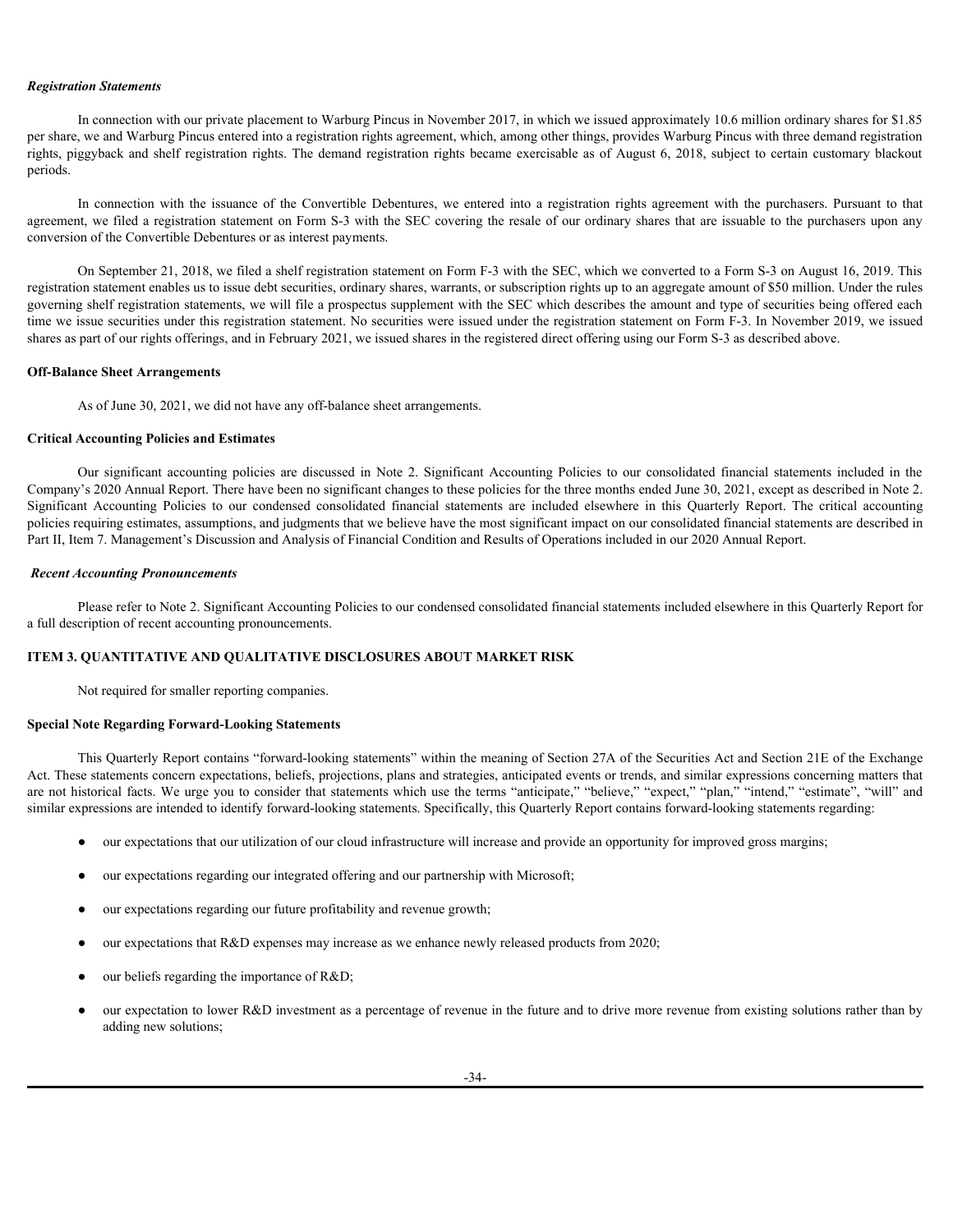***Registration Statements***

In connection with our private placement to Warburg Pincus in November 2017, in which we issued approximately 10.6 million ordinary shares for $1.85 per share, we and Warburg Pincus entered into a registration rights agreement, which, among other things, provides Warburg Pincus with three demand registration rights, piggyback and shelf registration rights. The demand registration rights became exercisable as of August 6, 2018, subject to certain customary blackout periods.

In connection with the issuance of the Convertible Debentures, we entered into a registration rights agreement with the purchasers. Pursuant to that agreement, we filed a registration statement on Form S-3 with the SEC covering the resale of our ordinary shares that are issuable to the purchasers upon any conversion of the Convertible Debentures or as interest payments.

On September 21, 2018, we filed a shelf registration statement on Form F-3 with the SEC, which we converted to a Form S-3 on August 16, 2019. This registration statement enables us to issue debt securities, ordinary shares, warrants, or subscription rights up to an aggregate amount of $50 million. Under the rules governing shelf registration statements, we will file a prospectus supplement with the SEC which describes the amount and type of securities being offered each time we issue securities under this registration statement. No securities were issued under the registration statement on Form F-3. In November 2019, we issued shares as part of our rights offerings, and in February 2021, we issued shares in the registered direct offering using our Form S-3 as described above.

**Off-Balance Sheet Arrangements**

As of June 30, 2021, we did not have any off-balance sheet arrangements.

**Critical Accounting Policies and Estimates**

Our significant accounting policies are discussed in Note 2. Significant Accounting Policies to our consolidated financial statements included in the Company's 2020 Annual Report. There have been no significant changes to these policies for the three months ended June 30, 2021, except as described in Note 2. Significant Accounting Policies to our condensed consolidated financial statements are included elsewhere in this Quarterly Report. The critical accounting policies requiring estimates, assumptions, and judgments that we believe have the most significant impact on our consolidated financial statements are described in Part II, Item 7. Management's Discussion and Analysis of Financial Condition and Results of Operations included in our 2020 Annual Report.

***Recent Accounting Pronouncements***

Please refer to Note 2. Significant Accounting Policies to our condensed consolidated financial statements included elsewhere in this Quarterly Report for a full description of recent accounting pronouncements.

## ITEM 3. QUANTITATIVE AND QUALITATIVE DISCLOSURES ABOUT MARKET RISK

Not required for smaller reporting companies.

**Special Note Regarding Forward-Looking Statements**

This Quarterly Report contains "forward-looking statements" within the meaning of Section 27A of the Securities Act and Section 21E of the Exchange Act. These statements concern expectations, beliefs, projections, plans and strategies, anticipated events or trends, and similar expressions concerning matters that are not historical facts. We urge you to consider that statements which use the terms "anticipate," "believe," "expect," "plan," "intend," "estimate", "will" and similar expressions are intended to identify forward-looking statements. Specifically, this Quarterly Report contains forward-looking statements regarding:

- our expectations that our utilization of our cloud infrastructure will increase and provide an opportunity for improved gross margins;
- our expectations regarding our integrated offering and our partnership with Microsoft;
- our expectations regarding our future profitability and revenue growth;
- our expectations that R&D expenses may increase as we enhance newly released products from 2020;
- our beliefs regarding the importance of R&D;
- our expectation to lower R&D investment as a percentage of revenue in the future and to drive more revenue from existing solutions rather than by adding new solutions;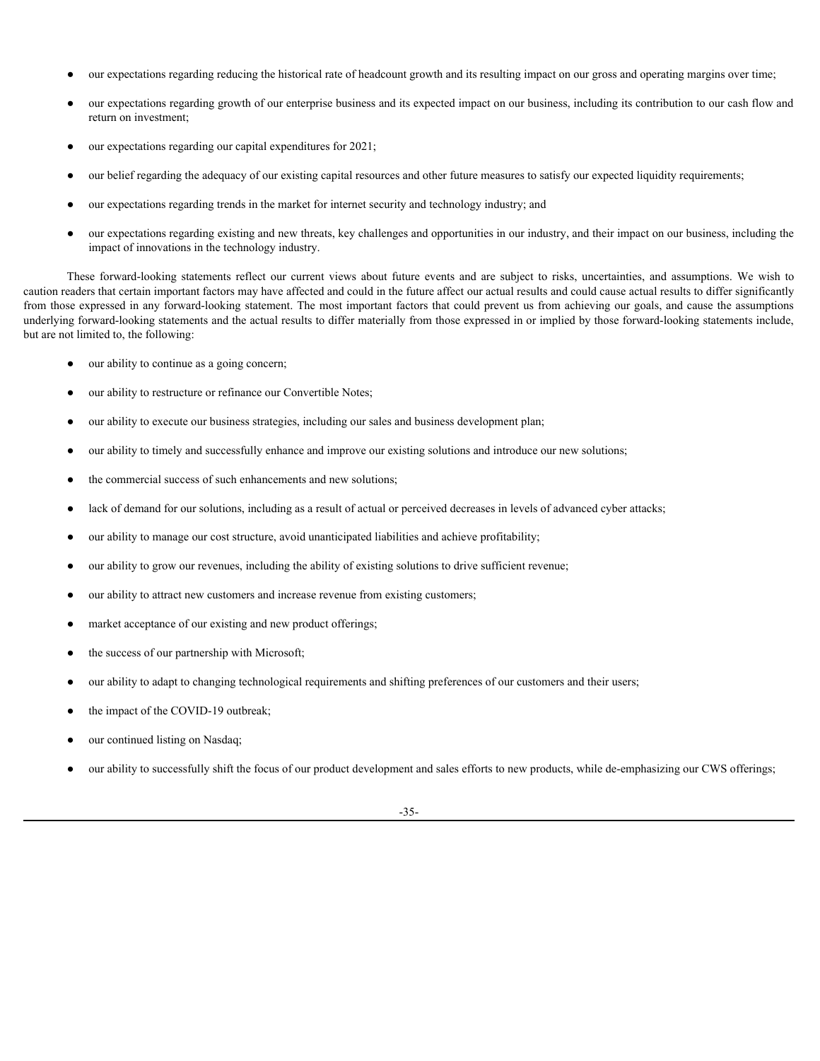- our expectations regarding reducing the historical rate of headcount growth and its resulting impact on our gross and operating margins over time;
- our expectations regarding growth of our enterprise business and its expected impact on our business, including its contribution to our cash flow and return on investment;
- our expectations regarding our capital expenditures for 2021;
- our belief regarding the adequacy of our existing capital resources and other future measures to satisfy our expected liquidity requirements;
- our expectations regarding trends in the market for internet security and technology industry; and
- our expectations regarding existing and new threats, key challenges and opportunities in our industry, and their impact on our business, including the impact of innovations in the technology industry.

These forward-looking statements reflect our current views about future events and are subject to risks, uncertainties, and assumptions. We wish to caution readers that certain important factors may have affected and could in the future affect our actual results and could cause actual results to differ significantly from those expressed in any forward-looking statement. The most important factors that could prevent us from achieving our goals, and cause the assumptions underlying forward-looking statements and the actual results to differ materially from those expressed in or implied by those forward-looking statements include, but are not limited to, the following:

- our ability to continue as a going concern;
- our ability to restructure or refinance our Convertible Notes;
- our ability to execute our business strategies, including our sales and business development plan;
- our ability to timely and successfully enhance and improve our existing solutions and introduce our new solutions;
- the commercial success of such enhancements and new solutions;
- lack of demand for our solutions, including as a result of actual or perceived decreases in levels of advanced cyber attacks;
- our ability to manage our cost structure, avoid unanticipated liabilities and achieve profitability;
- our ability to grow our revenues, including the ability of existing solutions to drive sufficient revenue;
- our ability to attract new customers and increase revenue from existing customers;
- market acceptance of our existing and new product offerings;
- the success of our partnership with Microsoft;
- our ability to adapt to changing technological requirements and shifting preferences of our customers and their users;
- the impact of the COVID-19 outbreak;
- our continued listing on Nasdaq;
- our ability to successfully shift the focus of our product development and sales efforts to new products, while de-emphasizing our CWS offerings;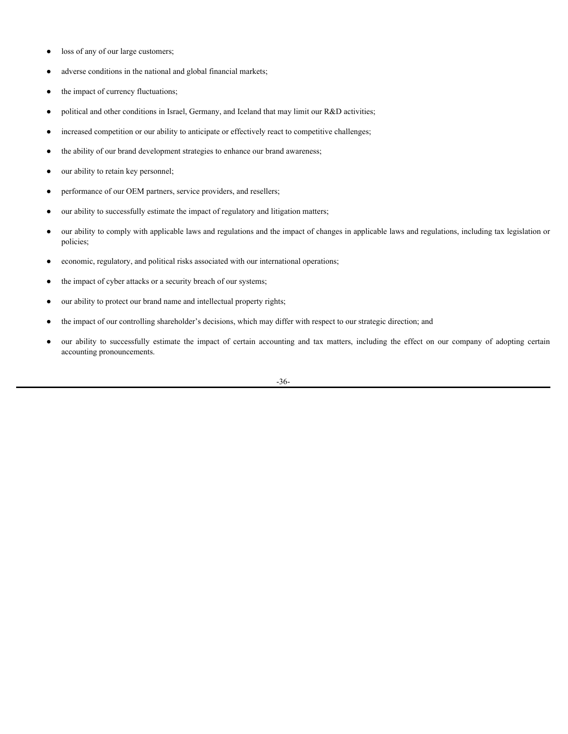- loss of any of our large customers;
- adverse conditions in the national and global financial markets;
- the impact of currency fluctuations;
- political and other conditions in Israel, Germany, and Iceland that may limit our R&D activities;
- increased competition or our ability to anticipate or effectively react to competitive challenges;
- the ability of our brand development strategies to enhance our brand awareness;
- our ability to retain key personnel;
- performance of our OEM partners, service providers, and resellers;
- our ability to successfully estimate the impact of regulatory and litigation matters;
- our ability to comply with applicable laws and regulations and the impact of changes in applicable laws and regulations, including tax legislation or policies;
- economic, regulatory, and political risks associated with our international operations;
- the impact of cyber attacks or a security breach of our systems;
- our ability to protect our brand name and intellectual property rights;
- the impact of our controlling shareholder's decisions, which may differ with respect to our strategic direction; and
- our ability to successfully estimate the impact of certain accounting and tax matters, including the effect on our company of adopting certain accounting pronouncements.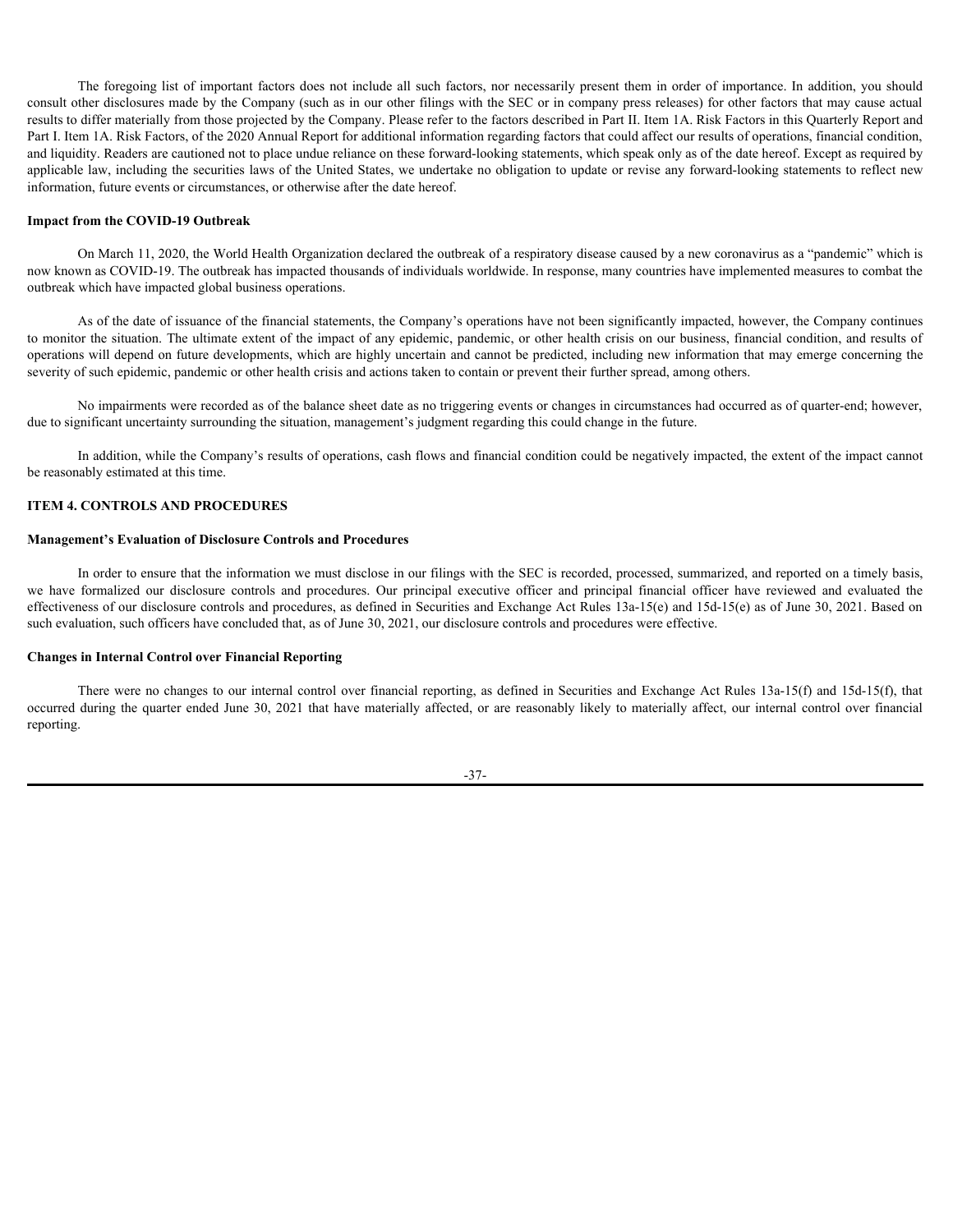The foregoing list of important factors does not include all such factors, nor necessarily present them in order of importance. In addition, you should consult other disclosures made by the Company (such as in our other filings with the SEC or in company press releases) for other factors that may cause actual results to differ materially from those projected by the Company. Please refer to the factors described in Part II. Item 1A. Risk Factors in this Quarterly Report and Part I. Item 1A. Risk Factors, of the 2020 Annual Report for additional information regarding factors that could affect our results of operations, financial condition, and liquidity. Readers are cautioned not to place undue reliance on these forward-looking statements, which speak only as of the date hereof. Except as required by applicable law, including the securities laws of the United States, we undertake no obligation to update or revise any forward-looking statements to reflect new information, future events or circumstances, or otherwise after the date hereof.

**Impact from the COVID-19 Outbreak**

On March 11, 2020, the World Health Organization declared the outbreak of a respiratory disease caused by a new coronavirus as a "pandemic" which is now known as COVID-19. The outbreak has impacted thousands of individuals worldwide. In response, many countries have implemented measures to combat the outbreak which have impacted global business operations.

As of the date of issuance of the financial statements, the Company's operations have not been significantly impacted, however, the Company continues to monitor the situation. The ultimate extent of the impact of any epidemic, pandemic, or other health crisis on our business, financial condition, and results of operations will depend on future developments, which are highly uncertain and cannot be predicted, including new information that may emerge concerning the severity of such epidemic, pandemic or other health crisis and actions taken to contain or prevent their further spread, among others.

No impairments were recorded as of the balance sheet date as no triggering events or changes in circumstances had occurred as of quarter-end; however, due to significant uncertainty surrounding the situation, management's judgment regarding this could change in the future.

In addition, while the Company's results of operations, cash flows and financial condition could be negatively impacted, the extent of the impact cannot be reasonably estimated at this time.

## ITEM 4. CONTROLS AND PROCEDURES

**Management's Evaluation of Disclosure Controls and Procedures**

In order to ensure that the information we must disclose in our filings with the SEC is recorded, processed, summarized, and reported on a timely basis, we have formalized our disclosure controls and procedures. Our principal executive officer and principal financial officer have reviewed and evaluated the effectiveness of our disclosure controls and procedures, as defined in Securities and Exchange Act Rules 13a-15(e) and 15d-15(e) as of June 30, 2021. Based on such evaluation, such officers have concluded that, as of June 30, 2021, our disclosure controls and procedures were effective.

**Changes in Internal Control over Financial Reporting**

There were no changes to our internal control over financial reporting, as defined in Securities and Exchange Act Rules 13a-15(f) and 15d-15(f), that occurred during the quarter ended June 30, 2021 that have materially affected, or are reasonably likely to materially affect, our internal control over financial reporting.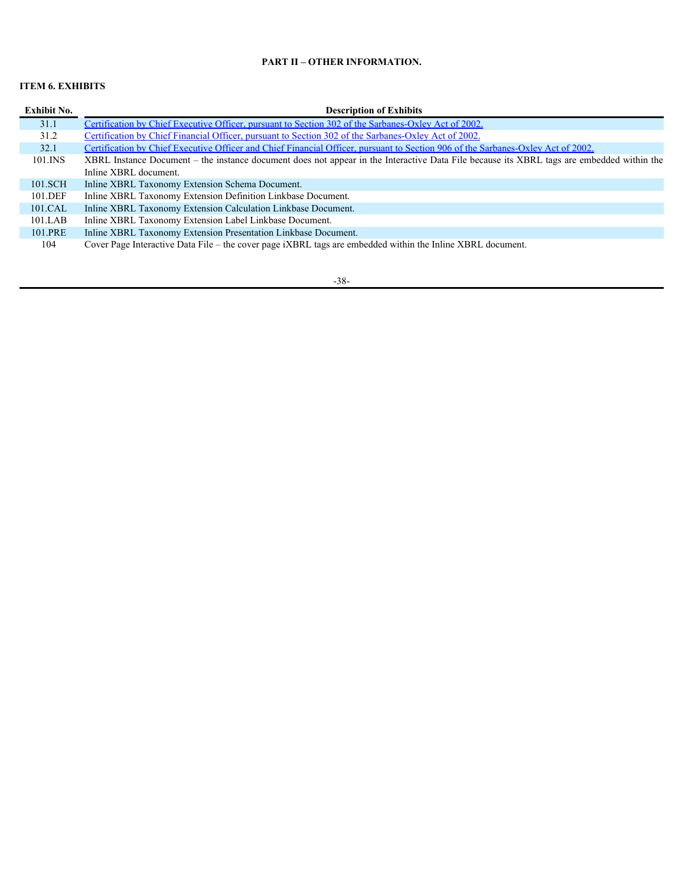## PART II – OTHER INFORMATION.

### ITEM 6. EXHIBITS

| Exhibit No. | Description of Exhibits |
|---|---|
| 31.1 | Certification by Chief Executive Officer, pursuant to Section 302 of the Sarbanes-Oxley Act of 2002. |
| 31.2 | Certification by Chief Financial Officer, pursuant to Section 302 of the Sarbanes-Oxley Act of 2002. |
| 32.1 | Certification by Chief Executive Officer and Chief Financial Officer, pursuant to Section 906 of the Sarbanes-Oxley Act of 2002. |
| 101.INS | XBRL Instance Document – the instance document does not appear in the Interactive Data File because its XBRL tags are embedded within the Inline XBRL document. |
| 101.SCH | Inline XBRL Taxonomy Extension Schema Document. |
| 101.DEF | Inline XBRL Taxonomy Extension Definition Linkbase Document. |
| 101.CAL | Inline XBRL Taxonomy Extension Calculation Linkbase Document. |
| 101.LAB | Inline XBRL Taxonomy Extension Label Linkbase Document. |
| 101.PRE | Inline XBRL Taxonomy Extension Presentation Linkbase Document. |
| 104 | Cover Page Interactive Data File – the cover page iXBRL tags are embedded within the Inline XBRL document. |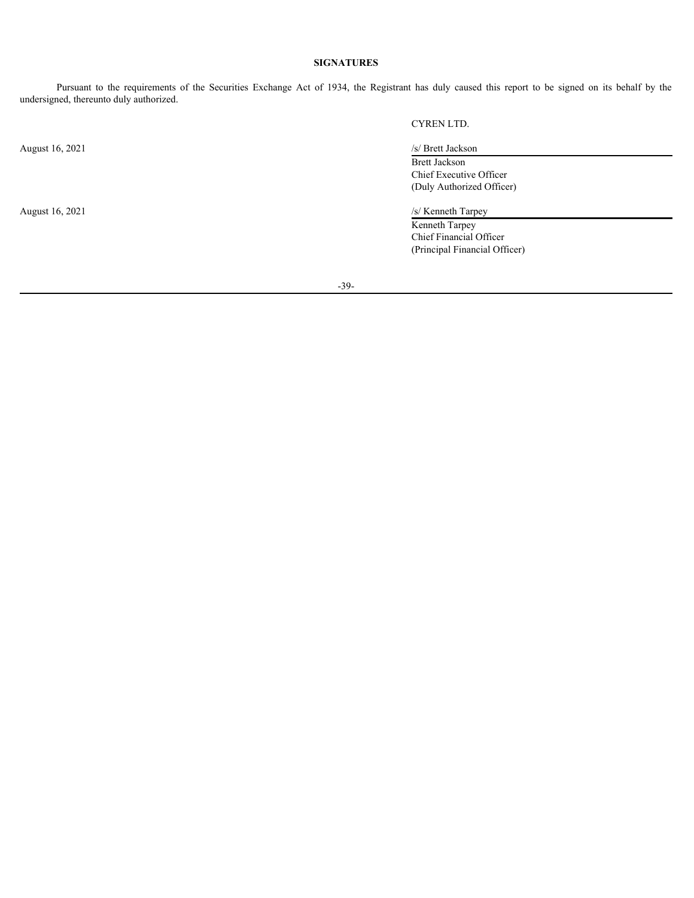# SIGNATURES

Pursuant to the requirements of the Securities Exchange Act of 1934, the Registrant has duly caused this report to be signed on its behalf by the undersigned, thereunto duly authorized.

CYREN LTD.

August 16, 2021

/s/ Brett Jackson
Brett Jackson
Chief Executive Officer
(Duly Authorized Officer)

August 16, 2021

/s/ Kenneth Tarpey
Kenneth Tarpey
Chief Financial Officer
(Principal Financial Officer)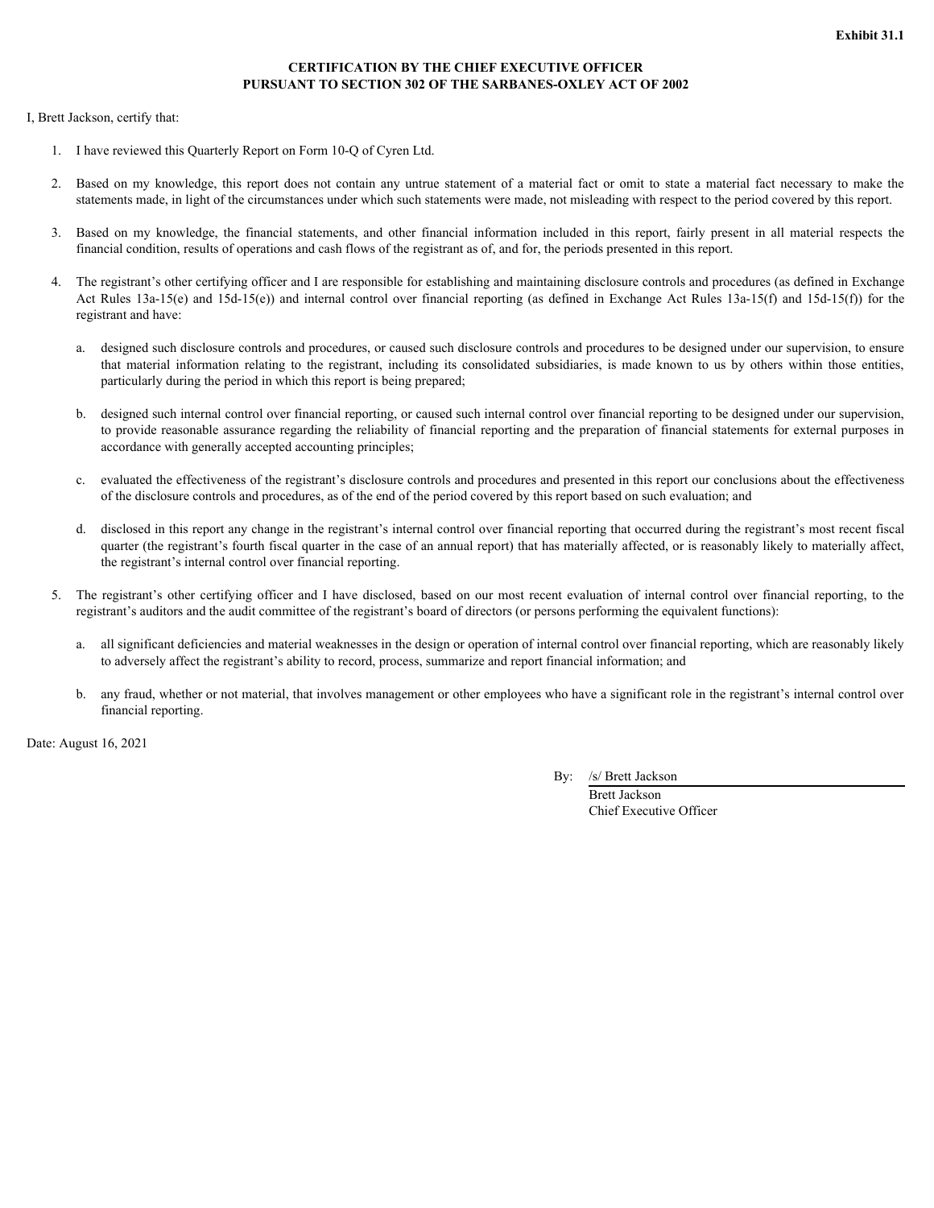**Exhibit 31.1**

# CERTIFICATION BY THE CHIEF EXECUTIVE OFFICER PURSUANT TO SECTION 302 OF THE SARBANES-OXLEY ACT OF 2002

I, Brett Jackson, certify that:

1. I have reviewed this Quarterly Report on Form 10-Q of Cyren Ltd.

2. Based on my knowledge, this report does not contain any untrue statement of a material fact or omit to state a material fact necessary to make the statements made, in light of the circumstances under which such statements were made, not misleading with respect to the period covered by this report.

3. Based on my knowledge, the financial statements, and other financial information included in this report, fairly present in all material respects the financial condition, results of operations and cash flows of the registrant as of, and for, the periods presented in this report.

4. The registrant's other certifying officer and I are responsible for establishing and maintaining disclosure controls and procedures (as defined in Exchange Act Rules 13a-15(e) and 15d-15(e)) and internal control over financial reporting (as defined in Exchange Act Rules 13a-15(f) and 15d-15(f)) for the registrant and have:

   a. designed such disclosure controls and procedures, or caused such disclosure controls and procedures to be designed under our supervision, to ensure that material information relating to the registrant, including its consolidated subsidiaries, is made known to us by others within those entities, particularly during the period in which this report is being prepared;

   b. designed such internal control over financial reporting, or caused such internal control over financial reporting to be designed under our supervision, to provide reasonable assurance regarding the reliability of financial reporting and the preparation of financial statements for external purposes in accordance with generally accepted accounting principles;

   c. evaluated the effectiveness of the registrant's disclosure controls and procedures and presented in this report our conclusions about the effectiveness of the disclosure controls and procedures, as of the end of the period covered by this report based on such evaluation; and

   d. disclosed in this report any change in the registrant's internal control over financial reporting that occurred during the registrant's most recent fiscal quarter (the registrant's fourth fiscal quarter in the case of an annual report) that has materially affected, or is reasonably likely to materially affect, the registrant's internal control over financial reporting.

5. The registrant's other certifying officer and I have disclosed, based on our most recent evaluation of internal control over financial reporting, to the registrant's auditors and the audit committee of the registrant's board of directors (or persons performing the equivalent functions):

   a. all significant deficiencies and material weaknesses in the design or operation of internal control over financial reporting, which are reasonably likely to adversely affect the registrant's ability to record, process, summarize and report financial information; and

   b. any fraud, whether or not material, that involves management or other employees who have a significant role in the registrant's internal control over financial reporting.

Date: August 16, 2021

By: /s/ Brett Jackson
Brett Jackson
Chief Executive Officer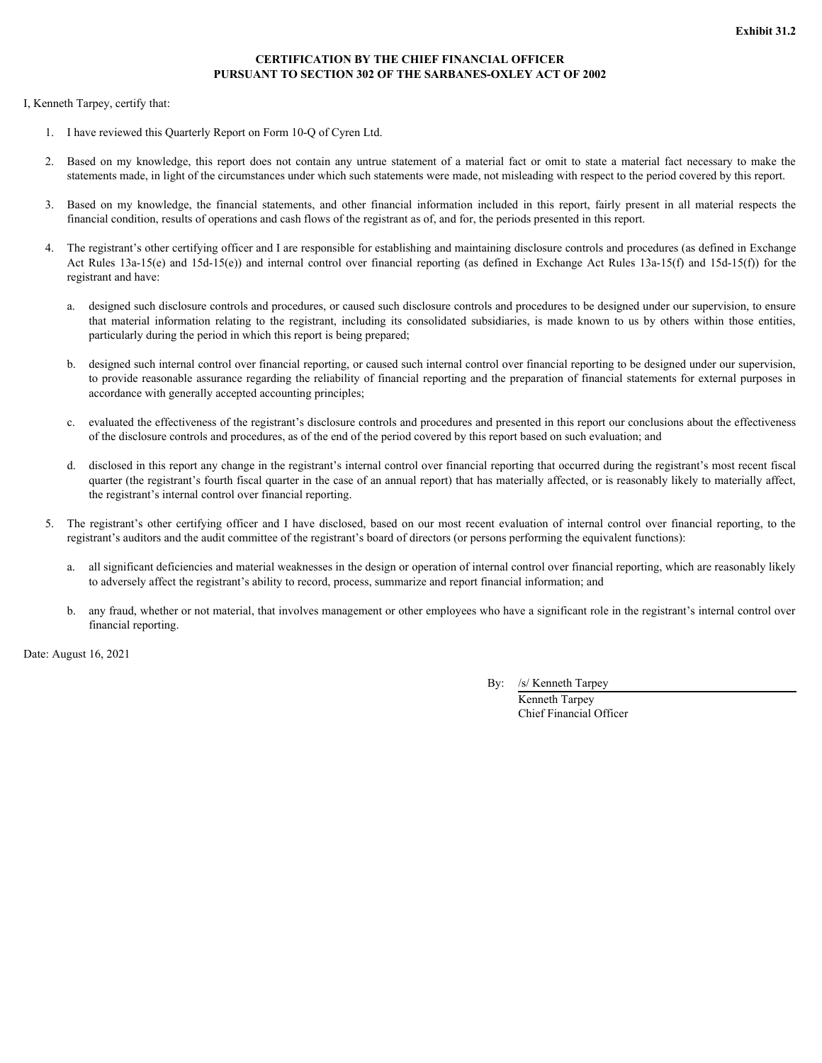**Exhibit 31.2**

**CERTIFICATION BY THE CHIEF FINANCIAL OFFICER**
**PURSUANT TO SECTION 302 OF THE SARBANES-OXLEY ACT OF 2002**

I, Kenneth Tarpey, certify that:

1. I have reviewed this Quarterly Report on Form 10-Q of Cyren Ltd.

2. Based on my knowledge, this report does not contain any untrue statement of a material fact or omit to state a material fact necessary to make the statements made, in light of the circumstances under which such statements were made, not misleading with respect to the period covered by this report.

3. Based on my knowledge, the financial statements, and other financial information included in this report, fairly present in all material respects the financial condition, results of operations and cash flows of the registrant as of, and for, the periods presented in this report.

4. The registrant's other certifying officer and I are responsible for establishing and maintaining disclosure controls and procedures (as defined in Exchange Act Rules 13a-15(e) and 15d-15(e)) and internal control over financial reporting (as defined in Exchange Act Rules 13a-15(f) and 15d-15(f)) for the registrant and have:

   a. designed such disclosure controls and procedures, or caused such disclosure controls and procedures to be designed under our supervision, to ensure that material information relating to the registrant, including its consolidated subsidiaries, is made known to us by others within those entities, particularly during the period in which this report is being prepared;

   b. designed such internal control over financial reporting, or caused such internal control over financial reporting to be designed under our supervision, to provide reasonable assurance regarding the reliability of financial reporting and the preparation of financial statements for external purposes in accordance with generally accepted accounting principles;

   c. evaluated the effectiveness of the registrant's disclosure controls and procedures and presented in this report our conclusions about the effectiveness of the disclosure controls and procedures, as of the end of the period covered by this report based on such evaluation; and

   d. disclosed in this report any change in the registrant's internal control over financial reporting that occurred during the registrant's most recent fiscal quarter (the registrant's fourth fiscal quarter in the case of an annual report) that has materially affected, or is reasonably likely to materially affect, the registrant's internal control over financial reporting.

5. The registrant's other certifying officer and I have disclosed, based on our most recent evaluation of internal control over financial reporting, to the registrant's auditors and the audit committee of the registrant's board of directors (or persons performing the equivalent functions):

   a. all significant deficiencies and material weaknesses in the design or operation of internal control over financial reporting, which are reasonably likely to adversely affect the registrant's ability to record, process, summarize and report financial information; and

   b. any fraud, whether or not material, that involves management or other employees who have a significant role in the registrant's internal control over financial reporting.

Date: August 16, 2021

By: /s/ Kenneth Tarpey
Kenneth Tarpey
Chief Financial Officer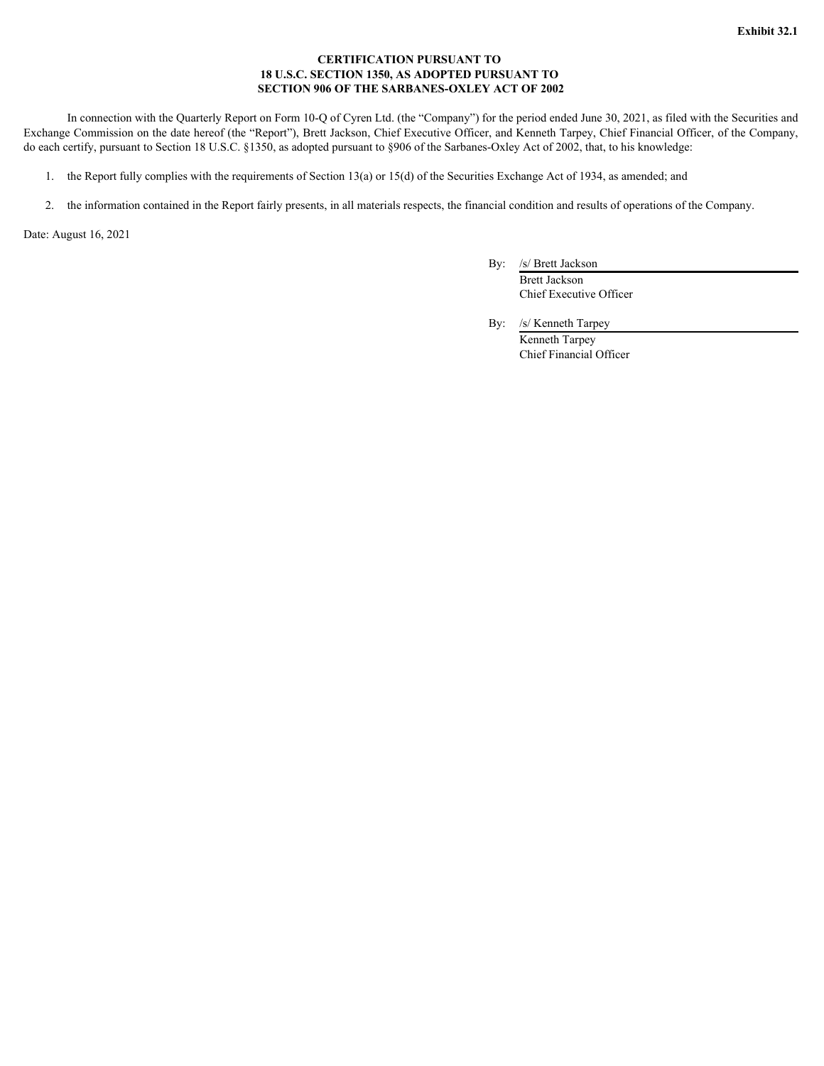**Exhibit 32.1**

**CERTIFICATION PURSUANT TO**
**18 U.S.C. SECTION 1350, AS ADOPTED PURSUANT TO**
**SECTION 906 OF THE SARBANES-OXLEY ACT OF 2002**

In connection with the Quarterly Report on Form 10-Q of Cyren Ltd. (the "Company") for the period ended June 30, 2021, as filed with the Securities and Exchange Commission on the date hereof (the "Report"), Brett Jackson, Chief Executive Officer, and Kenneth Tarpey, Chief Financial Officer, of the Company, do each certify, pursuant to Section 18 U.S.C. §1350, as adopted pursuant to §906 of the Sarbanes-Oxley Act of 2002, that, to his knowledge:

1. the Report fully complies with the requirements of Section 13(a) or 15(d) of the Securities Exchange Act of 1934, as amended; and

2. the information contained in the Report fairly presents, in all materials respects, the financial condition and results of operations of the Company.

Date: August 16, 2021

By: /s/ Brett Jackson
Brett Jackson
Chief Executive Officer

By: /s/ Kenneth Tarpey
Kenneth Tarpey
Chief Financial Officer